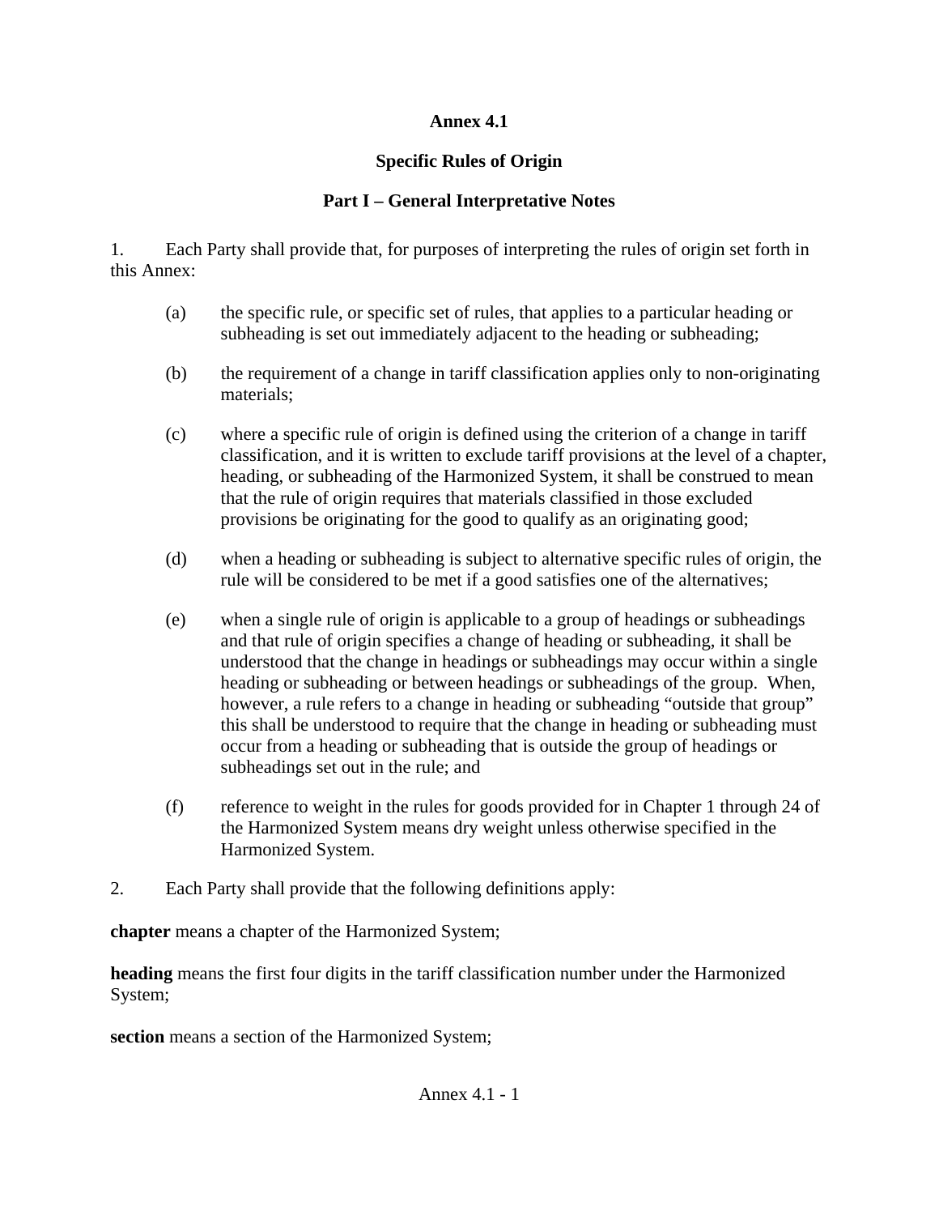# Annex 4.1

## Specific Rules of Origin

### Part I – General Interpretative Notes

1. Each Party shall provide that, for purposes of interpreting the rules of origin set forth in this Annex:

   (a) the specific rule, or specific set of rules, that applies to a particular heading or subheading is set out immediately adjacent to the heading or subheading;

   (b) the requirement of a change in tariff classification applies only to non-originating materials;

   (c) where a specific rule of origin is defined using the criterion of a change in tariff classification, and it is written to exclude tariff provisions at the level of a chapter, heading, or subheading of the Harmonized System, it shall be construed to mean that the rule of origin requires that materials classified in those excluded provisions be originating for the good to qualify as an originating good;

   (d) when a heading or subheading is subject to alternative specific rules of origin, the rule will be considered to be met if a good satisfies one of the alternatives;

   (e) when a single rule of origin is applicable to a group of headings or subheadings and that rule of origin specifies a change of heading or subheading, it shall be understood that the change in headings or subheadings may occur within a single heading or subheading or between headings or subheadings of the group. When, however, a rule refers to a change in heading or subheading "outside that group" this shall be understood to require that the change in heading or subheading must occur from a heading or subheading that is outside the group of headings or subheadings set out in the rule; and

   (f) reference to weight in the rules for goods provided for in Chapter 1 through 24 of the Harmonized System means dry weight unless otherwise specified in the Harmonized System.

2. Each Party shall provide that the following definitions apply:

**chapter** means a chapter of the Harmonized System;

**heading** means the first four digits in the tariff classification number under the Harmonized System;

**section** means a section of the Harmonized System;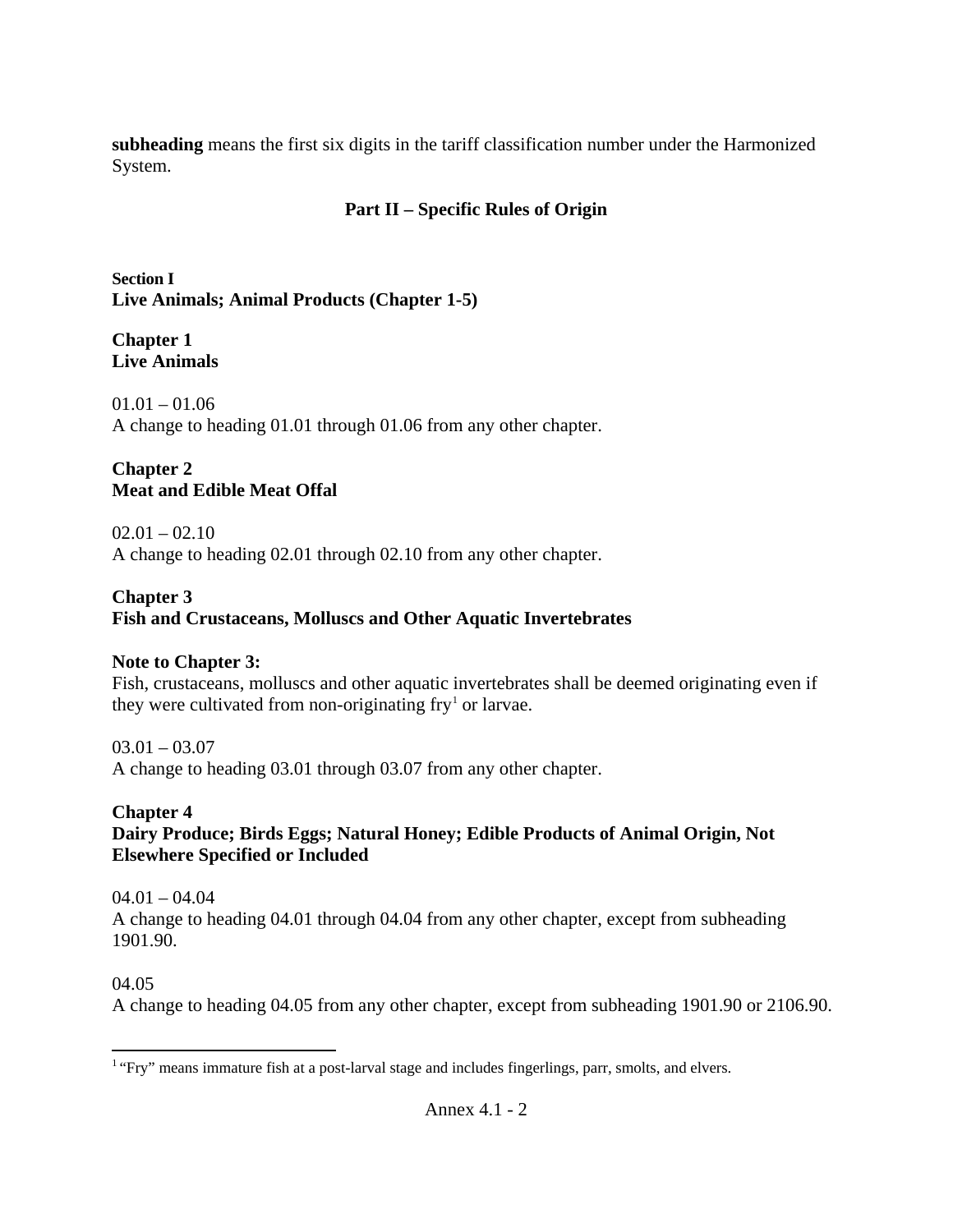**subheading** means the first six digits in the tariff classification number under the Harmonized System.

## Part II – Specific Rules of Origin

### Section I
### Live Animals; Animal Products (Chapter 1-5)

**Chapter 1**
**Live Animals**

01.01 – 01.06
A change to heading 01.01 through 01.06 from any other chapter.

**Chapter 2**
**Meat and Edible Meat Offal**

02.01 – 02.10
A change to heading 02.01 through 02.10 from any other chapter.

**Chapter 3**
**Fish and Crustaceans, Molluscs and Other Aquatic Invertebrates**

**Note to Chapter 3:**
Fish, crustaceans, molluscs and other aquatic invertebrates shall be deemed originating even if they were cultivated from non-originating fry[1] or larvae.

03.01 – 03.07
A change to heading 03.01 through 03.07 from any other chapter.

**Chapter 4**
**Dairy Produce; Birds Eggs; Natural Honey; Edible Products of Animal Origin, Not Elsewhere Specified or Included**

04.01 – 04.04
A change to heading 04.01 through 04.04 from any other chapter, except from subheading 1901.90.

04.05
A change to heading 04.05 from any other chapter, except from subheading 1901.90 or 2106.90.

[1] "Fry" means immature fish at a post-larval stage and includes fingerlings, parr, smolts, and elvers.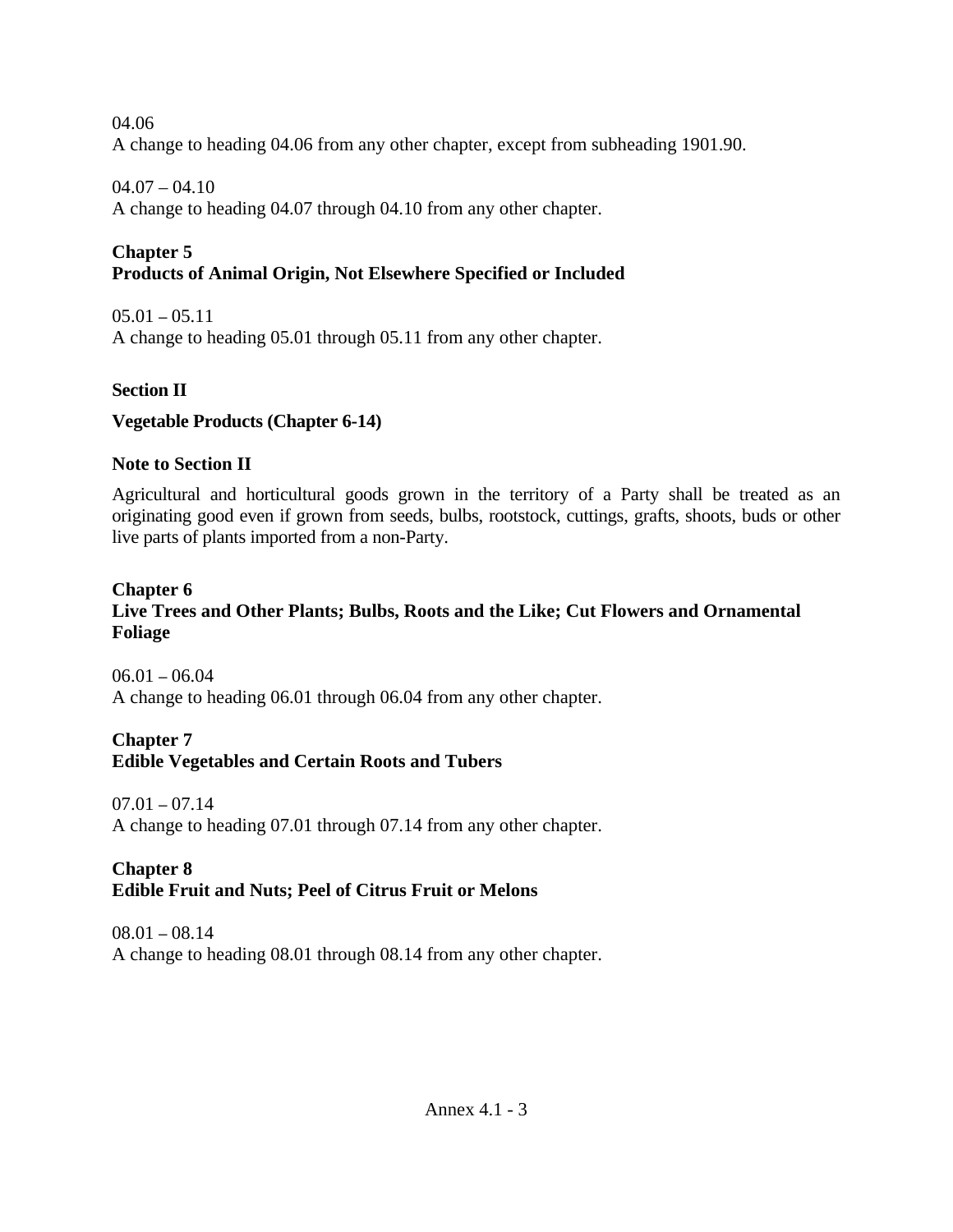04.06
A change to heading 04.06 from any other chapter, except from subheading 1901.90.

04.07 – 04.10
A change to heading 04.07 through 04.10 from any other chapter.

**Chapter 5**
**Products of Animal Origin, Not Elsewhere Specified or Included**

05.01 – 05.11
A change to heading 05.01 through 05.11 from any other chapter.

**Section II**

**Vegetable Products (Chapter 6-14)**

**Note to Section II**

Agricultural and horticultural goods grown in the territory of a Party shall be treated as an originating good even if grown from seeds, bulbs, rootstock, cuttings, grafts, shoots, buds or other live parts of plants imported from a non-Party.

**Chapter 6**
**Live Trees and Other Plants; Bulbs, Roots and the Like; Cut Flowers and Ornamental Foliage**

06.01 – 06.04
A change to heading 06.01 through 06.04 from any other chapter.

**Chapter 7**
**Edible Vegetables and Certain Roots and Tubers**

07.01 – 07.14
A change to heading 07.01 through 07.14 from any other chapter.

**Chapter 8**
**Edible Fruit and Nuts; Peel of Citrus Fruit or Melons**

08.01 – 08.14
A change to heading 08.01 through 08.14 from any other chapter.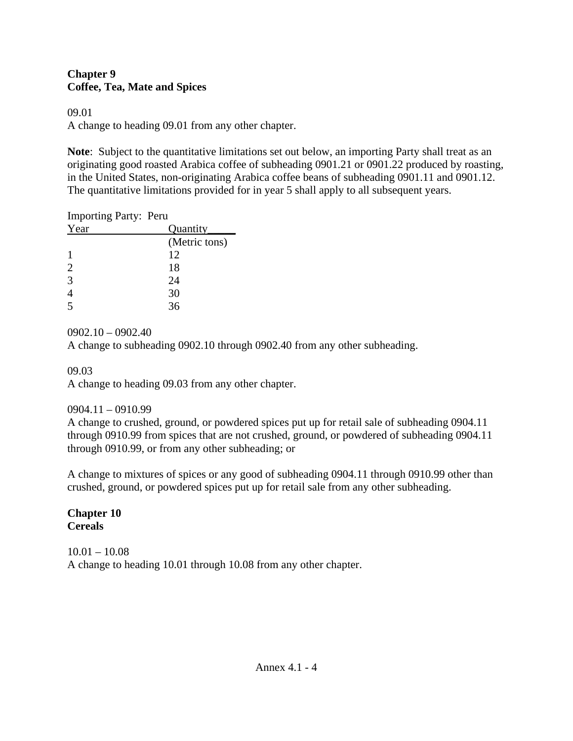## Chapter 9
## Coffee, Tea, Mate and Spices

09.01
A change to heading 09.01 from any other chapter.

**Note**: Subject to the quantitative limitations set out below, an importing Party shall treat as an originating good roasted Arabica coffee of subheading 0901.21 or 0901.22 produced by roasting, in the United States, non-originating Arabica coffee beans of subheading 0901.11 and 0901.12. The quantitative limitations provided for in year 5 shall apply to all subsequent years.

Importing Party: Peru

| Year | Quantity (Metric tons) |
|---|---|
| 1 | 12 |
| 2 | 18 |
| 3 | 24 |
| 4 | 30 |
| 5 | 36 |

0902.10 – 0902.40
A change to subheading 0902.10 through 0902.40 from any other subheading.

09.03
A change to heading 09.03 from any other chapter.

0904.11 – 0910.99
A change to crushed, ground, or powdered spices put up for retail sale of subheading 0904.11 through 0910.99 from spices that are not crushed, ground, or powdered of subheading 0904.11 through 0910.99, or from any other subheading; or

A change to mixtures of spices or any good of subheading 0904.11 through 0910.99 other than crushed, ground, or powdered spices put up for retail sale from any other subheading.

## Chapter 10
## Cereals

10.01 – 10.08
A change to heading 10.01 through 10.08 from any other chapter.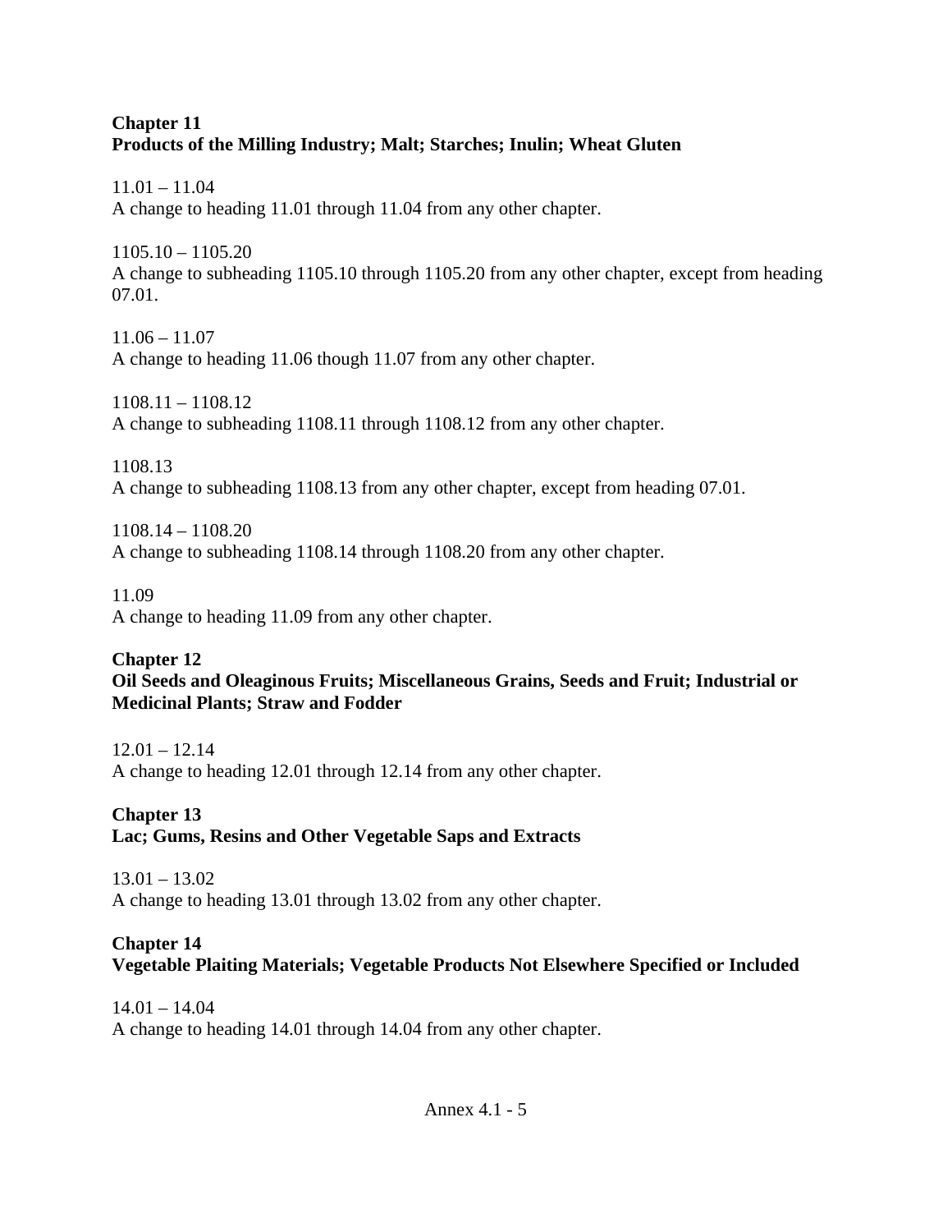**Chapter 11**
**Products of the Milling Industry; Malt; Starches; Inulin; Wheat Gluten**

11.01 – 11.04
A change to heading 11.01 through 11.04 from any other chapter.

1105.10 – 1105.20
A change to subheading 1105.10 through 1105.20 from any other chapter, except from heading 07.01.

11.06 – 11.07
A change to heading 11.06 though 11.07 from any other chapter.

1108.11 – 1108.12
A change to subheading 1108.11 through 1108.12 from any other chapter.

1108.13
A change to subheading 1108.13 from any other chapter, except from heading 07.01.

1108.14 – 1108.20
A change to subheading 1108.14 through 1108.20 from any other chapter.

11.09
A change to heading 11.09 from any other chapter.

**Chapter 12**
**Oil Seeds and Oleaginous Fruits; Miscellaneous Grains, Seeds and Fruit; Industrial or Medicinal Plants; Straw and Fodder**

12.01 – 12.14
A change to heading 12.01 through 12.14 from any other chapter.

**Chapter 13**
**Lac; Gums, Resins and Other Vegetable Saps and Extracts**

13.01 – 13.02
A change to heading 13.01 through 13.02 from any other chapter.

**Chapter 14**
**Vegetable Plaiting Materials; Vegetable Products Not Elsewhere Specified or Included**

14.01 – 14.04
A change to heading 14.01 through 14.04 from any other chapter.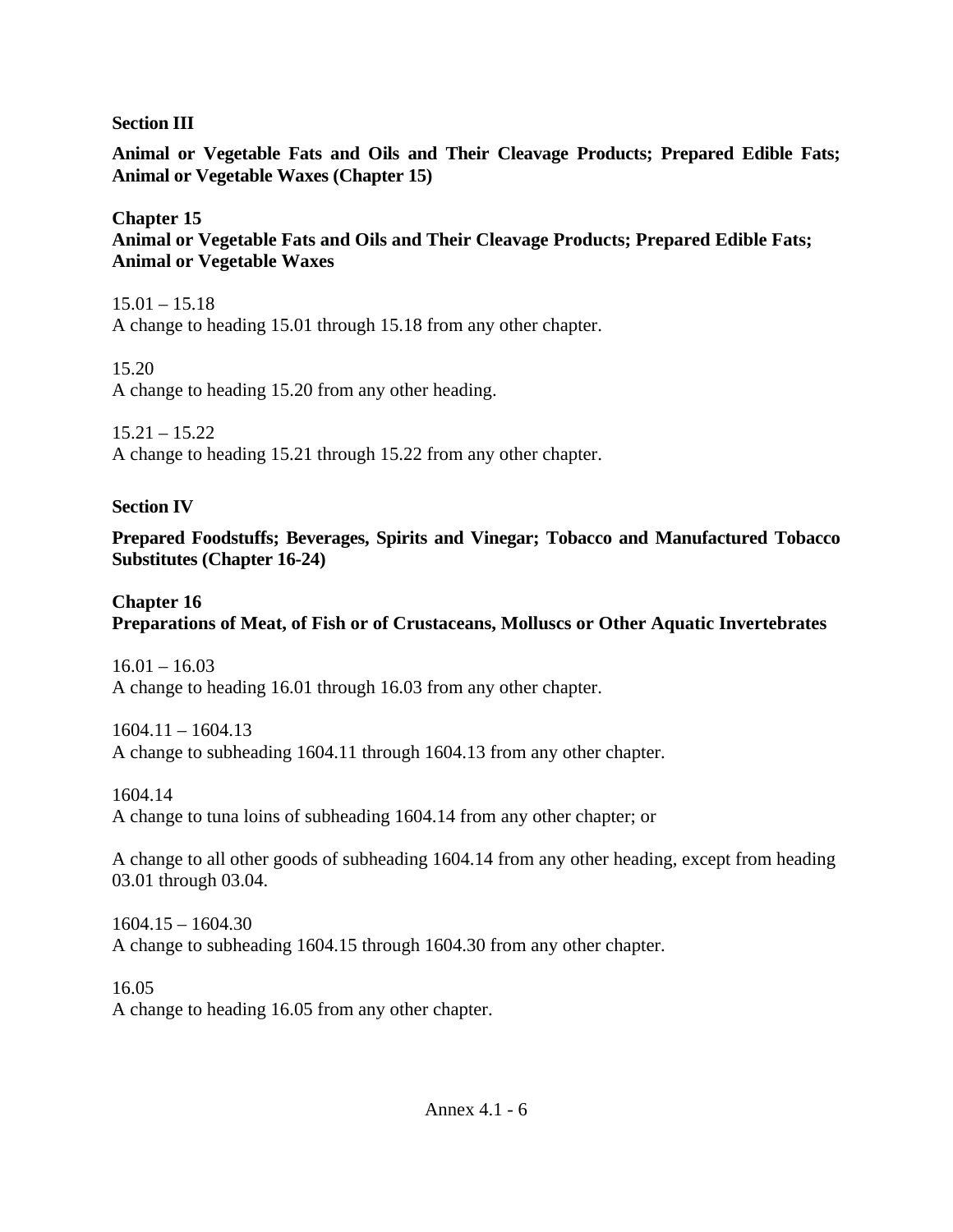## Section III

**Animal or Vegetable Fats and Oils and Their Cleavage Products; Prepared Edible Fats; Animal or Vegetable Waxes (Chapter 15)**

### Chapter 15
**Animal or Vegetable Fats and Oils and Their Cleavage Products; Prepared Edible Fats; Animal or Vegetable Waxes**

15.01 – 15.18
A change to heading 15.01 through 15.18 from any other chapter.

15.20
A change to heading 15.20 from any other heading.

15.21 – 15.22
A change to heading 15.21 through 15.22 from any other chapter.

## Section IV

**Prepared Foodstuffs; Beverages, Spirits and Vinegar; Tobacco and Manufactured Tobacco Substitutes (Chapter 16-24)**

### Chapter 16
**Preparations of Meat, of Fish or of Crustaceans, Molluscs or Other Aquatic Invertebrates**

16.01 – 16.03
A change to heading 16.01 through 16.03 from any other chapter.

1604.11 – 1604.13
A change to subheading 1604.11 through 1604.13 from any other chapter.

1604.14
A change to tuna loins of subheading 1604.14 from any other chapter; or

A change to all other goods of subheading 1604.14 from any other heading, except from heading 03.01 through 03.04.

1604.15 – 1604.30
A change to subheading 1604.15 through 1604.30 from any other chapter.

16.05
A change to heading 16.05 from any other chapter.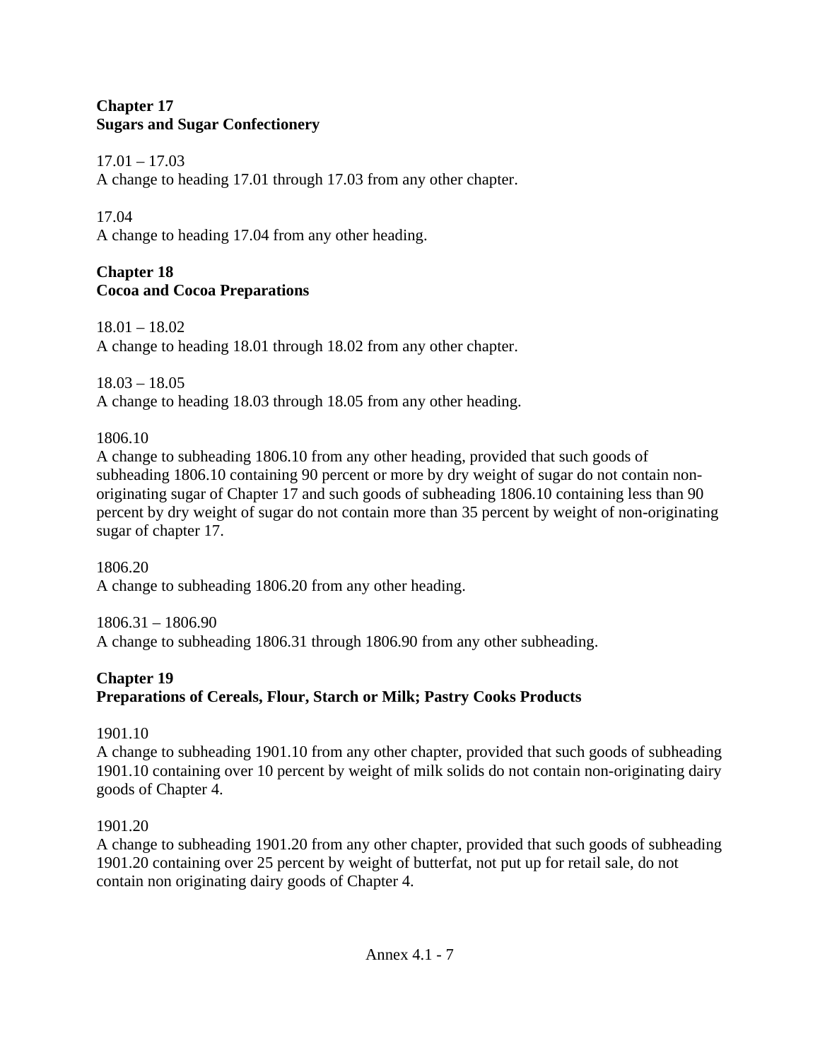**Chapter 17**
**Sugars and Sugar Confectionery**

17.01 – 17.03
A change to heading 17.01 through 17.03 from any other chapter.

17.04
A change to heading 17.04 from any other heading.

**Chapter 18**
**Cocoa and Cocoa Preparations**

18.01 – 18.02
A change to heading 18.01 through 18.02 from any other chapter.

18.03 – 18.05
A change to heading 18.03 through 18.05 from any other heading.

1806.10
A change to subheading 1806.10 from any other heading, provided that such goods of subheading 1806.10 containing 90 percent or more by dry weight of sugar do not contain non-originating sugar of Chapter 17 and such goods of subheading 1806.10 containing less than 90 percent by dry weight of sugar do not contain more than 35 percent by weight of non-originating sugar of chapter 17.

1806.20
A change to subheading 1806.20 from any other heading.

1806.31 – 1806.90
A change to subheading 1806.31 through 1806.90 from any other subheading.

**Chapter 19**
**Preparations of Cereals, Flour, Starch or Milk; Pastry Cooks Products**

1901.10
A change to subheading 1901.10 from any other chapter, provided that such goods of subheading 1901.10 containing over 10 percent by weight of milk solids do not contain non-originating dairy goods of Chapter 4.

1901.20
A change to subheading 1901.20 from any other chapter, provided that such goods of subheading 1901.20 containing over 25 percent by weight of butterfat, not put up for retail sale, do not contain non originating dairy goods of Chapter 4.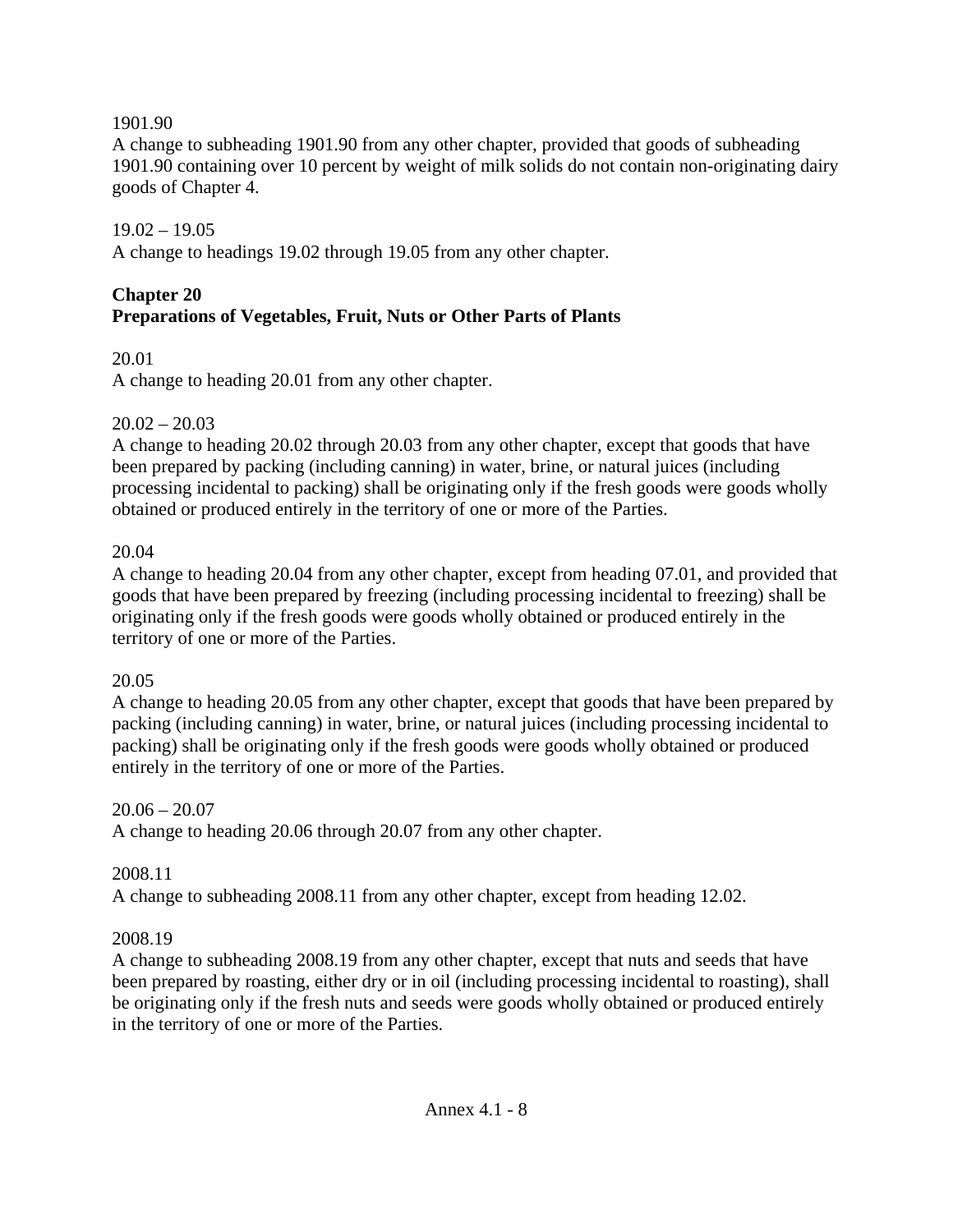1901.90
A change to subheading 1901.90 from any other chapter, provided that goods of subheading 1901.90 containing over 10 percent by weight of milk solids do not contain non-originating dairy goods of Chapter 4.

19.02 – 19.05
A change to headings 19.02 through 19.05 from any other chapter.

**Chapter 20**
**Preparations of Vegetables, Fruit, Nuts or Other Parts of Plants**

20.01
A change to heading 20.01 from any other chapter.

20.02 – 20.03
A change to heading 20.02 through 20.03 from any other chapter, except that goods that have been prepared by packing (including canning) in water, brine, or natural juices (including processing incidental to packing) shall be originating only if the fresh goods were goods wholly obtained or produced entirely in the territory of one or more of the Parties.

20.04
A change to heading 20.04 from any other chapter, except from heading 07.01, and provided that goods that have been prepared by freezing (including processing incidental to freezing) shall be originating only if the fresh goods were goods wholly obtained or produced entirely in the territory of one or more of the Parties.

20.05
A change to heading 20.05 from any other chapter, except that goods that have been prepared by packing (including canning) in water, brine, or natural juices (including processing incidental to packing) shall be originating only if the fresh goods were goods wholly obtained or produced entirely in the territory of one or more of the Parties.

20.06 – 20.07
A change to heading 20.06 through 20.07 from any other chapter.

2008.11
A change to subheading 2008.11 from any other chapter, except from heading 12.02.

2008.19
A change to subheading 2008.19 from any other chapter, except that nuts and seeds that have been prepared by roasting, either dry or in oil (including processing incidental to roasting), shall be originating only if the fresh nuts and seeds were goods wholly obtained or produced entirely in the territory of one or more of the Parties.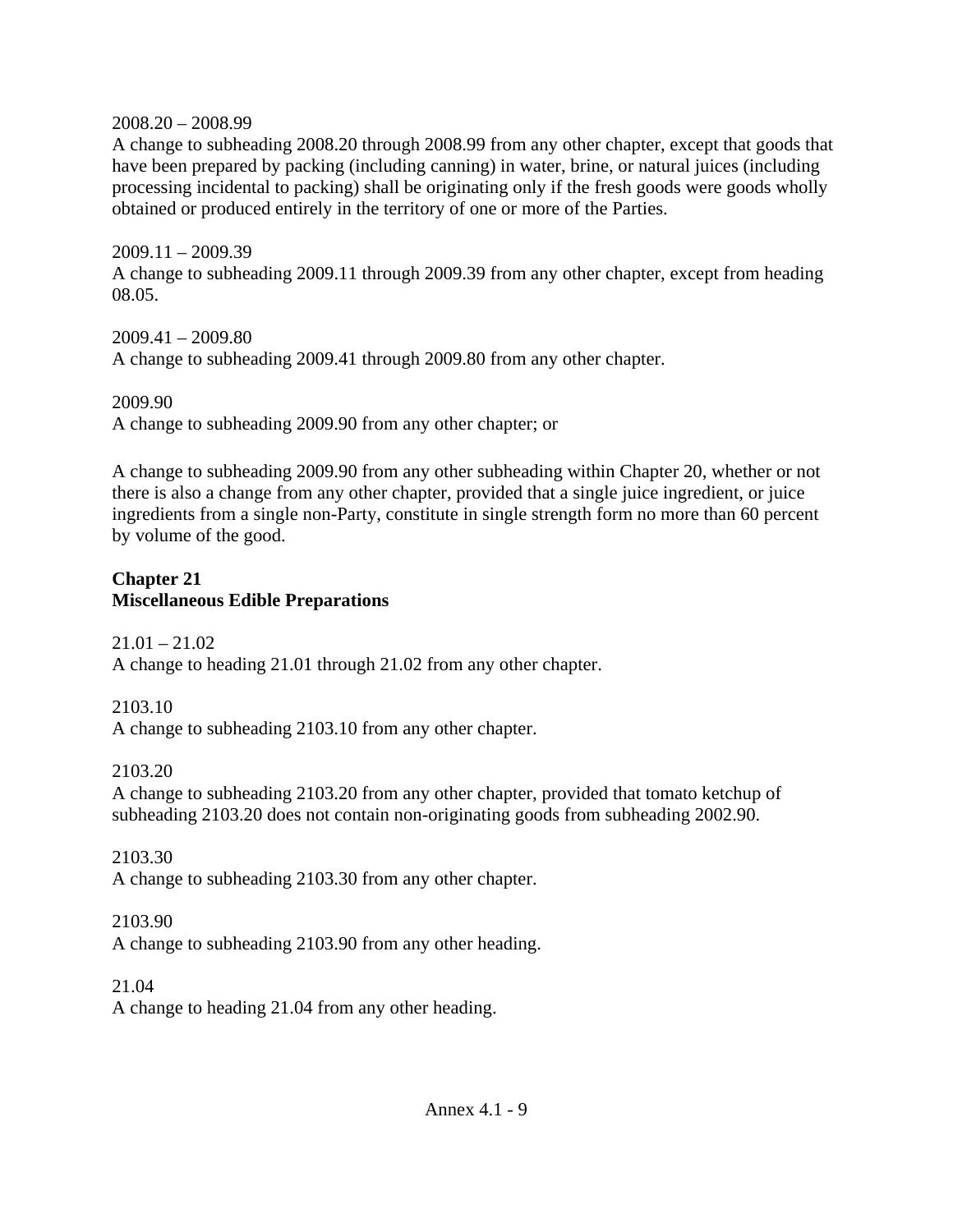2008.20 – 2008.99
A change to subheading 2008.20 through 2008.99 from any other chapter, except that goods that have been prepared by packing (including canning) in water, brine, or natural juices (including processing incidental to packing) shall be originating only if the fresh goods were goods wholly obtained or produced entirely in the territory of one or more of the Parties.

2009.11 – 2009.39
A change to subheading 2009.11 through 2009.39 from any other chapter, except from heading 08.05.

2009.41 – 2009.80
A change to subheading 2009.41 through 2009.80 from any other chapter.

2009.90
A change to subheading 2009.90 from any other chapter; or

A change to subheading 2009.90 from any other subheading within Chapter 20, whether or not there is also a change from any other chapter, provided that a single juice ingredient, or juice ingredients from a single non-Party, constitute in single strength form no more than 60 percent by volume of the good.

## Chapter 21
## Miscellaneous Edible Preparations

21.01 – 21.02
A change to heading 21.01 through 21.02 from any other chapter.

2103.10
A change to subheading 2103.10 from any other chapter.

2103.20
A change to subheading 2103.20 from any other chapter, provided that tomato ketchup of subheading 2103.20 does not contain non-originating goods from subheading 2002.90.

2103.30
A change to subheading 2103.30 from any other chapter.

2103.90
A change to subheading 2103.90 from any other heading.

21.04
A change to heading 21.04 from any other heading.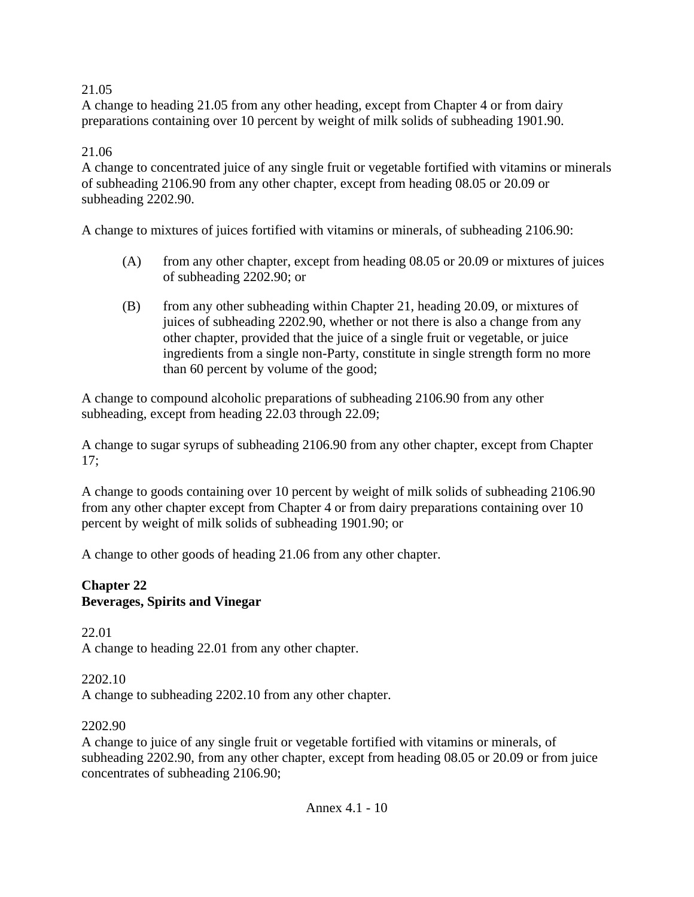21.05
A change to heading 21.05 from any other heading, except from Chapter 4 or from dairy preparations containing over 10 percent by weight of milk solids of subheading 1901.90.

21.06
A change to concentrated juice of any single fruit or vegetable fortified with vitamins or minerals of subheading 2106.90 from any other chapter, except from heading 08.05 or 20.09 or subheading 2202.90.

A change to mixtures of juices fortified with vitamins or minerals, of subheading 2106.90:

- (A) from any other chapter, except from heading 08.05 or 20.09 or mixtures of juices of subheading 2202.90; or
- (B) from any other subheading within Chapter 21, heading 20.09, or mixtures of juices of subheading 2202.90, whether or not there is also a change from any other chapter, provided that the juice of a single fruit or vegetable, or juice ingredients from a single non-Party, constitute in single strength form no more than 60 percent by volume of the good;

A change to compound alcoholic preparations of subheading 2106.90 from any other subheading, except from heading 22.03 through 22.09;

A change to sugar syrups of subheading 2106.90 from any other chapter, except from Chapter 17;

A change to goods containing over 10 percent by weight of milk solids of subheading 2106.90 from any other chapter except from Chapter 4 or from dairy preparations containing over 10 percent by weight of milk solids of subheading 1901.90; or

A change to other goods of heading 21.06 from any other chapter.

## Chapter 22
## Beverages, Spirits and Vinegar

22.01
A change to heading 22.01 from any other chapter.

2202.10
A change to subheading 2202.10 from any other chapter.

2202.90
A change to juice of any single fruit or vegetable fortified with vitamins or minerals, of subheading 2202.90, from any other chapter, except from heading 08.05 or 20.09 or from juice concentrates of subheading 2106.90;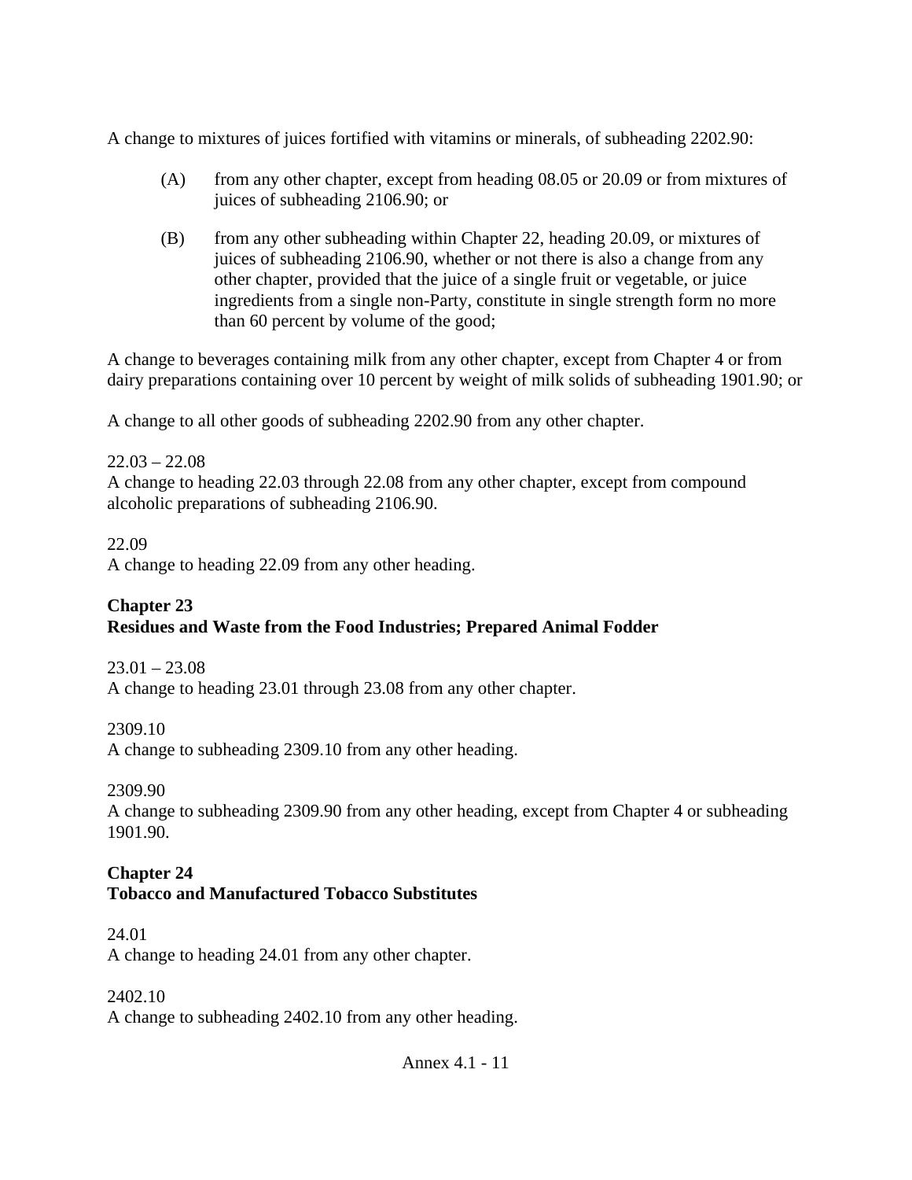A change to mixtures of juices fortified with vitamins or minerals, of subheading 2202.90:

(A) from any other chapter, except from heading 08.05 or 20.09 or from mixtures of juices of subheading 2106.90; or

(B) from any other subheading within Chapter 22, heading 20.09, or mixtures of juices of subheading 2106.90, whether or not there is also a change from any other chapter, provided that the juice of a single fruit or vegetable, or juice ingredients from a single non-Party, constitute in single strength form no more than 60 percent by volume of the good;

A change to beverages containing milk from any other chapter, except from Chapter 4 or from dairy preparations containing over 10 percent by weight of milk solids of subheading 1901.90; or

A change to all other goods of subheading 2202.90 from any other chapter.

22.03 – 22.08
A change to heading 22.03 through 22.08 from any other chapter, except from compound alcoholic preparations of subheading 2106.90.

22.09
A change to heading 22.09 from any other heading.

**Chapter 23**
**Residues and Waste from the Food Industries; Prepared Animal Fodder**

23.01 – 23.08
A change to heading 23.01 through 23.08 from any other chapter.

2309.10
A change to subheading 2309.10 from any other heading.

2309.90
A change to subheading 2309.90 from any other heading, except from Chapter 4 or subheading 1901.90.

**Chapter 24**
**Tobacco and Manufactured Tobacco Substitutes**

24.01
A change to heading 24.01 from any other chapter.

2402.10
A change to subheading 2402.10 from any other heading.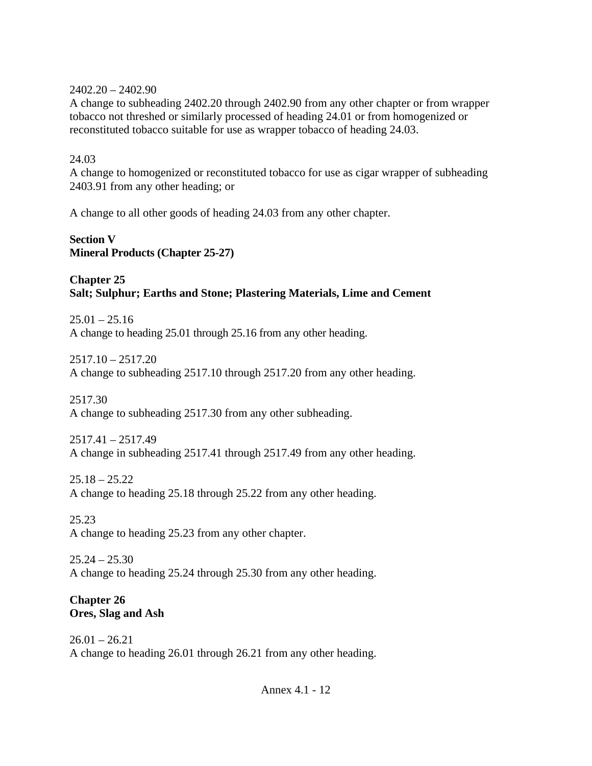2402.20 – 2402.90
A change to subheading 2402.20 through 2402.90 from any other chapter or from wrapper tobacco not threshed or similarly processed of heading 24.01 or from homogenized or reconstituted tobacco suitable for use as wrapper tobacco of heading 24.03.

24.03
A change to homogenized or reconstituted tobacco for use as cigar wrapper of subheading 2403.91 from any other heading; or

A change to all other goods of heading 24.03 from any other chapter.

**Section V**
**Mineral Products (Chapter 25-27)**

**Chapter 25**
**Salt; Sulphur; Earths and Stone; Plastering Materials, Lime and Cement**

25.01 – 25.16
A change to heading 25.01 through 25.16 from any other heading.

2517.10 – 2517.20
A change to subheading 2517.10 through 2517.20 from any other heading.

2517.30
A change to subheading 2517.30 from any other subheading.

2517.41 – 2517.49
A change in subheading 2517.41 through 2517.49 from any other heading.

25.18 – 25.22
A change to heading 25.18 through 25.22 from any other heading.

25.23
A change to heading 25.23 from any other chapter.

25.24 – 25.30
A change to heading 25.24 through 25.30 from any other heading.

**Chapter 26**
**Ores, Slag and Ash**

26.01 – 26.21
A change to heading 26.01 through 26.21 from any other heading.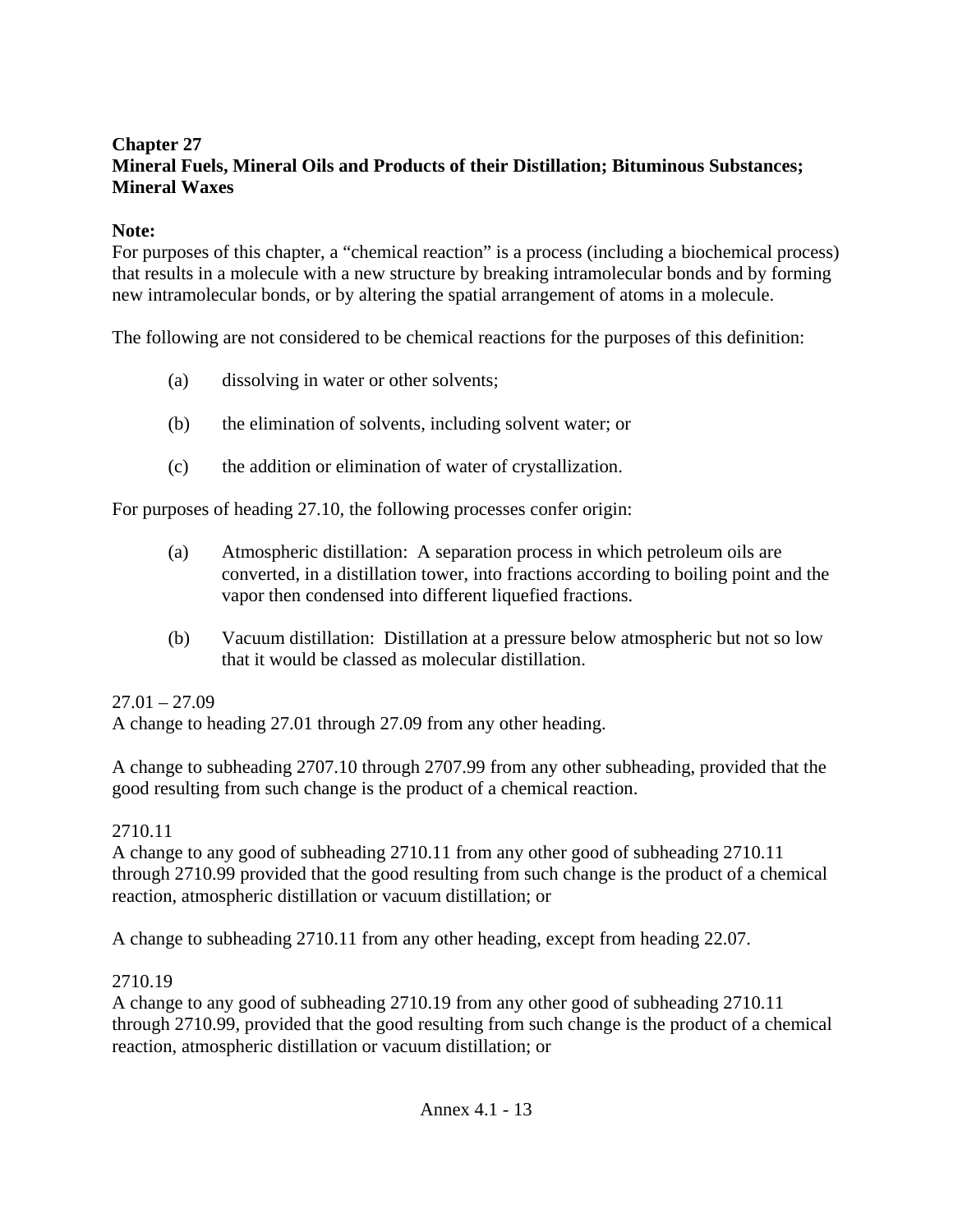**Chapter 27**
**Mineral Fuels, Mineral Oils and Products of their Distillation; Bituminous Substances; Mineral Waxes**

**Note:**
For purposes of this chapter, a "chemical reaction" is a process (including a biochemical process) that results in a molecule with a new structure by breaking intramolecular bonds and by forming new intramolecular bonds, or by altering the spatial arrangement of atoms in a molecule.

The following are not considered to be chemical reactions for the purposes of this definition:

(a) dissolving in water or other solvents;

(b) the elimination of solvents, including solvent water; or

(c) the addition or elimination of water of crystallization.

For purposes of heading 27.10, the following processes confer origin:

(a) Atmospheric distillation: A separation process in which petroleum oils are converted, in a distillation tower, into fractions according to boiling point and the vapor then condensed into different liquefied fractions.

(b) Vacuum distillation: Distillation at a pressure below atmospheric but not so low that it would be classed as molecular distillation.

27.01 – 27.09
A change to heading 27.01 through 27.09 from any other heading.

A change to subheading 2707.10 through 2707.99 from any other subheading, provided that the good resulting from such change is the product of a chemical reaction.

2710.11
A change to any good of subheading 2710.11 from any other good of subheading 2710.11 through 2710.99 provided that the good resulting from such change is the product of a chemical reaction, atmospheric distillation or vacuum distillation; or

A change to subheading 2710.11 from any other heading, except from heading 22.07.

2710.19
A change to any good of subheading 2710.19 from any other good of subheading 2710.11 through 2710.99, provided that the good resulting from such change is the product of a chemical reaction, atmospheric distillation or vacuum distillation; or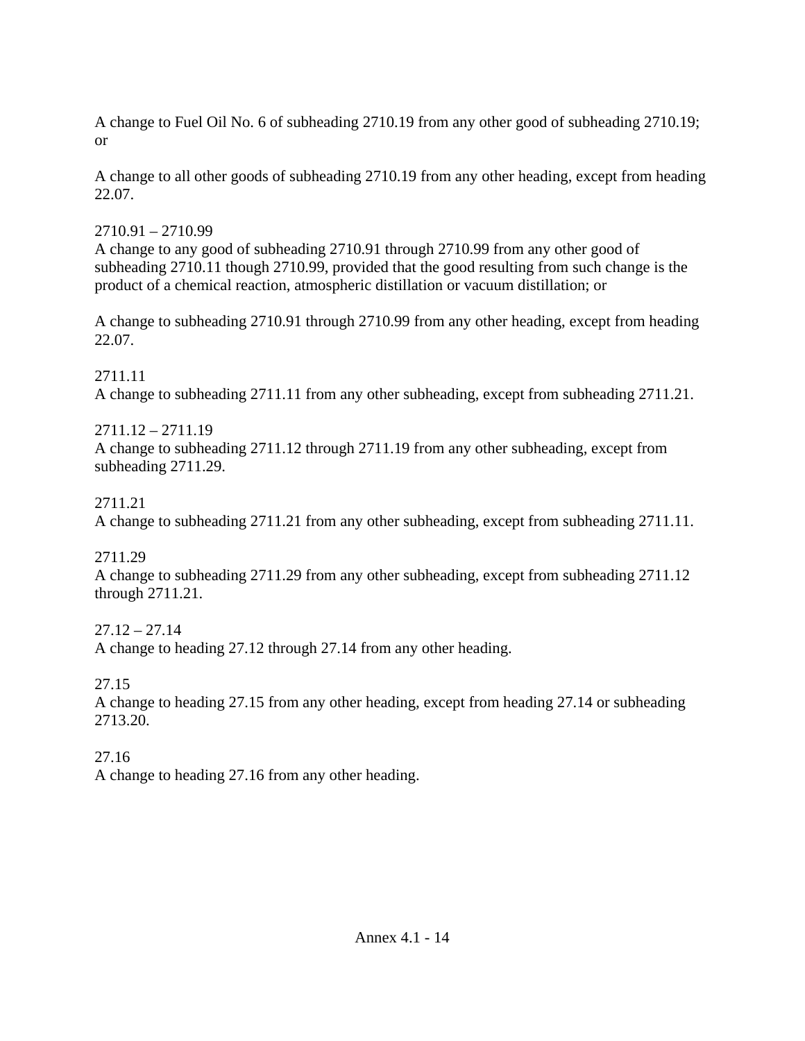A change to Fuel Oil No. 6 of subheading 2710.19 from any other good of subheading 2710.19; or

A change to all other goods of subheading 2710.19 from any other heading, except from heading 22.07.

2710.91 – 2710.99
A change to any good of subheading 2710.91 through 2710.99 from any other good of subheading 2710.11 though 2710.99, provided that the good resulting from such change is the product of a chemical reaction, atmospheric distillation or vacuum distillation; or

A change to subheading 2710.91 through 2710.99 from any other heading, except from heading 22.07.

2711.11
A change to subheading 2711.11 from any other subheading, except from subheading 2711.21.

2711.12 – 2711.19
A change to subheading 2711.12 through 2711.19 from any other subheading, except from subheading 2711.29.

2711.21
A change to subheading 2711.21 from any other subheading, except from subheading 2711.11.

2711.29
A change to subheading 2711.29 from any other subheading, except from subheading 2711.12 through 2711.21.

27.12 – 27.14
A change to heading 27.12 through 27.14 from any other heading.

27.15
A change to heading 27.15 from any other heading, except from heading 27.14 or subheading 2713.20.

27.16
A change to heading 27.16 from any other heading.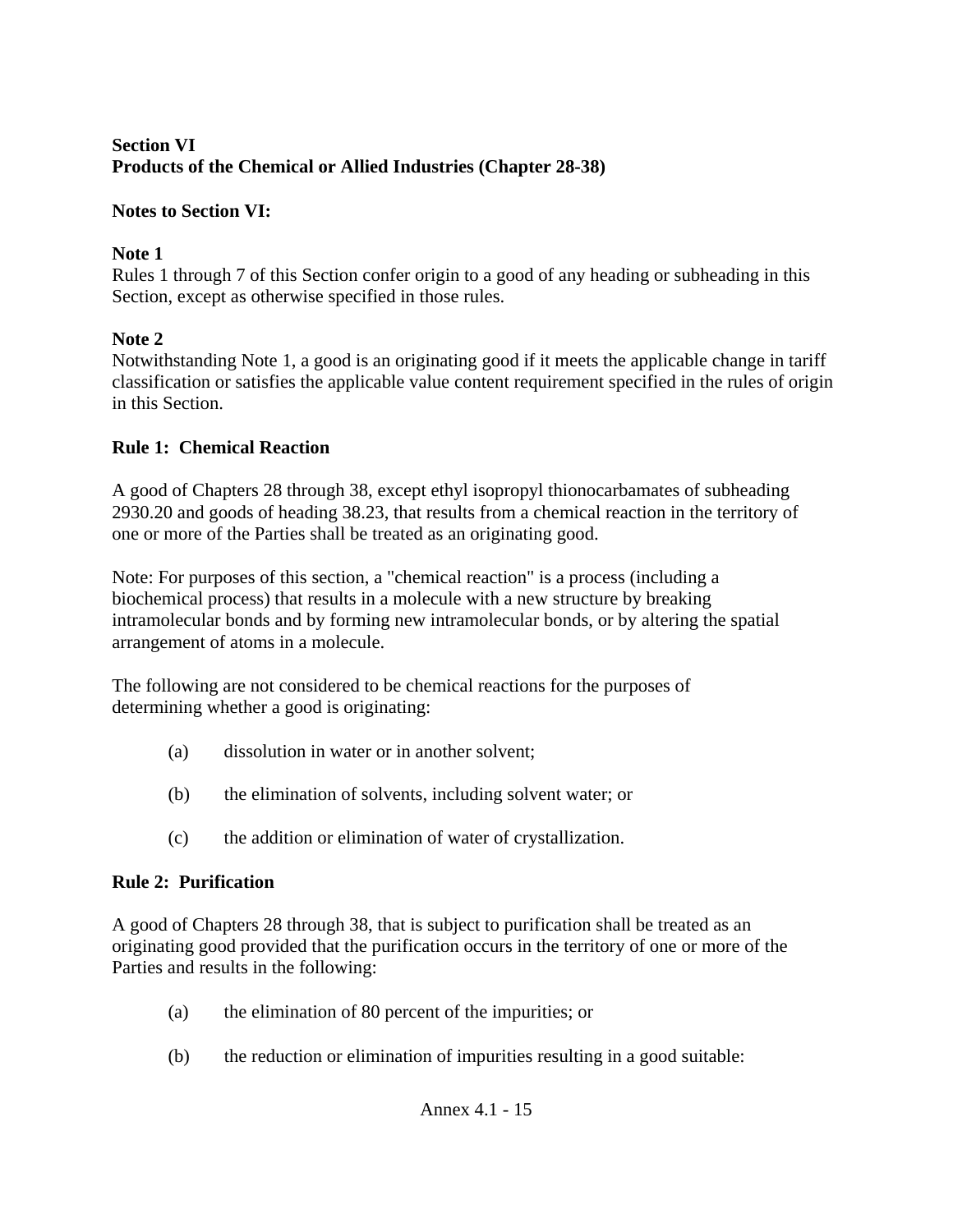**Section VI**
**Products of the Chemical or Allied Industries (Chapter 28-38)**

**Notes to Section VI:**

**Note 1**
Rules 1 through 7 of this Section confer origin to a good of any heading or subheading in this Section, except as otherwise specified in those rules.

**Note 2**
Notwithstanding Note 1, a good is an originating good if it meets the applicable change in tariff classification or satisfies the applicable value content requirement specified in the rules of origin in this Section.

**Rule 1: Chemical Reaction**

A good of Chapters 28 through 38, except ethyl isopropyl thionocarbamates of subheading 2930.20 and goods of heading 38.23, that results from a chemical reaction in the territory of one or more of the Parties shall be treated as an originating good.

Note: For purposes of this section, a "chemical reaction" is a process (including a biochemical process) that results in a molecule with a new structure by breaking intramolecular bonds and by forming new intramolecular bonds, or by altering the spatial arrangement of atoms in a molecule.

The following are not considered to be chemical reactions for the purposes of determining whether a good is originating:

(a) dissolution in water or in another solvent;

(b) the elimination of solvents, including solvent water; or

(c) the addition or elimination of water of crystallization.

**Rule 2: Purification**

A good of Chapters 28 through 38, that is subject to purification shall be treated as an originating good provided that the purification occurs in the territory of one or more of the Parties and results in the following:

(a) the elimination of 80 percent of the impurities; or

(b) the reduction or elimination of impurities resulting in a good suitable: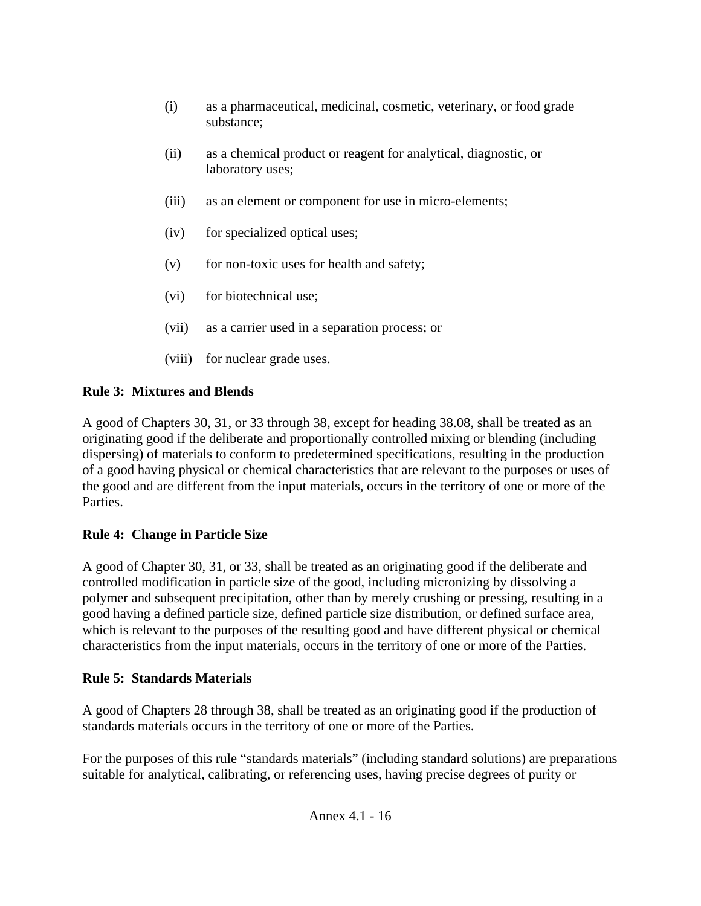(i) as a pharmaceutical, medicinal, cosmetic, veterinary, or food grade substance;

(ii) as a chemical product or reagent for analytical, diagnostic, or laboratory uses;

(iii) as an element or component for use in micro-elements;

(iv) for specialized optical uses;

(v) for non-toxic uses for health and safety;

(vi) for biotechnical use;

(vii) as a carrier used in a separation process; or

(viii) for nuclear grade uses.

**Rule 3: Mixtures and Blends**

A good of Chapters 30, 31, or 33 through 38, except for heading 38.08, shall be treated as an originating good if the deliberate and proportionally controlled mixing or blending (including dispersing) of materials to conform to predetermined specifications, resulting in the production of a good having physical or chemical characteristics that are relevant to the purposes or uses of the good and are different from the input materials, occurs in the territory of one or more of the Parties.

**Rule 4: Change in Particle Size**

A good of Chapter 30, 31, or 33, shall be treated as an originating good if the deliberate and controlled modification in particle size of the good, including micronizing by dissolving a polymer and subsequent precipitation, other than by merely crushing or pressing, resulting in a good having a defined particle size, defined particle size distribution, or defined surface area, which is relevant to the purposes of the resulting good and have different physical or chemical characteristics from the input materials, occurs in the territory of one or more of the Parties.

**Rule 5: Standards Materials**

A good of Chapters 28 through 38, shall be treated as an originating good if the production of standards materials occurs in the territory of one or more of the Parties.

For the purposes of this rule "standards materials" (including standard solutions) are preparations suitable for analytical, calibrating, or referencing uses, having precise degrees of purity or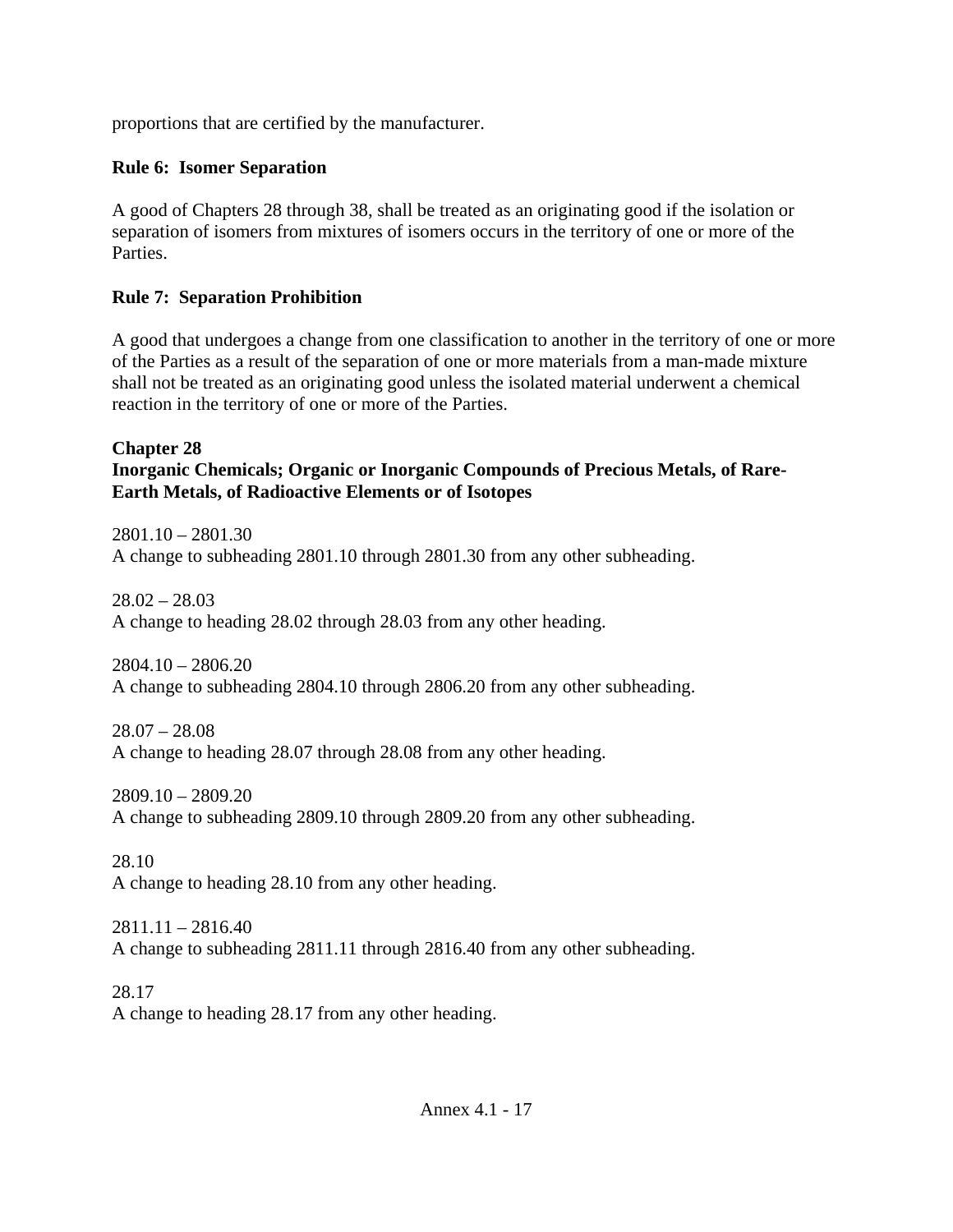proportions that are certified by the manufacturer.

**Rule 6: Isomer Separation**

A good of Chapters 28 through 38, shall be treated as an originating good if the isolation or separation of isomers from mixtures of isomers occurs in the territory of one or more of the Parties.

**Rule 7: Separation Prohibition**

A good that undergoes a change from one classification to another in the territory of one or more of the Parties as a result of the separation of one or more materials from a man-made mixture shall not be treated as an originating good unless the isolated material underwent a chemical reaction in the territory of one or more of the Parties.

**Chapter 28**
**Inorganic Chemicals; Organic or Inorganic Compounds of Precious Metals, of Rare-Earth Metals, of Radioactive Elements or of Isotopes**

2801.10 – 2801.30
A change to subheading 2801.10 through 2801.30 from any other subheading.

28.02 – 28.03
A change to heading 28.02 through 28.03 from any other heading.

2804.10 – 2806.20
A change to subheading 2804.10 through 2806.20 from any other subheading.

28.07 – 28.08
A change to heading 28.07 through 28.08 from any other heading.

2809.10 – 2809.20
A change to subheading 2809.10 through 2809.20 from any other subheading.

28.10
A change to heading 28.10 from any other heading.

2811.11 – 2816.40
A change to subheading 2811.11 through 2816.40 from any other subheading.

28.17
A change to heading 28.17 from any other heading.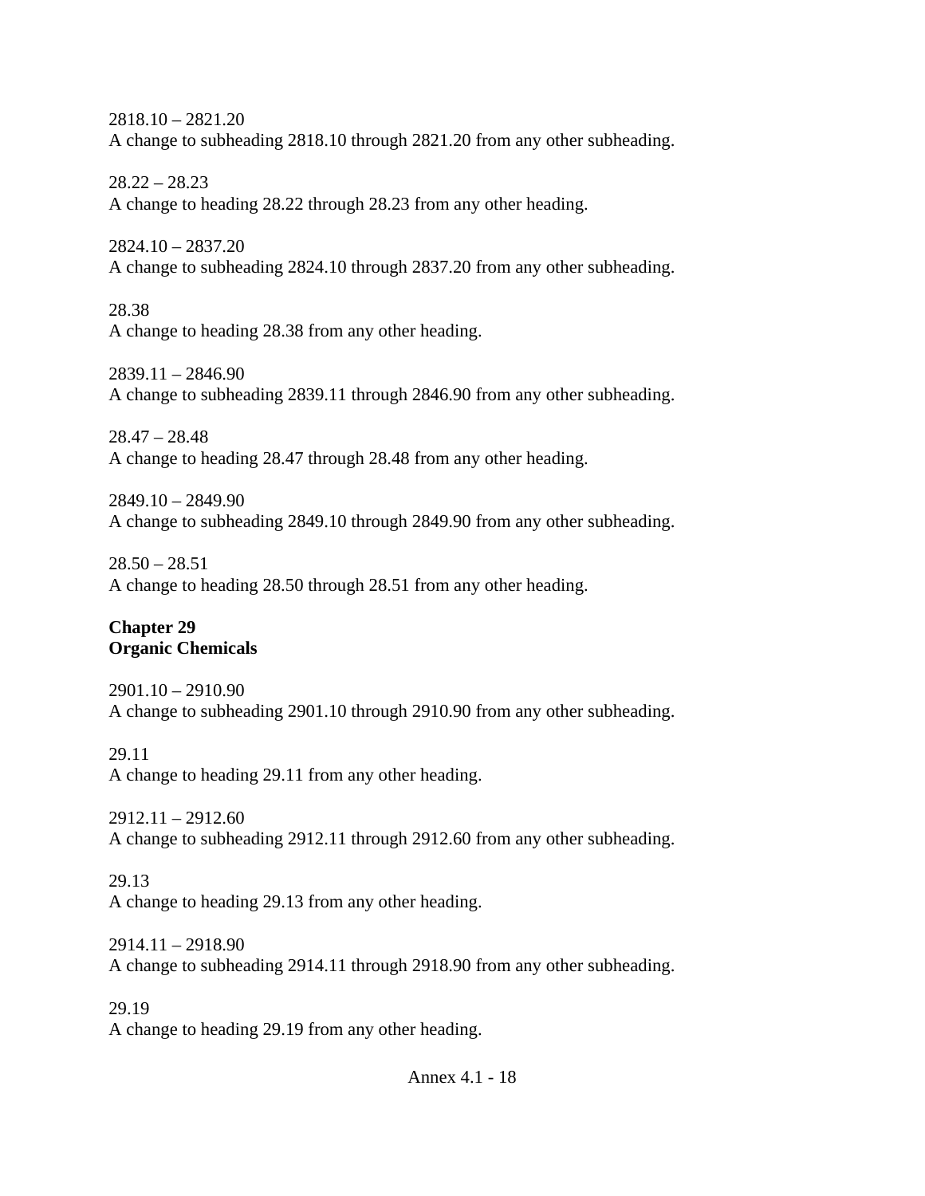2818.10 – 2821.20
A change to subheading 2818.10 through 2821.20 from any other subheading.

28.22 – 28.23
A change to heading 28.22 through 28.23 from any other heading.

2824.10 – 2837.20
A change to subheading 2824.10 through 2837.20 from any other subheading.

28.38
A change to heading 28.38 from any other heading.

2839.11 – 2846.90
A change to subheading 2839.11 through 2846.90 from any other subheading.

28.47 – 28.48
A change to heading 28.47 through 28.48 from any other heading.

2849.10 – 2849.90
A change to subheading 2849.10 through 2849.90 from any other subheading.

28.50 – 28.51
A change to heading 28.50 through 28.51 from any other heading.

**Chapter 29**
**Organic Chemicals**

2901.10 – 2910.90
A change to subheading 2901.10 through 2910.90 from any other subheading.

29.11
A change to heading 29.11 from any other heading.

2912.11 – 2912.60
A change to subheading 2912.11 through 2912.60 from any other subheading.

29.13
A change to heading 29.13 from any other heading.

2914.11 – 2918.90
A change to subheading 2914.11 through 2918.90 from any other subheading.

29.19
A change to heading 29.19 from any other heading.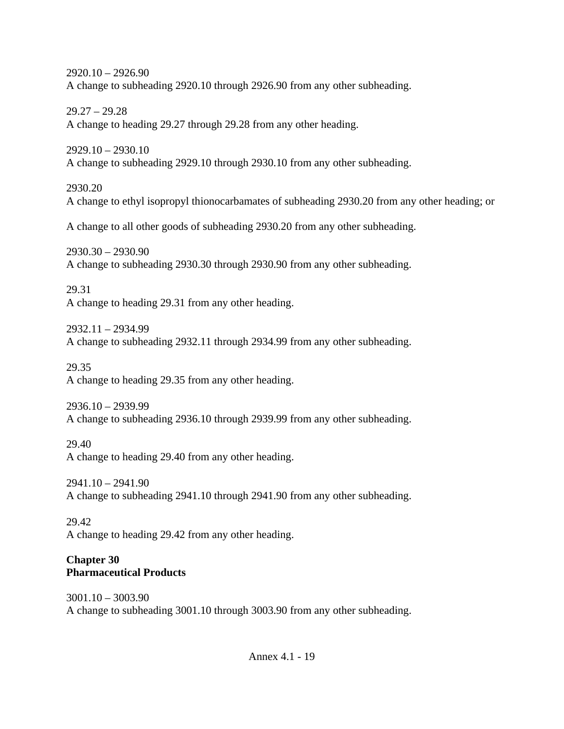2920.10 – 2926.90
A change to subheading 2920.10 through 2926.90 from any other subheading.

29.27 – 29.28
A change to heading 29.27 through 29.28 from any other heading.

2929.10 – 2930.10
A change to subheading 2929.10 through 2930.10 from any other subheading.

2930.20
A change to ethyl isopropyl thionocarbamates of subheading 2930.20 from any other heading; or

A change to all other goods of subheading 2930.20 from any other subheading.

2930.30 – 2930.90
A change to subheading 2930.30 through 2930.90 from any other subheading.

29.31
A change to heading 29.31 from any other heading.

2932.11 – 2934.99
A change to subheading 2932.11 through 2934.99 from any other subheading.

29.35
A change to heading 29.35 from any other heading.

2936.10 – 2939.99
A change to subheading 2936.10 through 2939.99 from any other subheading.

29.40
A change to heading 29.40 from any other heading.

2941.10 – 2941.90
A change to subheading 2941.10 through 2941.90 from any other subheading.

29.42
A change to heading 29.42 from any other heading.

**Chapter 30**
**Pharmaceutical Products**

3001.10 – 3003.90
A change to subheading 3001.10 through 3003.90 from any other subheading.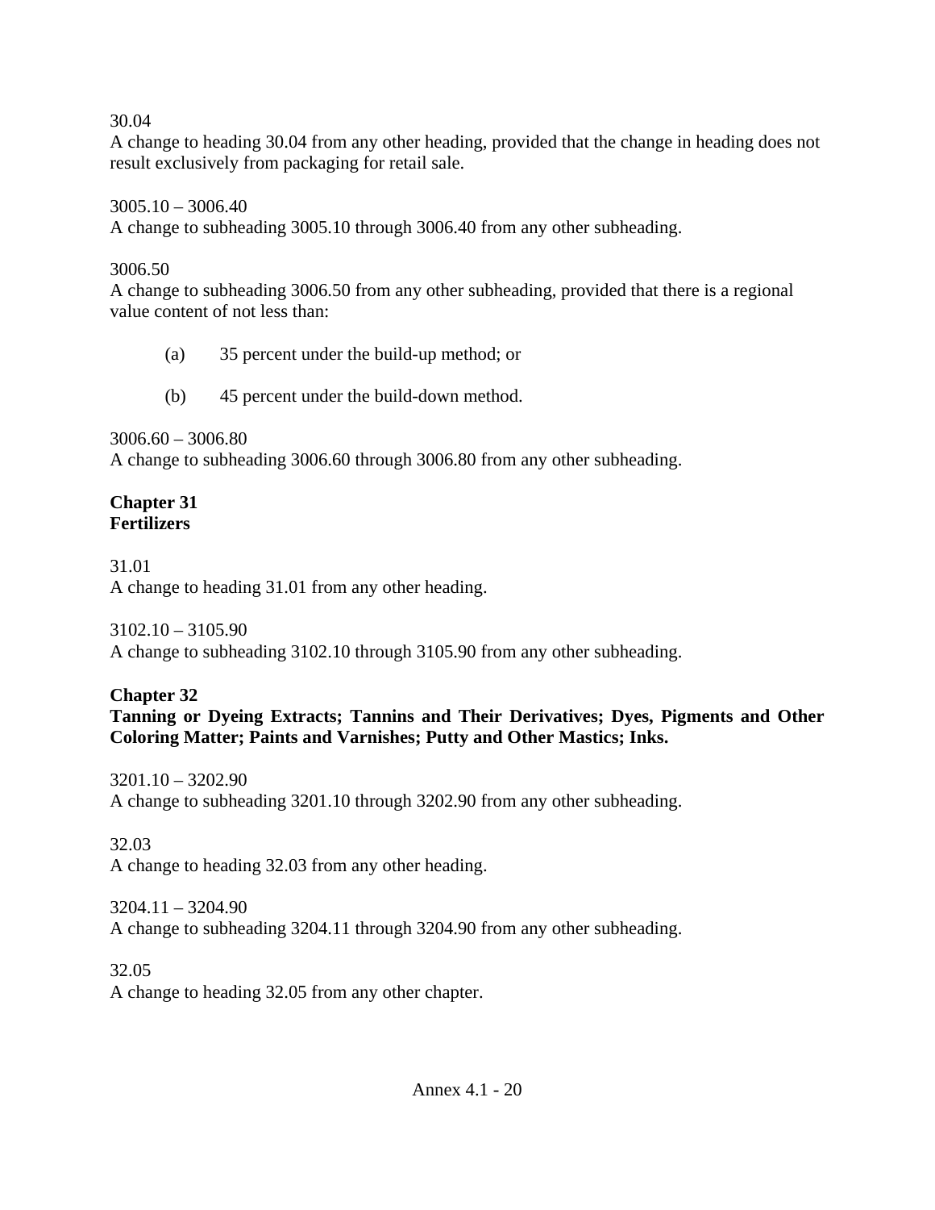30.04
A change to heading 30.04 from any other heading, provided that the change in heading does not result exclusively from packaging for retail sale.

3005.10 – 3006.40
A change to subheading 3005.10 through 3006.40 from any other subheading.

3006.50
A change to subheading 3006.50 from any other subheading, provided that there is a regional value content of not less than:

(a) 35 percent under the build-up method; or

(b) 45 percent under the build-down method.

3006.60 – 3006.80
A change to subheading 3006.60 through 3006.80 from any other subheading.

**Chapter 31**
**Fertilizers**

31.01
A change to heading 31.01 from any other heading.

3102.10 – 3105.90
A change to subheading 3102.10 through 3105.90 from any other subheading.

**Chapter 32**
**Tanning or Dyeing Extracts; Tannins and Their Derivatives; Dyes, Pigments and Other Coloring Matter; Paints and Varnishes; Putty and Other Mastics; Inks.**

3201.10 – 3202.90
A change to subheading 3201.10 through 3202.90 from any other subheading.

32.03
A change to heading 32.03 from any other heading.

3204.11 – 3204.90
A change to subheading 3204.11 through 3204.90 from any other subheading.

32.05
A change to heading 32.05 from any other chapter.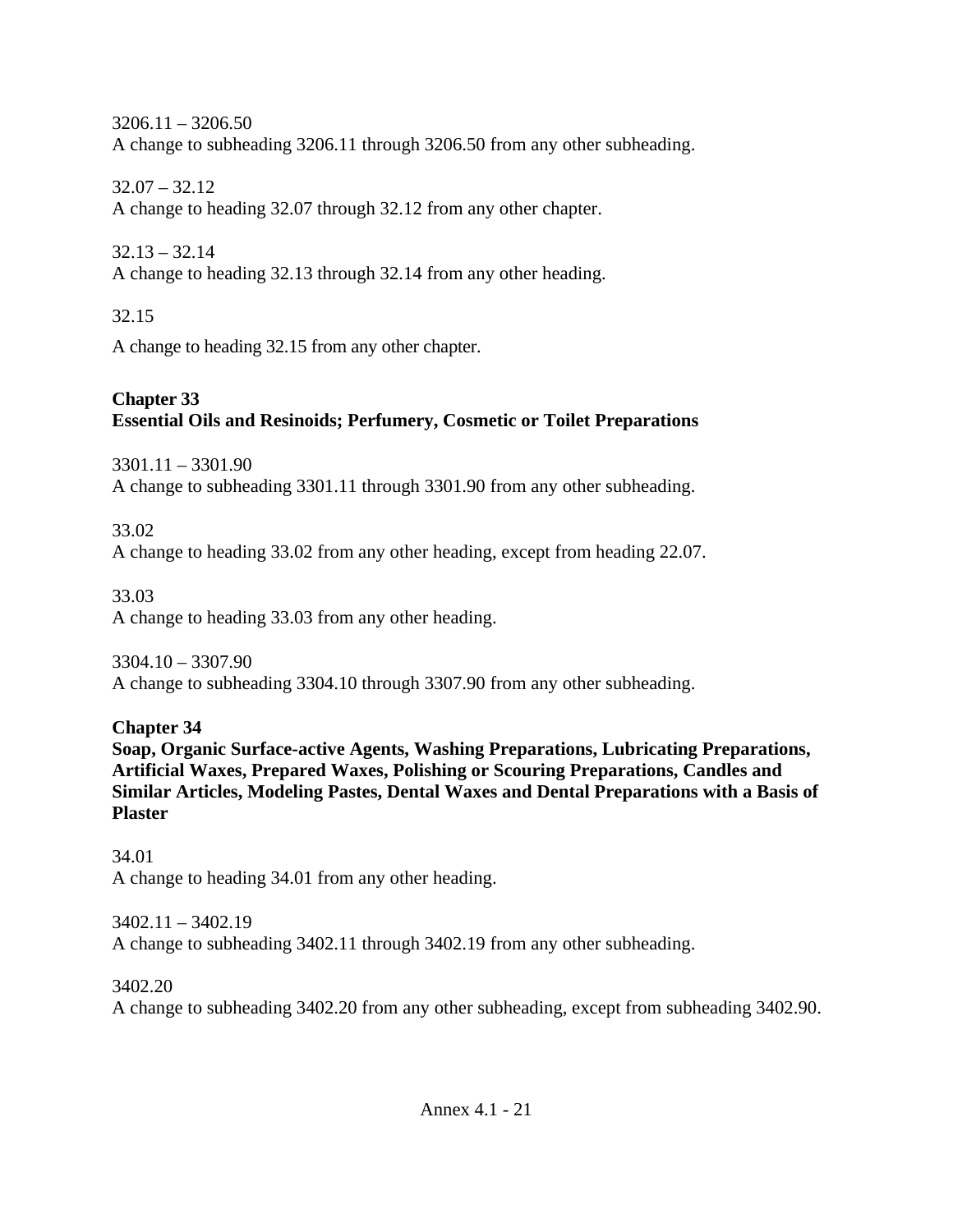3206.11 – 3206.50
A change to subheading 3206.11 through 3206.50 from any other subheading.

32.07 – 32.12
A change to heading 32.07 through 32.12 from any other chapter.

32.13 – 32.14
A change to heading 32.13 through 32.14 from any other heading.

32.15

A change to heading 32.15 from any other chapter.

**Chapter 33**
**Essential Oils and Resinoids; Perfumery, Cosmetic or Toilet Preparations**

3301.11 – 3301.90
A change to subheading 3301.11 through 3301.90 from any other subheading.

33.02
A change to heading 33.02 from any other heading, except from heading 22.07.

33.03
A change to heading 33.03 from any other heading.

3304.10 – 3307.90
A change to subheading 3304.10 through 3307.90 from any other subheading.

**Chapter 34**
**Soap, Organic Surface-active Agents, Washing Preparations, Lubricating Preparations, Artificial Waxes, Prepared Waxes, Polishing or Scouring Preparations, Candles and Similar Articles, Modeling Pastes, Dental Waxes and Dental Preparations with a Basis of Plaster**

34.01
A change to heading 34.01 from any other heading.

3402.11 – 3402.19
A change to subheading 3402.11 through 3402.19 from any other subheading.

3402.20
A change to subheading 3402.20 from any other subheading, except from subheading 3402.90.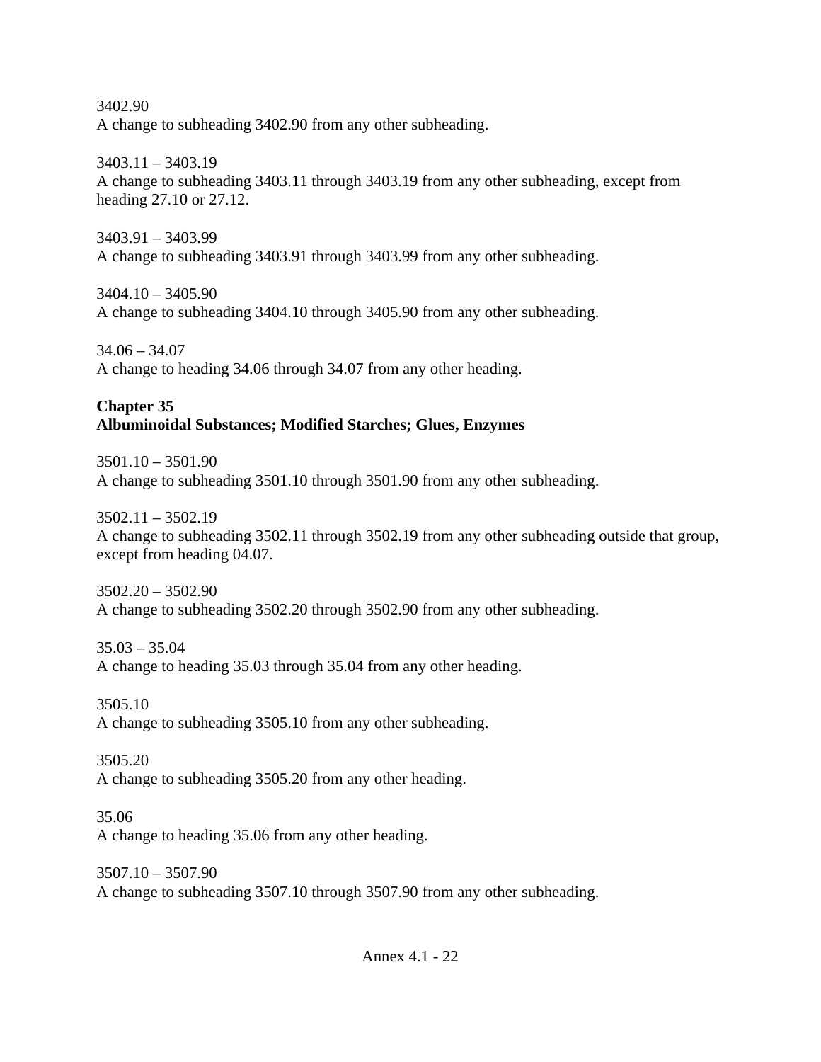3402.90
A change to subheading 3402.90 from any other subheading.

3403.11 – 3403.19
A change to subheading 3403.11 through 3403.19 from any other subheading, except from heading 27.10 or 27.12.

3403.91 – 3403.99
A change to subheading 3403.91 through 3403.99 from any other subheading.

3404.10 – 3405.90
A change to subheading 3404.10 through 3405.90 from any other subheading.

34.06 – 34.07
A change to heading 34.06 through 34.07 from any other heading.

**Chapter 35**
**Albuminoidal Substances; Modified Starches; Glues, Enzymes**

3501.10 – 3501.90
A change to subheading 3501.10 through 3501.90 from any other subheading.

3502.11 – 3502.19
A change to subheading 3502.11 through 3502.19 from any other subheading outside that group, except from heading 04.07.

3502.20 – 3502.90
A change to subheading 3502.20 through 3502.90 from any other subheading.

35.03 – 35.04
A change to heading 35.03 through 35.04 from any other heading.

3505.10
A change to subheading 3505.10 from any other subheading.

3505.20
A change to subheading 3505.20 from any other heading.

35.06
A change to heading 35.06 from any other heading.

3507.10 – 3507.90
A change to subheading 3507.10 through 3507.90 from any other subheading.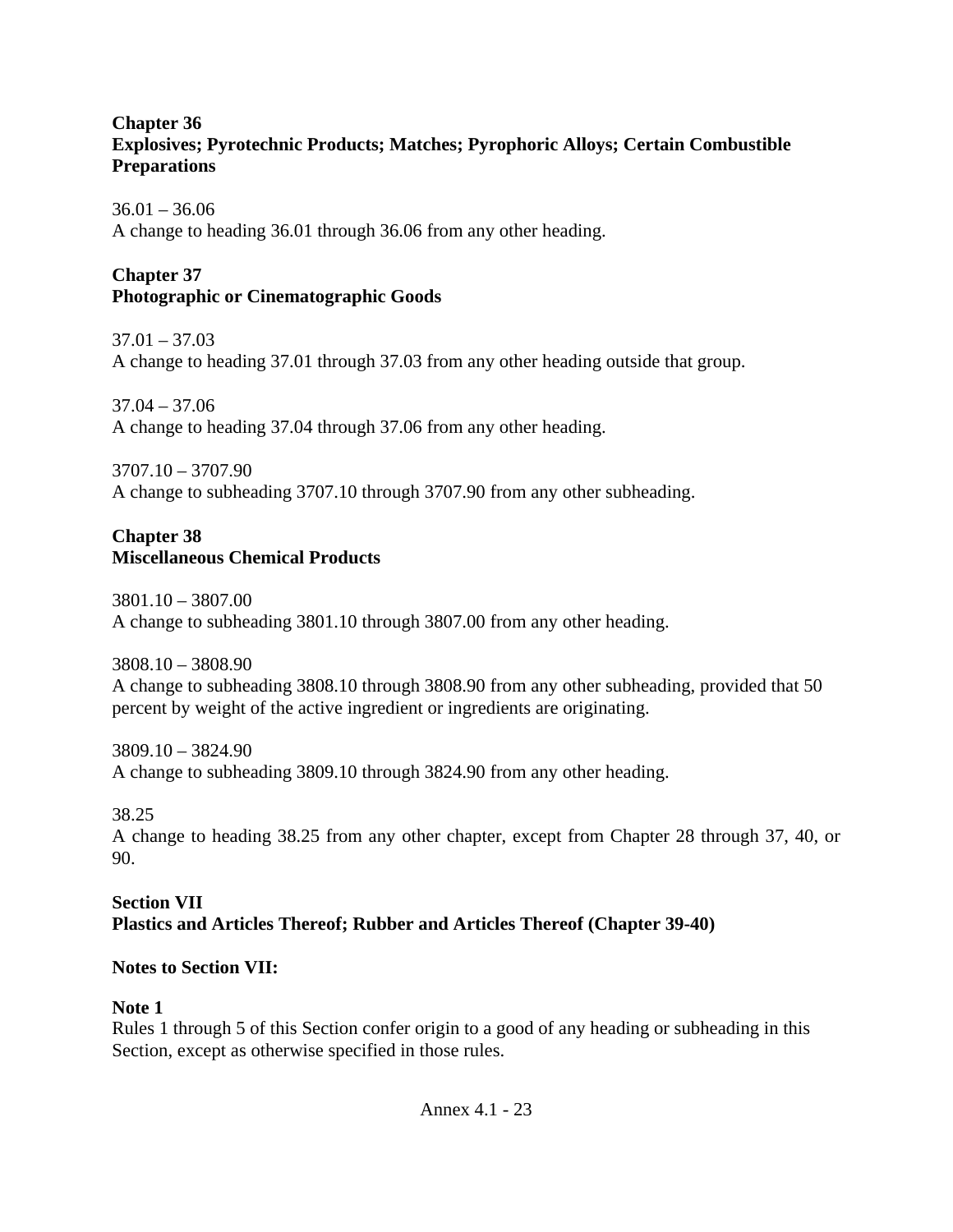**Chapter 36**
**Explosives; Pyrotechnic Products; Matches; Pyrophoric Alloys; Certain Combustible Preparations**

36.01 – 36.06
A change to heading 36.01 through 36.06 from any other heading.

**Chapter 37**
**Photographic or Cinematographic Goods**

37.01 – 37.03
A change to heading 37.01 through 37.03 from any other heading outside that group.

37.04 – 37.06
A change to heading 37.04 through 37.06 from any other heading.

3707.10 – 3707.90
A change to subheading 3707.10 through 3707.90 from any other subheading.

**Chapter 38**
**Miscellaneous Chemical Products**

3801.10 – 3807.00
A change to subheading 3801.10 through 3807.00 from any other heading.

3808.10 – 3808.90
A change to subheading 3808.10 through 3808.90 from any other subheading, provided that 50 percent by weight of the active ingredient or ingredients are originating.

3809.10 – 3824.90
A change to subheading 3809.10 through 3824.90 from any other heading.

38.25
A change to heading 38.25 from any other chapter, except from Chapter 28 through 37, 40, or 90.

**Section VII**
**Plastics and Articles Thereof; Rubber and Articles Thereof (Chapter 39-40)**

**Notes to Section VII:**

**Note 1**
Rules 1 through 5 of this Section confer origin to a good of any heading or subheading in this Section, except as otherwise specified in those rules.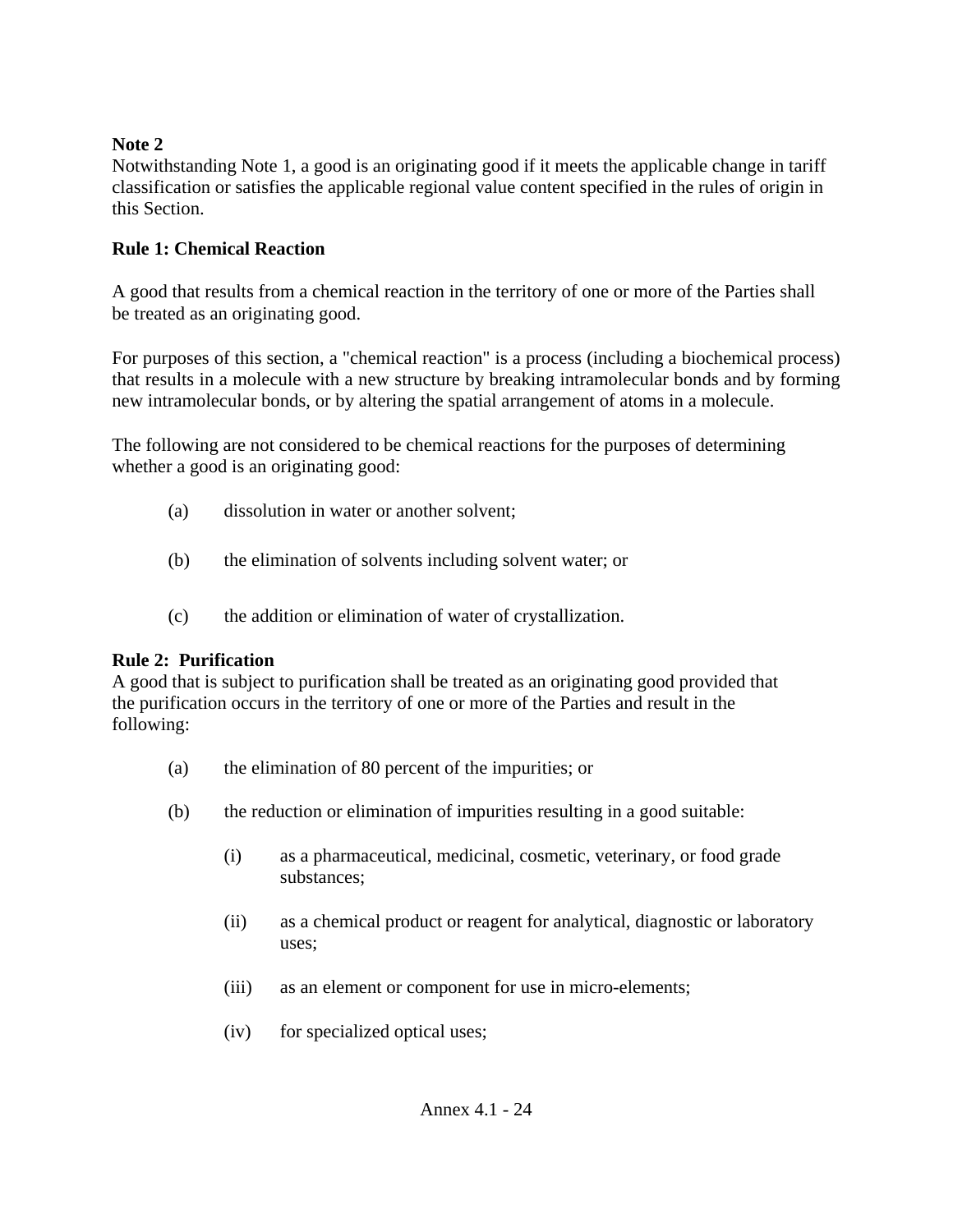**Note 2**
Notwithstanding Note 1, a good is an originating good if it meets the applicable change in tariff classification or satisfies the applicable regional value content specified in the rules of origin in this Section.

**Rule 1: Chemical Reaction**

A good that results from a chemical reaction in the territory of one or more of the Parties shall be treated as an originating good.

For purposes of this section, a "chemical reaction" is a process (including a biochemical process) that results in a molecule with a new structure by breaking intramolecular bonds and by forming new intramolecular bonds, or by altering the spatial arrangement of atoms in a molecule.

The following are not considered to be chemical reactions for the purposes of determining whether a good is an originating good:

(a) dissolution in water or another solvent;

(b) the elimination of solvents including solvent water; or

(c) the addition or elimination of water of crystallization.

**Rule 2: Purification**
A good that is subject to purification shall be treated as an originating good provided that the purification occurs in the territory of one or more of the Parties and result in the following:

(a) the elimination of 80 percent of the impurities; or

(b) the reduction or elimination of impurities resulting in a good suitable:

(i) as a pharmaceutical, medicinal, cosmetic, veterinary, or food grade substances;

(ii) as a chemical product or reagent for analytical, diagnostic or laboratory uses;

(iii) as an element or component for use in micro-elements;

(iv) for specialized optical uses;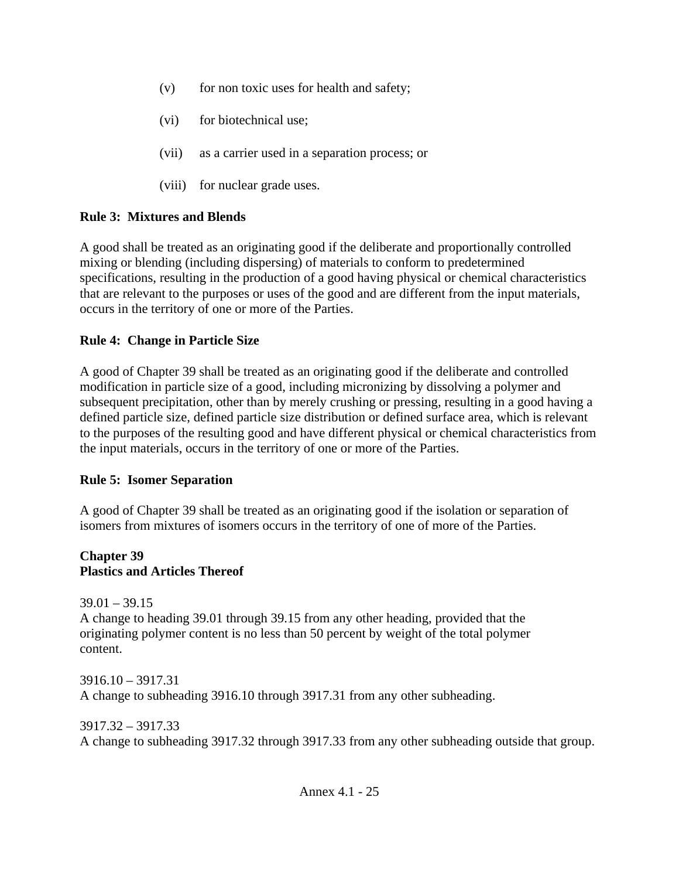(v) for non toxic uses for health and safety;

(vi) for biotechnical use;

(vii) as a carrier used in a separation process; or

(viii) for nuclear grade uses.

**Rule 3: Mixtures and Blends**

A good shall be treated as an originating good if the deliberate and proportionally controlled mixing or blending (including dispersing) of materials to conform to predetermined specifications, resulting in the production of a good having physical or chemical characteristics that are relevant to the purposes or uses of the good and are different from the input materials, occurs in the territory of one or more of the Parties.

**Rule 4: Change in Particle Size**

A good of Chapter 39 shall be treated as an originating good if the deliberate and controlled modification in particle size of a good, including micronizing by dissolving a polymer and subsequent precipitation, other than by merely crushing or pressing, resulting in a good having a defined particle size, defined particle size distribution or defined surface area, which is relevant to the purposes of the resulting good and have different physical or chemical characteristics from the input materials, occurs in the territory of one or more of the Parties.

**Rule 5: Isomer Separation**

A good of Chapter 39 shall be treated as an originating good if the isolation or separation of isomers from mixtures of isomers occurs in the territory of one of more of the Parties.

**Chapter 39**
**Plastics and Articles Thereof**

39.01 – 39.15
A change to heading 39.01 through 39.15 from any other heading, provided that the originating polymer content is no less than 50 percent by weight of the total polymer content.

3916.10 – 3917.31
A change to subheading 3916.10 through 3917.31 from any other subheading.

3917.32 – 3917.33
A change to subheading 3917.32 through 3917.33 from any other subheading outside that group.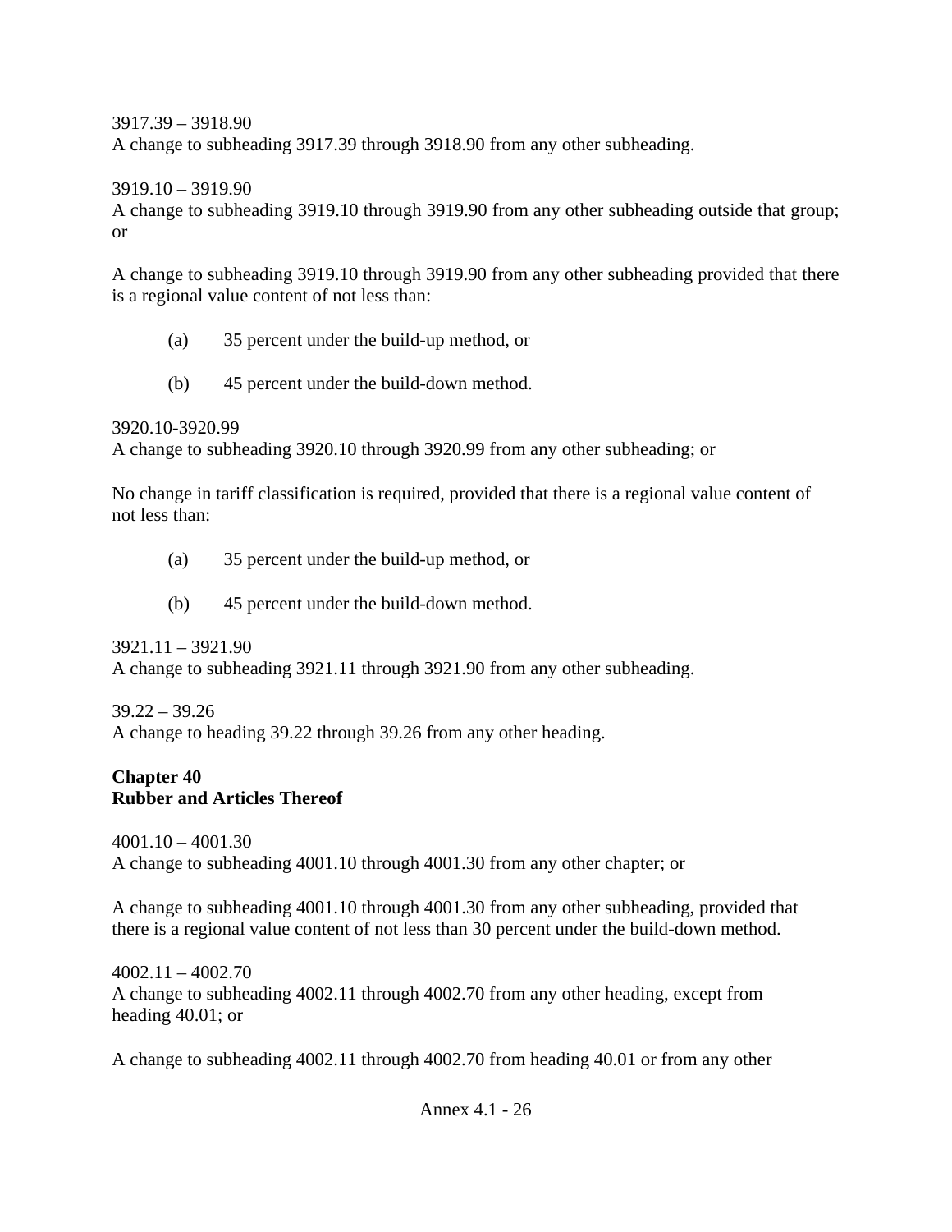3917.39 – 3918.90
A change to subheading 3917.39 through 3918.90 from any other subheading.

3919.10 – 3919.90
A change to subheading 3919.10 through 3919.90 from any other subheading outside that group; or

A change to subheading 3919.10 through 3919.90 from any other subheading provided that there is a regional value content of not less than:

(a) 35 percent under the build-up method, or

(b) 45 percent under the build-down method.

3920.10-3920.99
A change to subheading 3920.10 through 3920.99 from any other subheading; or

No change in tariff classification is required, provided that there is a regional value content of not less than:

(a) 35 percent under the build-up method, or

(b) 45 percent under the build-down method.

3921.11 – 3921.90
A change to subheading 3921.11 through 3921.90 from any other subheading.

39.22 – 39.26
A change to heading 39.22 through 39.26 from any other heading.

**Chapter 40**
**Rubber and Articles Thereof**

4001.10 – 4001.30
A change to subheading 4001.10 through 4001.30 from any other chapter; or

A change to subheading 4001.10 through 4001.30 from any other subheading, provided that there is a regional value content of not less than 30 percent under the build-down method.

4002.11 – 4002.70
A change to subheading 4002.11 through 4002.70 from any other heading, except from heading 40.01; or

A change to subheading 4002.11 through 4002.70 from heading 40.01 or from any other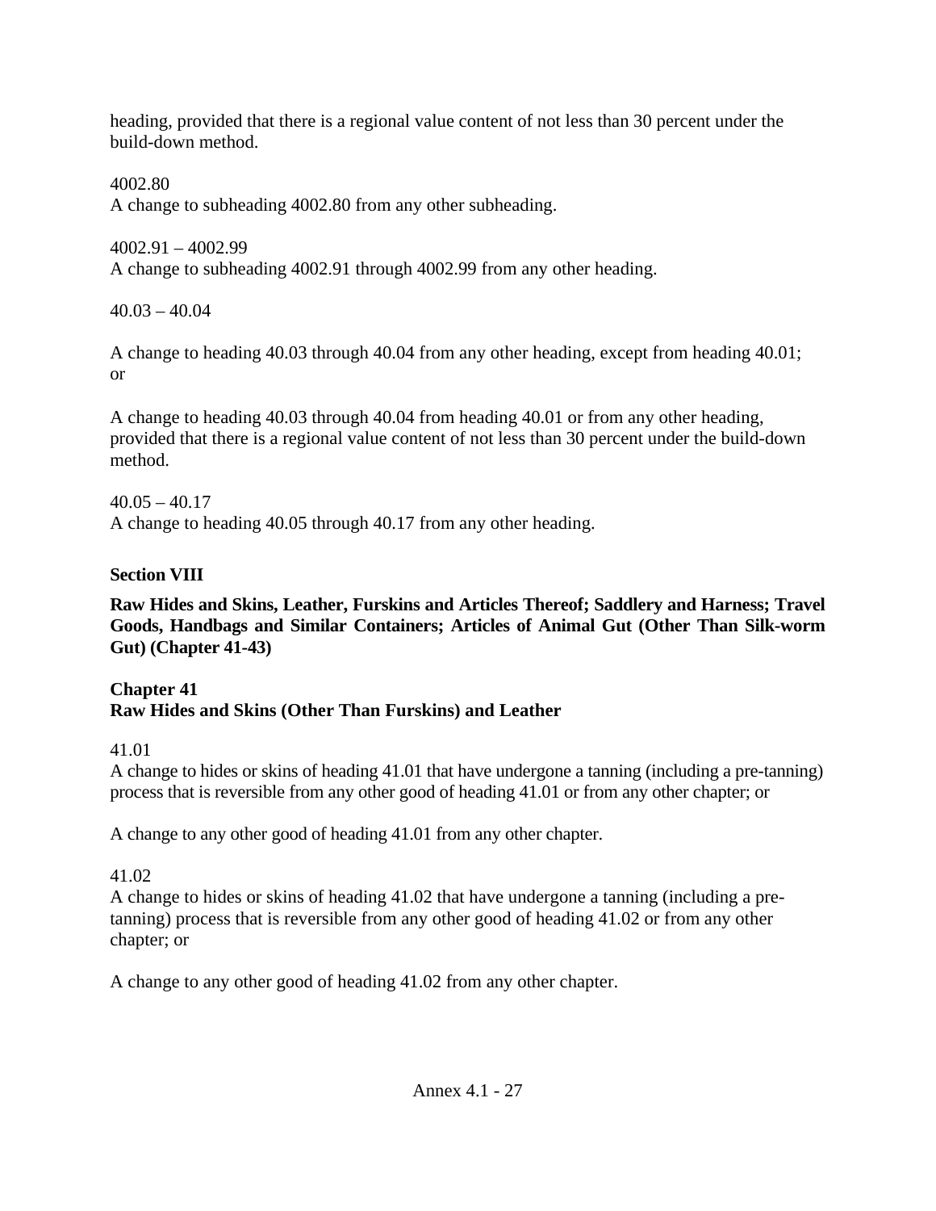heading, provided that there is a regional value content of not less than 30 percent under the build-down method.

4002.80
A change to subheading 4002.80 from any other subheading.

4002.91 – 4002.99
A change to subheading 4002.91 through 4002.99 from any other heading.

40.03 – 40.04

A change to heading 40.03 through 40.04 from any other heading, except from heading 40.01; or

A change to heading 40.03 through 40.04 from heading 40.01 or from any other heading, provided that there is a regional value content of not less than 30 percent under the build-down method.

40.05 – 40.17
A change to heading 40.05 through 40.17 from any other heading.

## Section VIII

**Raw Hides and Skins, Leather, Furskins and Articles Thereof; Saddlery and Harness; Travel Goods, Handbags and Similar Containers; Articles of Animal Gut (Other Than Silk-worm Gut) (Chapter 41-43)**

### Chapter 41
### Raw Hides and Skins (Other Than Furskins) and Leather

41.01
A change to hides or skins of heading 41.01 that have undergone a tanning (including a pre-tanning) process that is reversible from any other good of heading 41.01 or from any other chapter; or

A change to any other good of heading 41.01 from any other chapter.

41.02
A change to hides or skins of heading 41.02 that have undergone a tanning (including a pre-tanning) process that is reversible from any other good of heading 41.02 or from any other chapter; or

A change to any other good of heading 41.02 from any other chapter.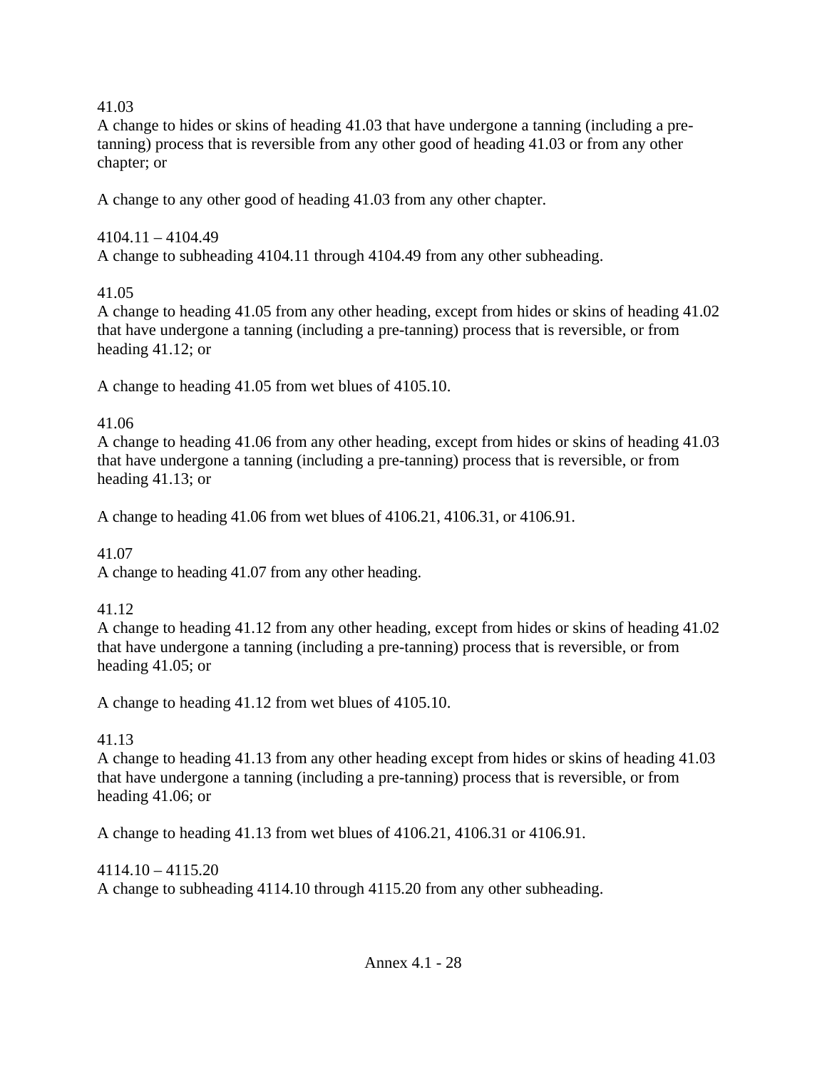41.03
A change to hides or skins of heading 41.03 that have undergone a tanning (including a pre-tanning) process that is reversible from any other good of heading 41.03 or from any other chapter; or

A change to any other good of heading 41.03 from any other chapter.

4104.11 – 4104.49
A change to subheading 4104.11 through 4104.49 from any other subheading.

41.05
A change to heading 41.05 from any other heading, except from hides or skins of heading 41.02 that have undergone a tanning (including a pre-tanning) process that is reversible, or from heading 41.12; or

A change to heading 41.05 from wet blues of 4105.10.

41.06
A change to heading 41.06 from any other heading, except from hides or skins of heading 41.03 that have undergone a tanning (including a pre-tanning) process that is reversible, or from heading 41.13; or

A change to heading 41.06 from wet blues of 4106.21, 4106.31, or 4106.91.

41.07
A change to heading 41.07 from any other heading.

41.12
A change to heading 41.12 from any other heading, except from hides or skins of heading 41.02 that have undergone a tanning (including a pre-tanning) process that is reversible, or from heading 41.05; or

A change to heading 41.12 from wet blues of 4105.10.

41.13
A change to heading 41.13 from any other heading except from hides or skins of heading 41.03 that have undergone a tanning (including a pre-tanning) process that is reversible, or from heading 41.06; or

A change to heading 41.13 from wet blues of 4106.21, 4106.31 or 4106.91.

4114.10 – 4115.20
A change to subheading 4114.10 through 4115.20 from any other subheading.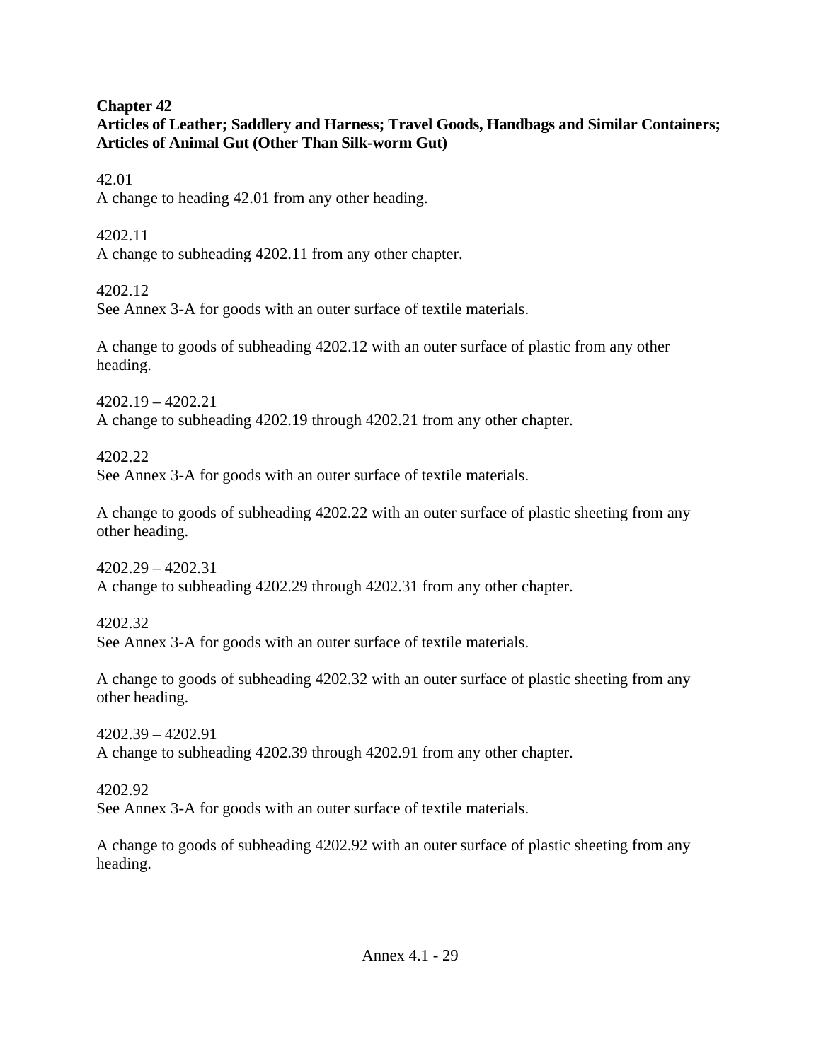## Chapter 42

## Articles of Leather; Saddlery and Harness; Travel Goods, Handbags and Similar Containers; Articles of Animal Gut (Other Than Silk-worm Gut)

42.01
A change to heading 42.01 from any other heading.

4202.11
A change to subheading 4202.11 from any other chapter.

4202.12
See Annex 3-A for goods with an outer surface of textile materials.

A change to goods of subheading 4202.12 with an outer surface of plastic from any other heading.

4202.19 – 4202.21
A change to subheading 4202.19 through 4202.21 from any other chapter.

4202.22
See Annex 3-A for goods with an outer surface of textile materials.

A change to goods of subheading 4202.22 with an outer surface of plastic sheeting from any other heading.

4202.29 – 4202.31
A change to subheading 4202.29 through 4202.31 from any other chapter.

4202.32
See Annex 3-A for goods with an outer surface of textile materials.

A change to goods of subheading 4202.32 with an outer surface of plastic sheeting from any other heading.

4202.39 – 4202.91
A change to subheading 4202.39 through 4202.91 from any other chapter.

4202.92
See Annex 3-A for goods with an outer surface of textile materials.

A change to goods of subheading 4202.92 with an outer surface of plastic sheeting from any heading.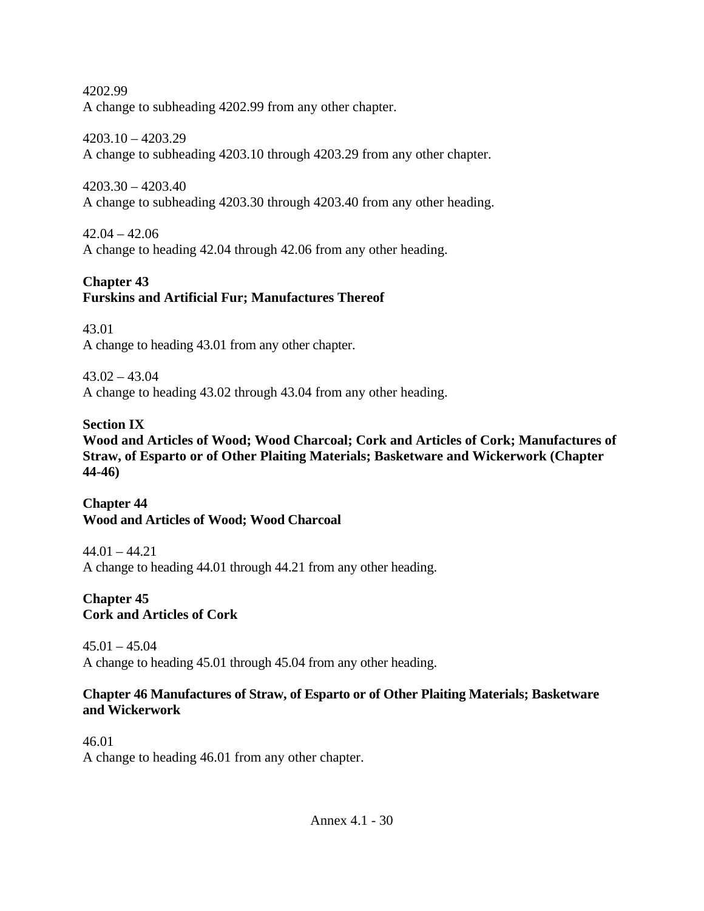4202.99
A change to subheading 4202.99 from any other chapter.

4203.10 – 4203.29
A change to subheading 4203.10 through 4203.29 from any other chapter.

4203.30 – 4203.40
A change to subheading 4203.30 through 4203.40 from any other heading.

42.04 – 42.06
A change to heading 42.04 through 42.06 from any other heading.

**Chapter 43**
**Furskins and Artificial Fur; Manufactures Thereof**

43.01
A change to heading 43.01 from any other chapter.

43.02 – 43.04
A change to heading 43.02 through 43.04 from any other heading.

**Section IX**
**Wood and Articles of Wood; Wood Charcoal; Cork and Articles of Cork; Manufactures of Straw, of Esparto or of Other Plaiting Materials; Basketware and Wickerwork (Chapter 44-46)**

**Chapter 44**
**Wood and Articles of Wood; Wood Charcoal**

44.01 – 44.21
A change to heading 44.01 through 44.21 from any other heading.

**Chapter 45**
**Cork and Articles of Cork**

45.01 – 45.04
A change to heading 45.01 through 45.04 from any other heading.

**Chapter 46 Manufactures of Straw, of Esparto or of Other Plaiting Materials; Basketware and Wickerwork**

46.01
A change to heading 46.01 from any other chapter.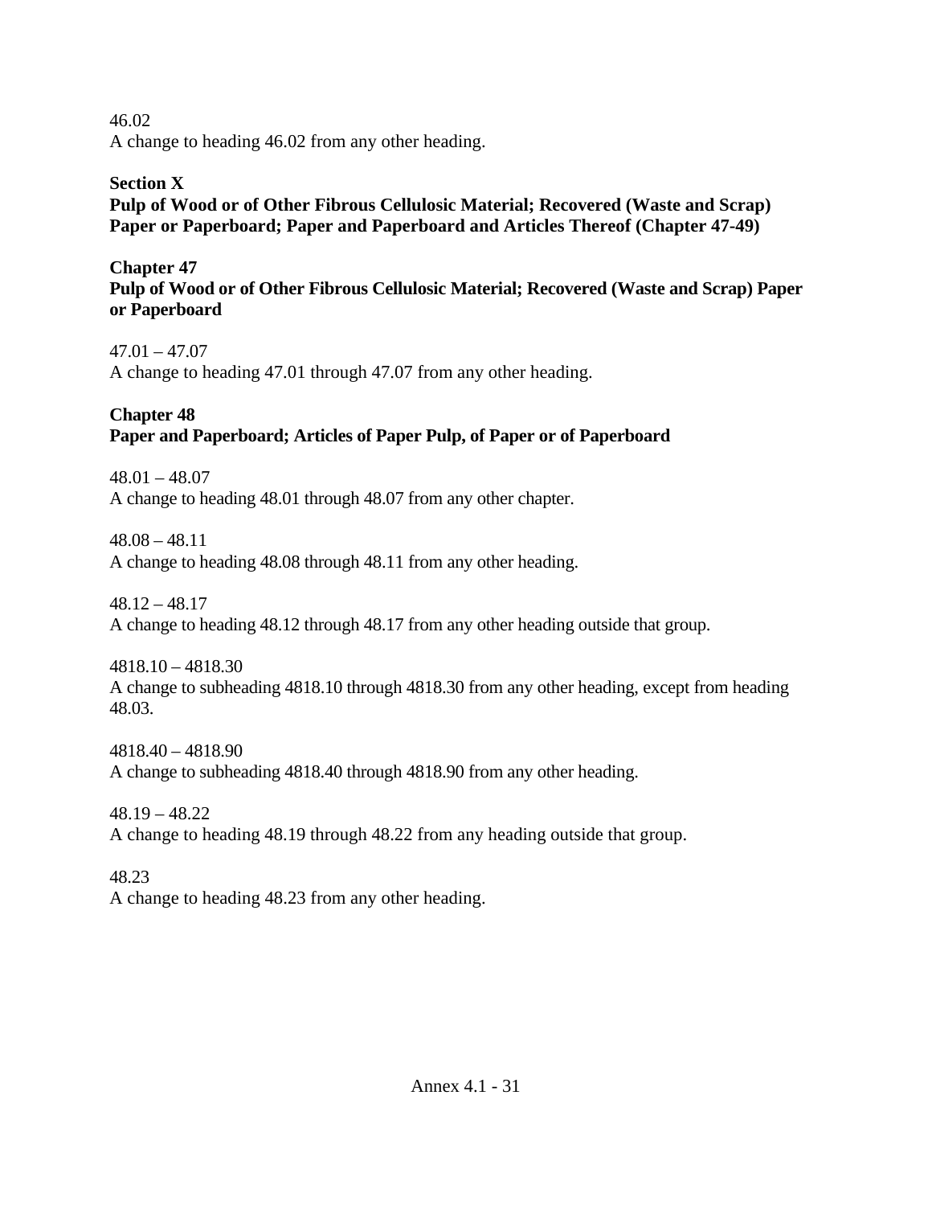46.02
A change to heading 46.02 from any other heading.

## Section X
## Pulp of Wood or of Other Fibrous Cellulosic Material; Recovered (Waste and Scrap) Paper or Paperboard; Paper and Paperboard and Articles Thereof (Chapter 47-49)

### Chapter 47
### Pulp of Wood or of Other Fibrous Cellulosic Material; Recovered (Waste and Scrap) Paper or Paperboard

47.01 – 47.07
A change to heading 47.01 through 47.07 from any other heading.

### Chapter 48
### Paper and Paperboard; Articles of Paper Pulp, of Paper or of Paperboard

48.01 – 48.07
A change to heading 48.01 through 48.07 from any other chapter.

48.08 – 48.11
A change to heading 48.08 through 48.11 from any other heading.

48.12 – 48.17
A change to heading 48.12 through 48.17 from any other heading outside that group.

4818.10 – 4818.30
A change to subheading 4818.10 through 4818.30 from any other heading, except from heading 48.03.

4818.40 – 4818.90
A change to subheading 4818.40 through 4818.90 from any other heading.

48.19 – 48.22
A change to heading 48.19 through 48.22 from any heading outside that group.

48.23
A change to heading 48.23 from any other heading.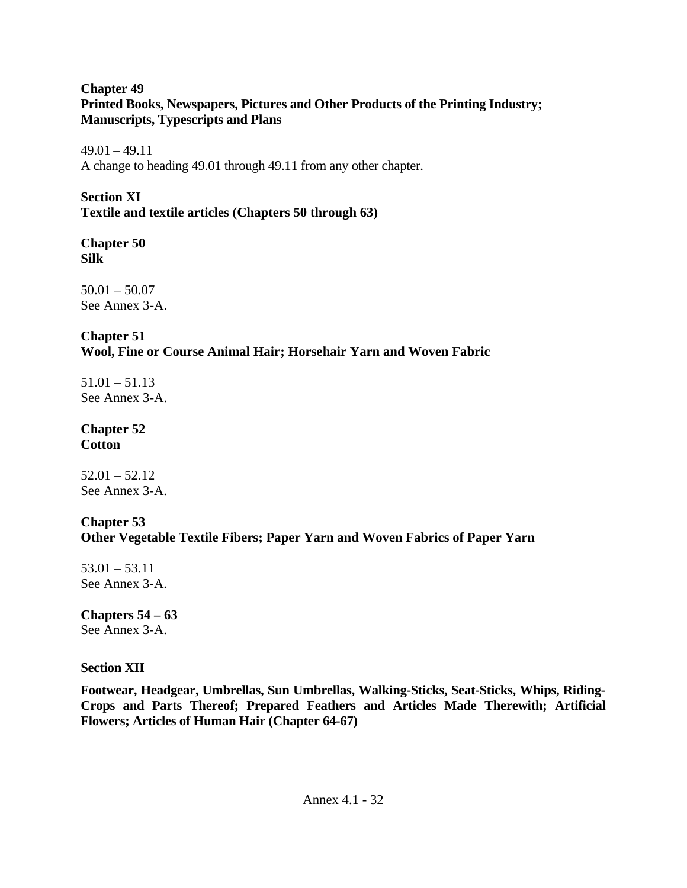**Chapter 49**
**Printed Books, Newspapers, Pictures and Other Products of the Printing Industry; Manuscripts, Typescripts and Plans**

49.01 – 49.11
A change to heading 49.01 through 49.11 from any other chapter.

**Section XI**
**Textile and textile articles (Chapters 50 through 63)**

**Chapter 50**
**Silk**

50.01 – 50.07
See Annex 3-A.

**Chapter 51**
**Wool, Fine or Course Animal Hair; Horsehair Yarn and Woven Fabric**

51.01 – 51.13
See Annex 3-A.

**Chapter 52**
**Cotton**

52.01 – 52.12
See Annex 3-A.

**Chapter 53**
**Other Vegetable Textile Fibers; Paper Yarn and Woven Fabrics of Paper Yarn**

53.01 – 53.11
See Annex 3-A.

**Chapters 54 – 63**
See Annex 3-A.

**Section XII**

**Footwear, Headgear, Umbrellas, Sun Umbrellas, Walking-Sticks, Seat-Sticks, Whips, Riding-Crops and Parts Thereof; Prepared Feathers and Articles Made Therewith; Artificial Flowers; Articles of Human Hair (Chapter 64-67)**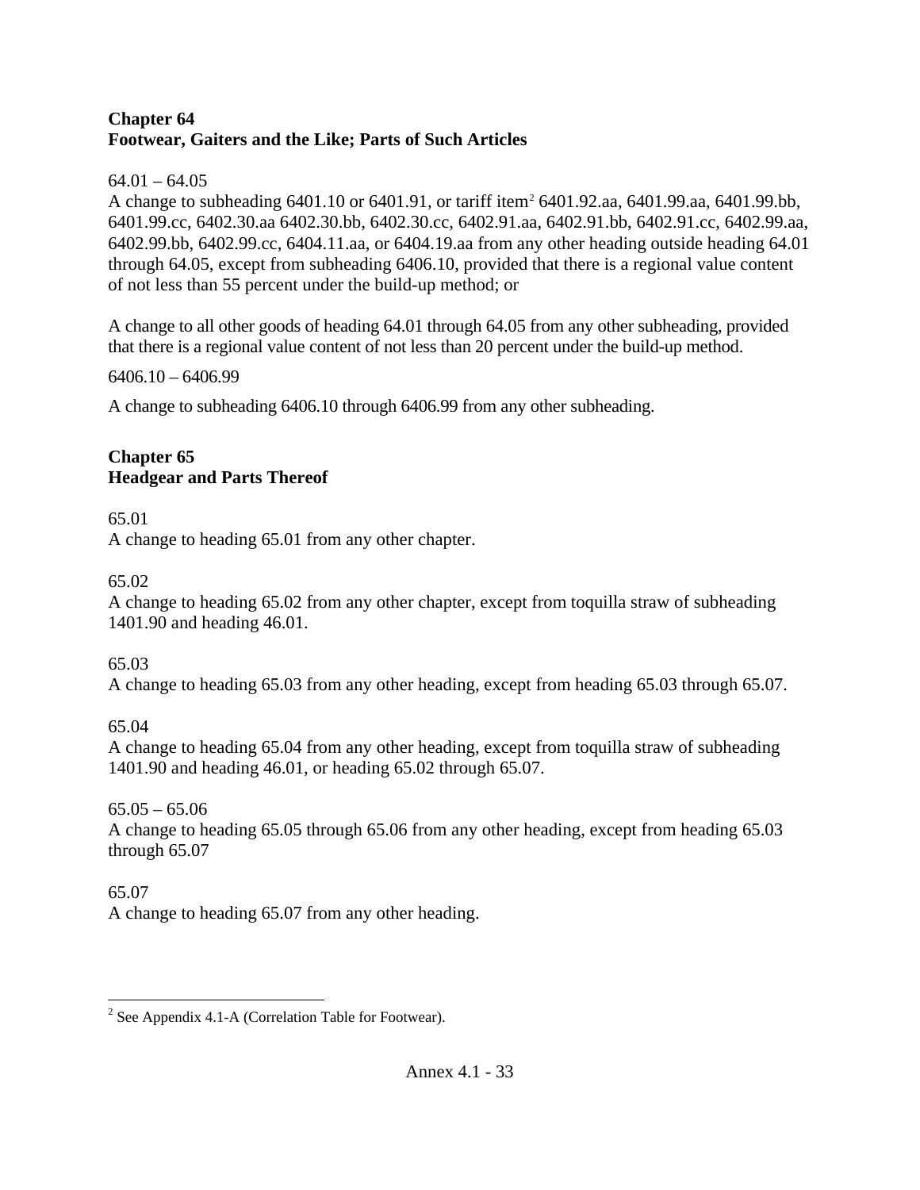## Chapter 64
## Footwear, Gaiters and the Like; Parts of Such Articles

64.01 – 64.05
A change to subheading 6401.10 or 6401.91, or tariff item[2] 6401.92.aa, 6401.99.aa, 6401.99.bb, 6401.99.cc, 6402.30.aa 6402.30.bb, 6402.30.cc, 6402.91.aa, 6402.91.bb, 6402.91.cc, 6402.99.aa, 6402.99.bb, 6402.99.cc, 6404.11.aa, or 6404.19.aa from any other heading outside heading 64.01 through 64.05, except from subheading 6406.10, provided that there is a regional value content of not less than 55 percent under the build-up method; or

A change to all other goods of heading 64.01 through 64.05 from any other subheading, provided that there is a regional value content of not less than 20 percent under the build-up method.

6406.10 – 6406.99

A change to subheading 6406.10 through 6406.99 from any other subheading.

## Chapter 65
## Headgear and Parts Thereof

65.01
A change to heading 65.01 from any other chapter.

65.02
A change to heading 65.02 from any other chapter, except from toquilla straw of subheading 1401.90 and heading 46.01.

65.03
A change to heading 65.03 from any other heading, except from heading 65.03 through 65.07.

65.04
A change to heading 65.04 from any other heading, except from toquilla straw of subheading 1401.90 and heading 46.01, or heading 65.02 through 65.07.

65.05 – 65.06
A change to heading 65.05 through 65.06 from any other heading, except from heading 65.03 through 65.07

65.07
A change to heading 65.07 from any other heading.

---

[2] See Appendix 4.1-A (Correlation Table for Footwear).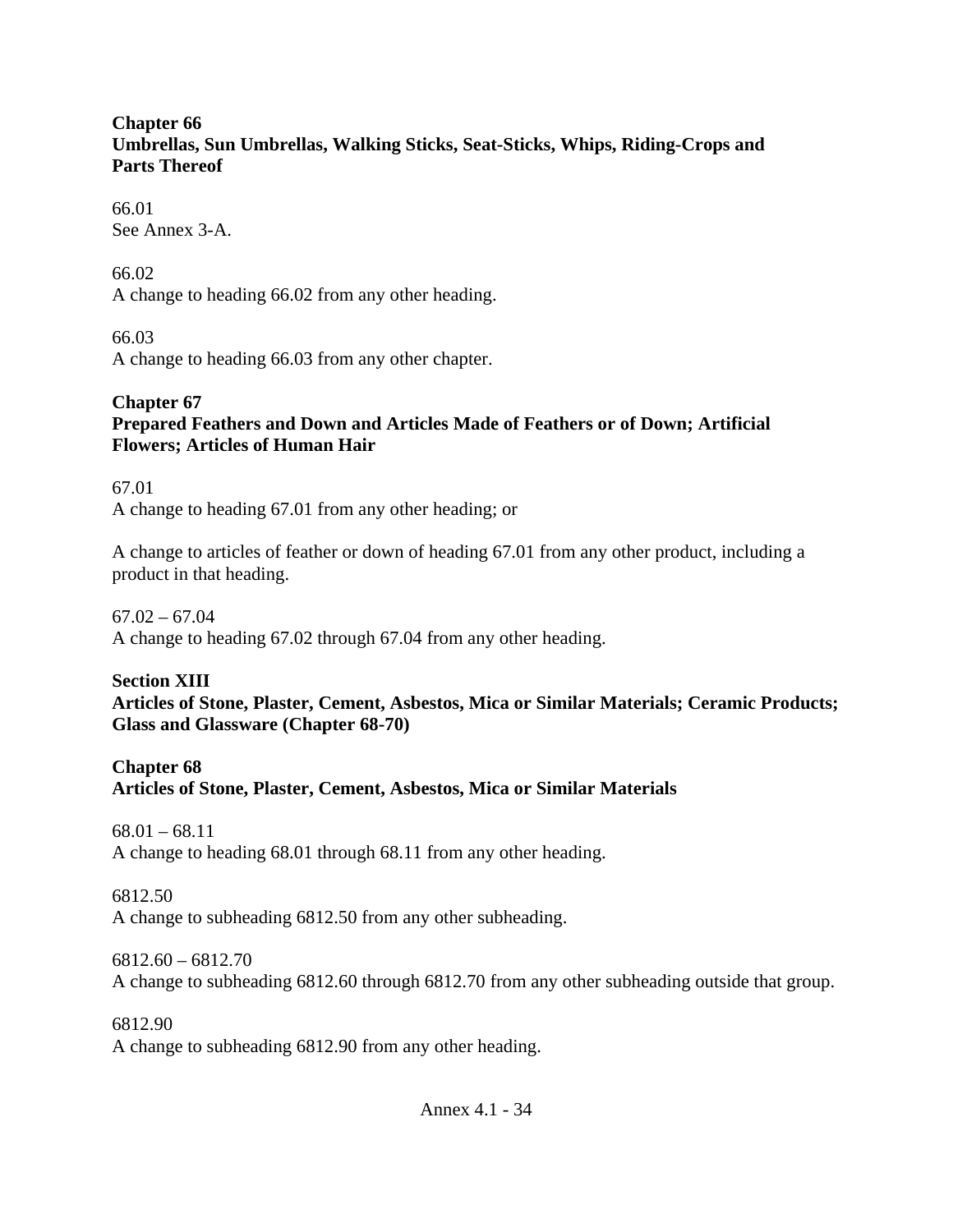**Chapter 66**
**Umbrellas, Sun Umbrellas, Walking Sticks, Seat-Sticks, Whips, Riding-Crops and Parts Thereof**

66.01
See Annex 3-A.

66.02
A change to heading 66.02 from any other heading.

66.03
A change to heading 66.03 from any other chapter.

**Chapter 67**
**Prepared Feathers and Down and Articles Made of Feathers or of Down; Artificial Flowers; Articles of Human Hair**

67.01
A change to heading 67.01 from any other heading; or

A change to articles of feather or down of heading 67.01 from any other product, including a product in that heading.

67.02 – 67.04
A change to heading 67.02 through 67.04 from any other heading.

**Section XIII**
**Articles of Stone, Plaster, Cement, Asbestos, Mica or Similar Materials; Ceramic Products; Glass and Glassware (Chapter 68-70)**

**Chapter 68**
**Articles of Stone, Plaster, Cement, Asbestos, Mica or Similar Materials**

68.01 – 68.11
A change to heading 68.01 through 68.11 from any other heading.

6812.50
A change to subheading 6812.50 from any other subheading.

6812.60 – 6812.70
A change to subheading 6812.60 through 6812.70 from any other subheading outside that group.

6812.90
A change to subheading 6812.90 from any other heading.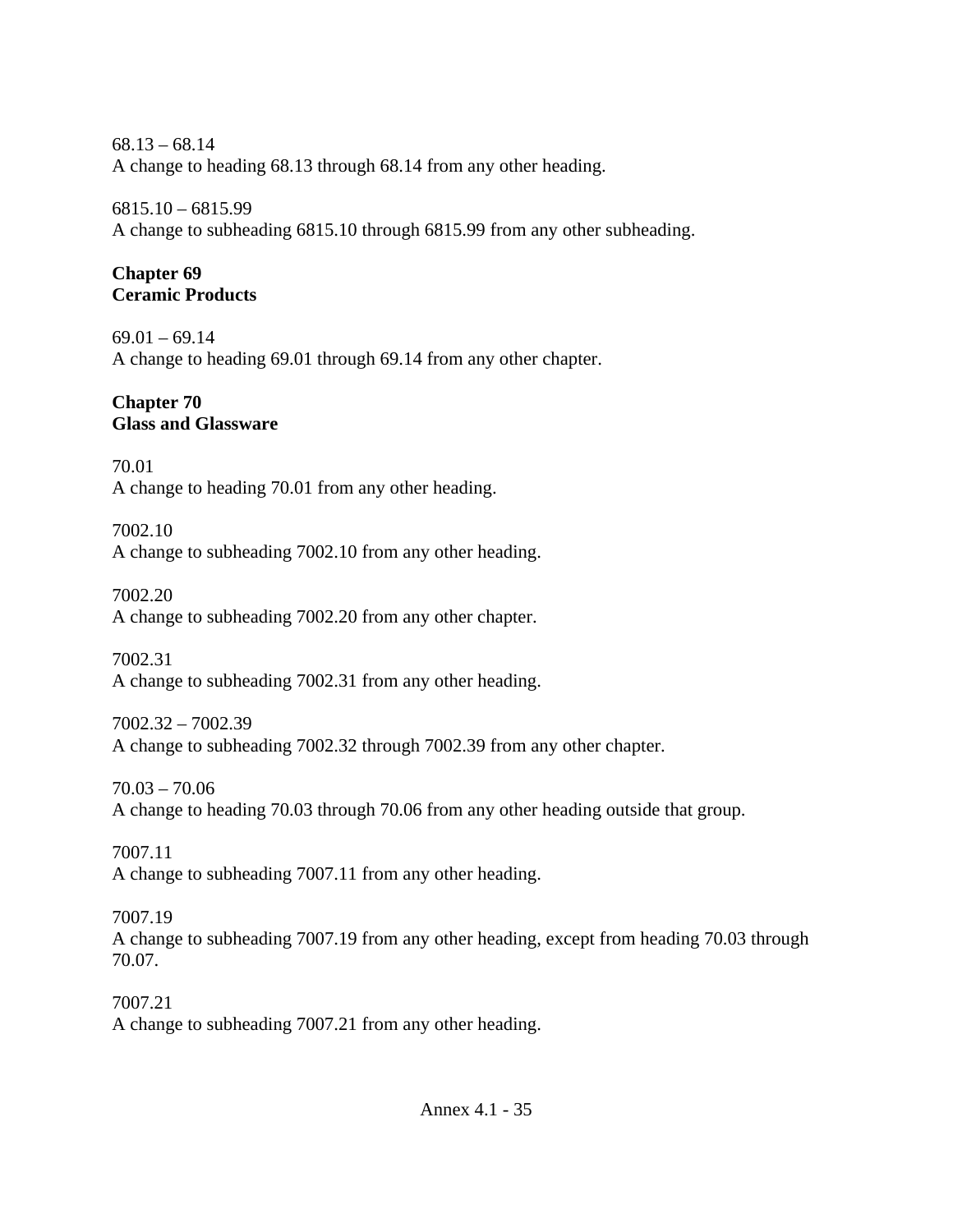68.13 – 68.14
A change to heading 68.13 through 68.14 from any other heading.

6815.10 – 6815.99
A change to subheading 6815.10 through 6815.99 from any other subheading.

**Chapter 69**
**Ceramic Products**

69.01 – 69.14
A change to heading 69.01 through 69.14 from any other chapter.

**Chapter 70**
**Glass and Glassware**

70.01
A change to heading 70.01 from any other heading.

7002.10
A change to subheading 7002.10 from any other heading.

7002.20
A change to subheading 7002.20 from any other chapter.

7002.31
A change to subheading 7002.31 from any other heading.

7002.32 – 7002.39
A change to subheading 7002.32 through 7002.39 from any other chapter.

70.03 – 70.06
A change to heading 70.03 through 70.06 from any other heading outside that group.

7007.11
A change to subheading 7007.11 from any other heading.

7007.19
A change to subheading 7007.19 from any other heading, except from heading 70.03 through 70.07.

7007.21
A change to subheading 7007.21 from any other heading.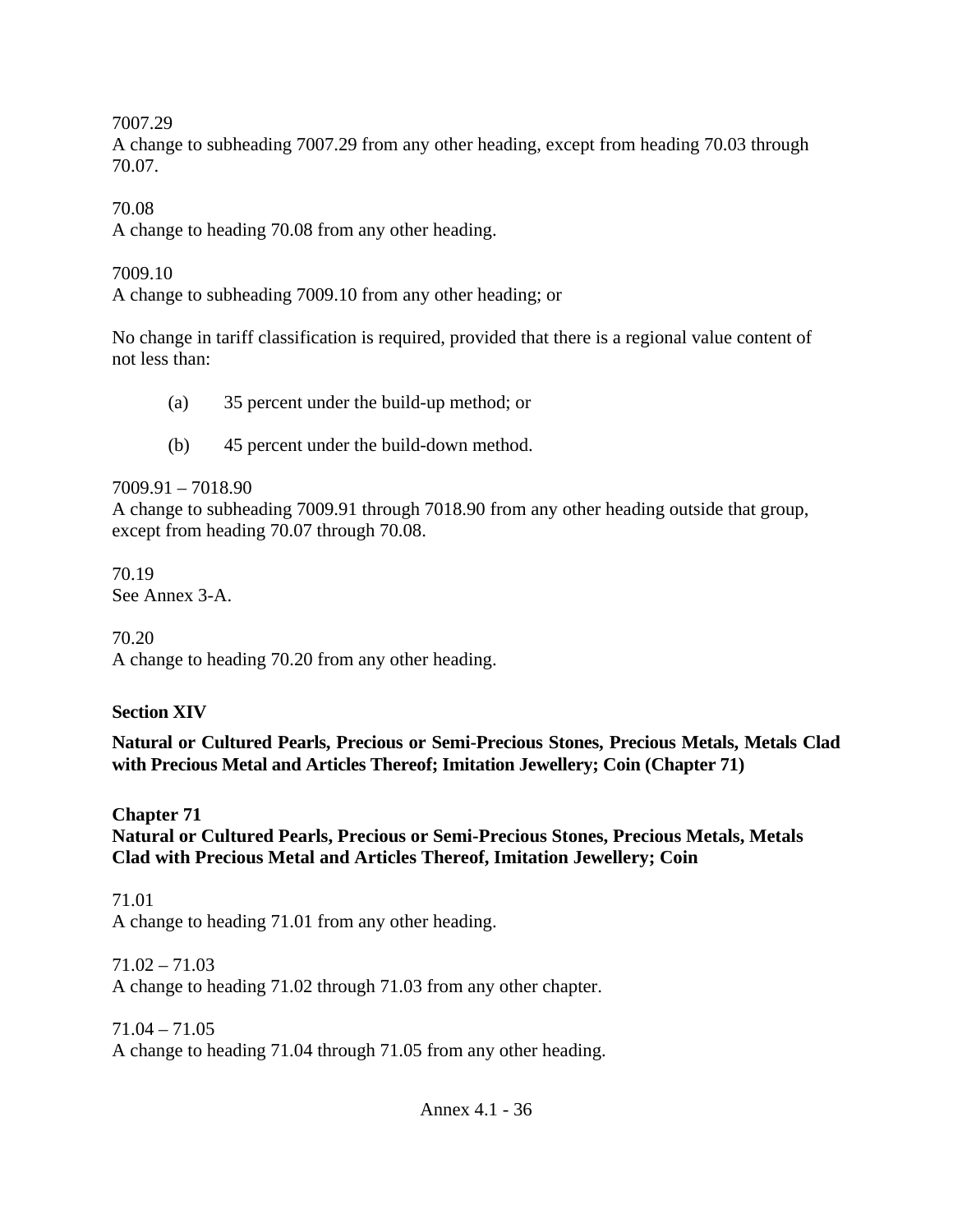7007.29
A change to subheading 7007.29 from any other heading, except from heading 70.03 through 70.07.

70.08
A change to heading 70.08 from any other heading.

7009.10
A change to subheading 7009.10 from any other heading; or

No change in tariff classification is required, provided that there is a regional value content of not less than:

(a) 35 percent under the build-up method; or

(b) 45 percent under the build-down method.

7009.91 – 7018.90
A change to subheading 7009.91 through 7018.90 from any other heading outside that group, except from heading 70.07 through 70.08.

70.19
See Annex 3-A.

70.20
A change to heading 70.20 from any other heading.

**Section XIV**

**Natural or Cultured Pearls, Precious or Semi-Precious Stones, Precious Metals, Metals Clad with Precious Metal and Articles Thereof; Imitation Jewellery; Coin (Chapter 71)**

**Chapter 71**
**Natural or Cultured Pearls, Precious or Semi-Precious Stones, Precious Metals, Metals Clad with Precious Metal and Articles Thereof, Imitation Jewellery; Coin**

71.01
A change to heading 71.01 from any other heading.

71.02 – 71.03
A change to heading 71.02 through 71.03 from any other chapter.

71.04 – 71.05
A change to heading 71.04 through 71.05 from any other heading.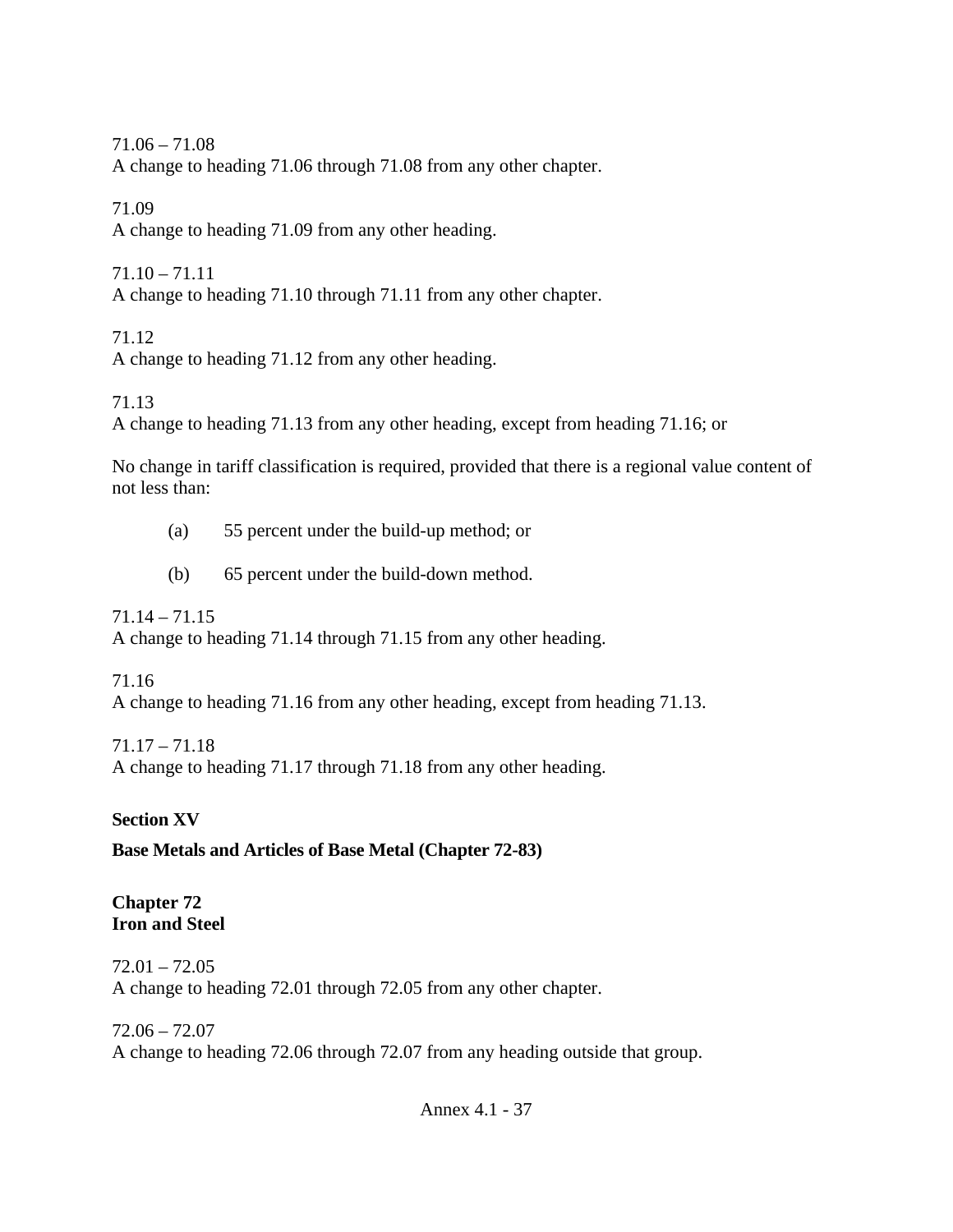71.06 – 71.08
A change to heading 71.06 through 71.08 from any other chapter.

71.09
A change to heading 71.09 from any other heading.

71.10 – 71.11
A change to heading 71.10 through 71.11 from any other chapter.

71.12
A change to heading 71.12 from any other heading.

71.13
A change to heading 71.13 from any other heading, except from heading 71.16; or

No change in tariff classification is required, provided that there is a regional value content of not less than:

(a) 55 percent under the build-up method; or

(b) 65 percent under the build-down method.

71.14 – 71.15
A change to heading 71.14 through 71.15 from any other heading.

71.16
A change to heading 71.16 from any other heading, except from heading 71.13.

71.17 – 71.18
A change to heading 71.17 through 71.18 from any other heading.

## Section XV

## Base Metals and Articles of Base Metal (Chapter 72-83)

### Chapter 72
### Iron and Steel

72.01 – 72.05
A change to heading 72.01 through 72.05 from any other chapter.

72.06 – 72.07
A change to heading 72.06 through 72.07 from any heading outside that group.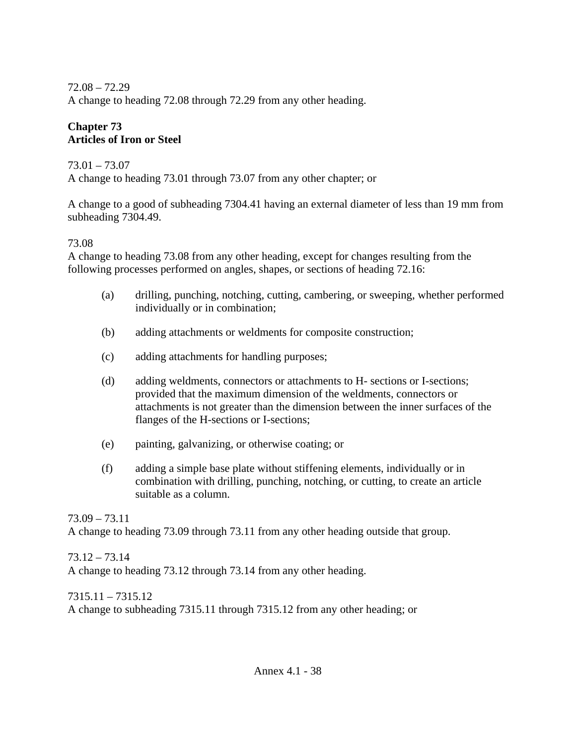72.08 – 72.29
A change to heading 72.08 through 72.29 from any other heading.

## Chapter 73
## Articles of Iron or Steel

73.01 – 73.07
A change to heading 73.01 through 73.07 from any other chapter; or

A change to a good of subheading 7304.41 having an external diameter of less than 19 mm from subheading 7304.49.

73.08
A change to heading 73.08 from any other heading, except for changes resulting from the following processes performed on angles, shapes, or sections of heading 72.16:

(a) drilling, punching, notching, cutting, cambering, or sweeping, whether performed individually or in combination;

(b) adding attachments or weldments for composite construction;

(c) adding attachments for handling purposes;

(d) adding weldments, connectors or attachments to H- sections or I-sections; provided that the maximum dimension of the weldments, connectors or attachments is not greater than the dimension between the inner surfaces of the flanges of the H-sections or I-sections;

(e) painting, galvanizing, or otherwise coating; or

(f) adding a simple base plate without stiffening elements, individually or in combination with drilling, punching, notching, or cutting, to create an article suitable as a column.

73.09 – 73.11
A change to heading 73.09 through 73.11 from any other heading outside that group.

73.12 – 73.14
A change to heading 73.12 through 73.14 from any other heading.

7315.11 – 7315.12
A change to subheading 7315.11 through 7315.12 from any other heading; or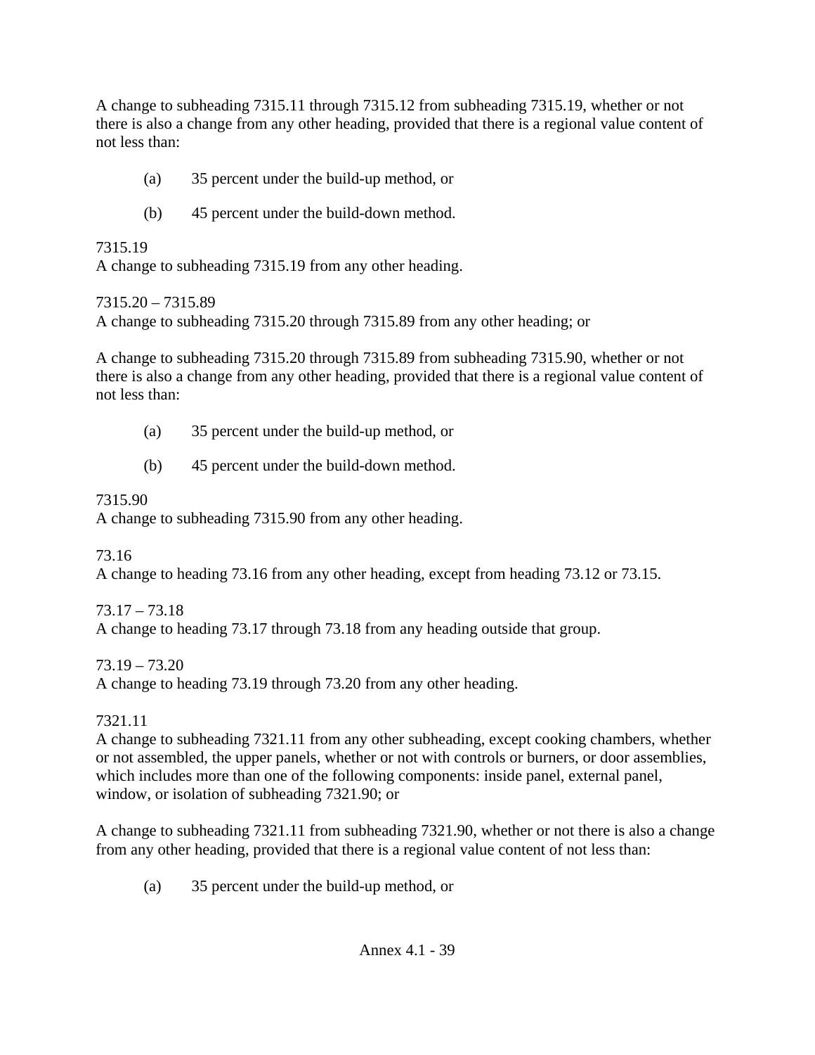A change to subheading 7315.11 through 7315.12 from subheading 7315.19, whether or not there is also a change from any other heading, provided that there is a regional value content of not less than:

(a) 35 percent under the build-up method, or

(b) 45 percent under the build-down method.

7315.19
A change to subheading 7315.19 from any other heading.

7315.20 – 7315.89
A change to subheading 7315.20 through 7315.89 from any other heading; or

A change to subheading 7315.20 through 7315.89 from subheading 7315.90, whether or not there is also a change from any other heading, provided that there is a regional value content of not less than:

(a) 35 percent under the build-up method, or

(b) 45 percent under the build-down method.

7315.90
A change to subheading 7315.90 from any other heading.

73.16
A change to heading 73.16 from any other heading, except from heading 73.12 or 73.15.

73.17 – 73.18
A change to heading 73.17 through 73.18 from any heading outside that group.

73.19 – 73.20
A change to heading 73.19 through 73.20 from any other heading.

7321.11
A change to subheading 7321.11 from any other subheading, except cooking chambers, whether or not assembled, the upper panels, whether or not with controls or burners, or door assemblies, which includes more than one of the following components: inside panel, external panel, window, or isolation of subheading 7321.90; or

A change to subheading 7321.11 from subheading 7321.90, whether or not there is also a change from any other heading, provided that there is a regional value content of not less than:

(a) 35 percent under the build-up method, or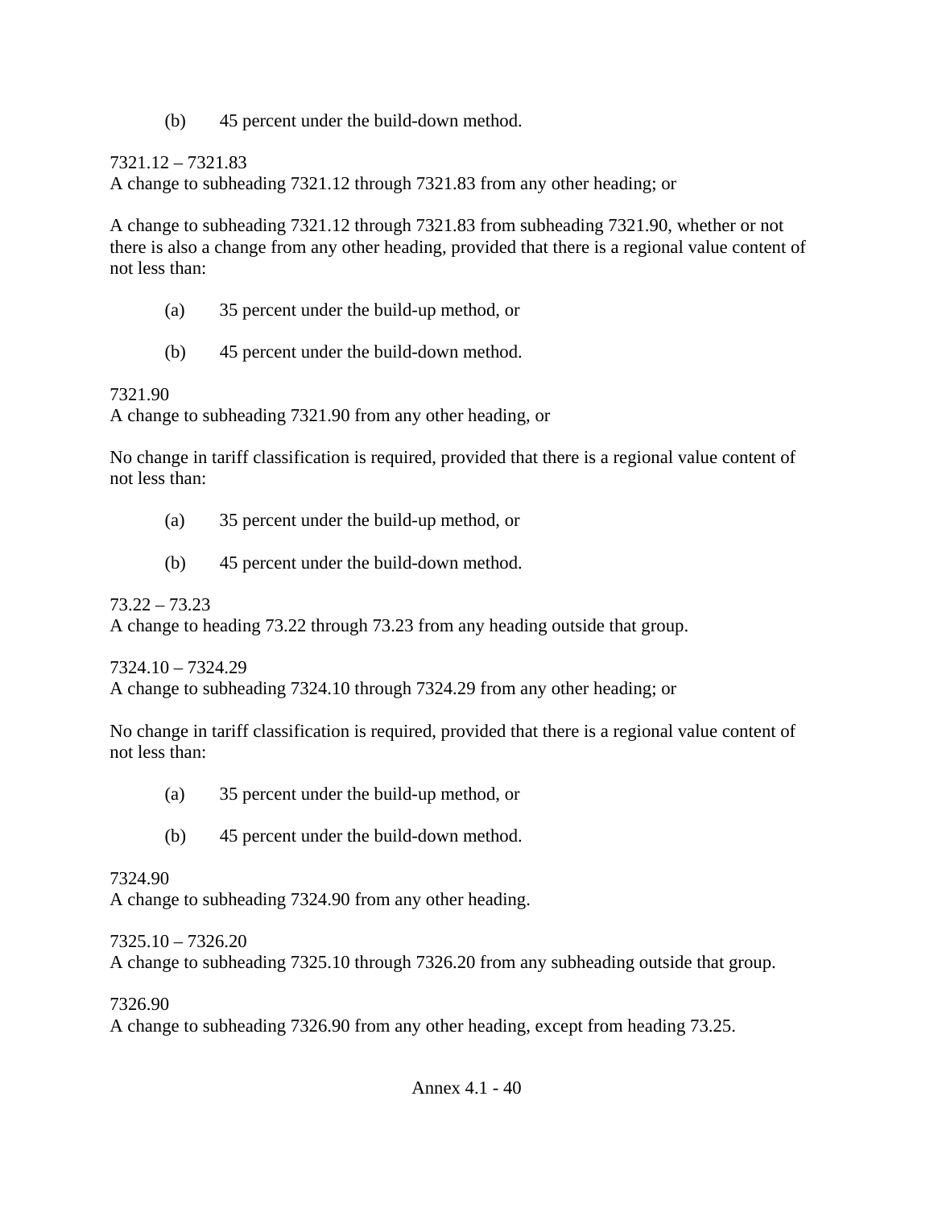(b) 45 percent under the build-down method.

7321.12 – 7321.83
A change to subheading 7321.12 through 7321.83 from any other heading; or

A change to subheading 7321.12 through 7321.83 from subheading 7321.90, whether or not there is also a change from any other heading, provided that there is a regional value content of not less than:

(a) 35 percent under the build-up method, or

(b) 45 percent under the build-down method.

7321.90
A change to subheading 7321.90 from any other heading, or

No change in tariff classification is required, provided that there is a regional value content of not less than:

(a) 35 percent under the build-up method, or

(b) 45 percent under the build-down method.

73.22 – 73.23
A change to heading 73.22 through 73.23 from any heading outside that group.

7324.10 – 7324.29
A change to subheading 7324.10 through 7324.29 from any other heading; or

No change in tariff classification is required, provided that there is a regional value content of not less than:

(a) 35 percent under the build-up method, or

(b) 45 percent under the build-down method.

7324.90
A change to subheading 7324.90 from any other heading.

7325.10 – 7326.20
A change to subheading 7325.10 through 7326.20 from any subheading outside that group.

7326.90
A change to subheading 7326.90 from any other heading, except from heading 73.25.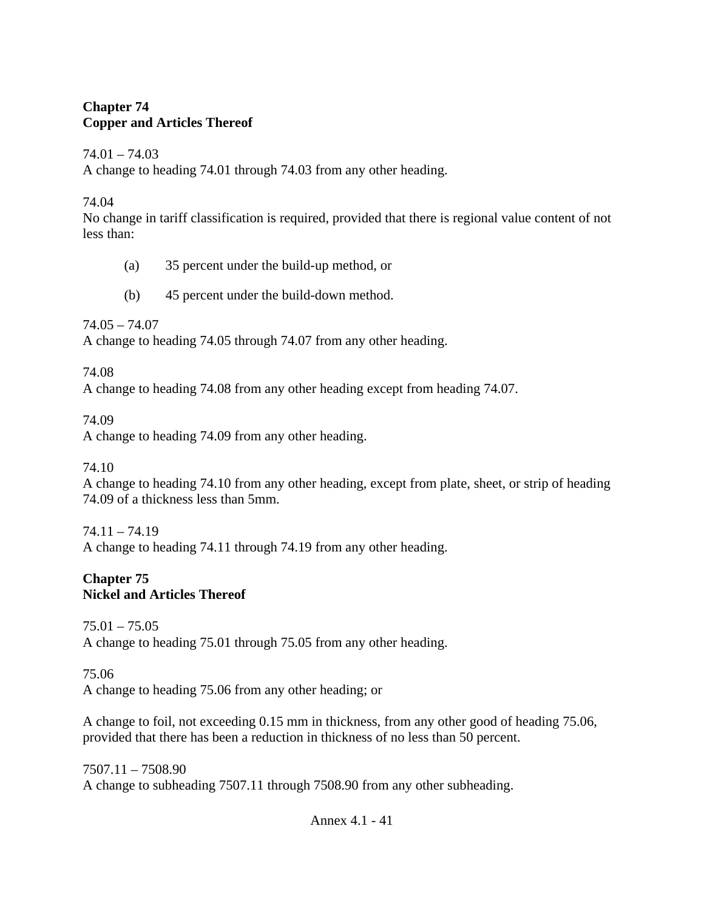**Chapter 74**
**Copper and Articles Thereof**

74.01 – 74.03
A change to heading 74.01 through 74.03 from any other heading.

74.04
No change in tariff classification is required, provided that there is regional value content of not less than:

(a) 35 percent under the build-up method, or

(b) 45 percent under the build-down method.

74.05 – 74.07
A change to heading 74.05 through 74.07 from any other heading.

74.08
A change to heading 74.08 from any other heading except from heading 74.07.

74.09
A change to heading 74.09 from any other heading.

74.10
A change to heading 74.10 from any other heading, except from plate, sheet, or strip of heading 74.09 of a thickness less than 5mm.

74.11 – 74.19
A change to heading 74.11 through 74.19 from any other heading.

**Chapter 75**
**Nickel and Articles Thereof**

75.01 – 75.05
A change to heading 75.01 through 75.05 from any other heading.

75.06
A change to heading 75.06 from any other heading; or

A change to foil, not exceeding 0.15 mm in thickness, from any other good of heading 75.06, provided that there has been a reduction in thickness of no less than 50 percent.

7507.11 – 7508.90
A change to subheading 7507.11 through 7508.90 from any other subheading.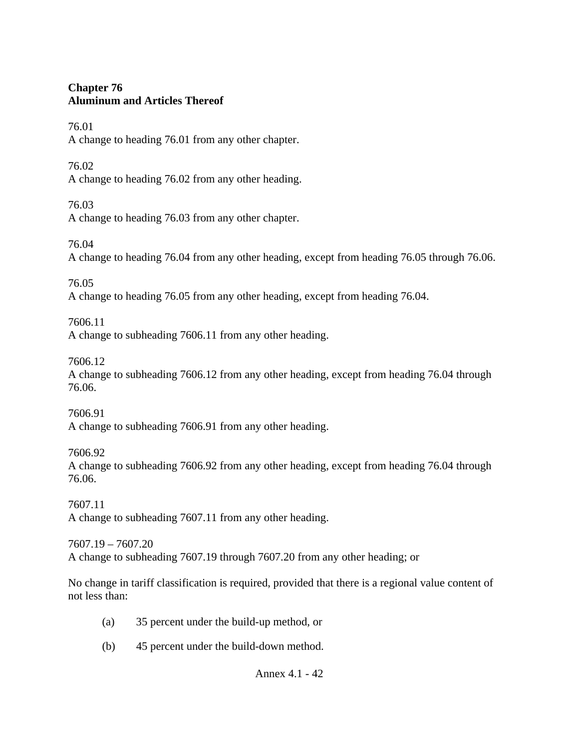**Chapter 76**
**Aluminum and Articles Thereof**

76.01
A change to heading 76.01 from any other chapter.

76.02
A change to heading 76.02 from any other heading.

76.03
A change to heading 76.03 from any other chapter.

76.04
A change to heading 76.04 from any other heading, except from heading 76.05 through 76.06.

76.05
A change to heading 76.05 from any other heading, except from heading 76.04.

7606.11
A change to subheading 7606.11 from any other heading.

7606.12
A change to subheading 7606.12 from any other heading, except from heading 76.04 through 76.06.

7606.91
A change to subheading 7606.91 from any other heading.

7606.92
A change to subheading 7606.92 from any other heading, except from heading 76.04 through 76.06.

7607.11
A change to subheading 7607.11 from any other heading.

7607.19 – 7607.20
A change to subheading 7607.19 through 7607.20 from any other heading; or

No change in tariff classification is required, provided that there is a regional value content of not less than:

(a) 35 percent under the build-up method, or

(b) 45 percent under the build-down method.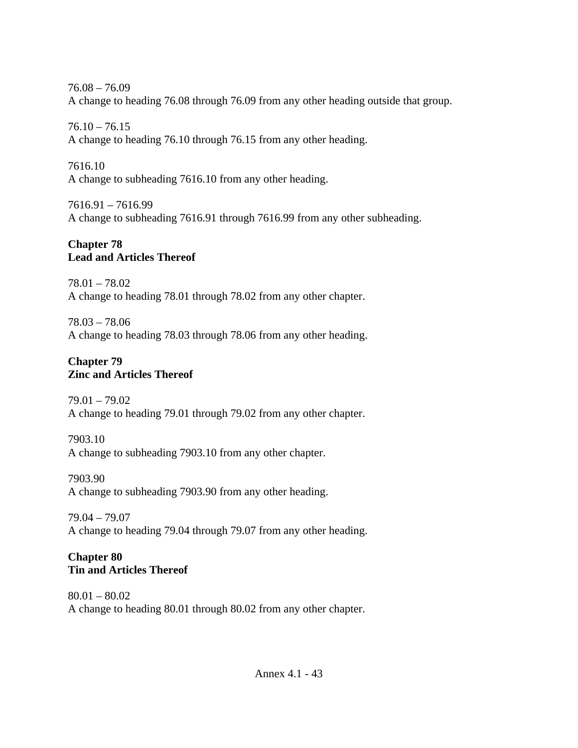76.08 – 76.09
A change to heading 76.08 through 76.09 from any other heading outside that group.

76.10 – 76.15
A change to heading 76.10 through 76.15 from any other heading.

7616.10
A change to subheading 7616.10 from any other heading.

7616.91 – 7616.99
A change to subheading 7616.91 through 7616.99 from any other subheading.

## Chapter 78
## Lead and Articles Thereof

78.01 – 78.02
A change to heading 78.01 through 78.02 from any other chapter.

78.03 – 78.06
A change to heading 78.03 through 78.06 from any other heading.

## Chapter 79
## Zinc and Articles Thereof

79.01 – 79.02
A change to heading 79.01 through 79.02 from any other chapter.

7903.10
A change to subheading 7903.10 from any other chapter.

7903.90
A change to subheading 7903.90 from any other heading.

79.04 – 79.07
A change to heading 79.04 through 79.07 from any other heading.

## Chapter 80
## Tin and Articles Thereof

80.01 – 80.02
A change to heading 80.01 through 80.02 from any other chapter.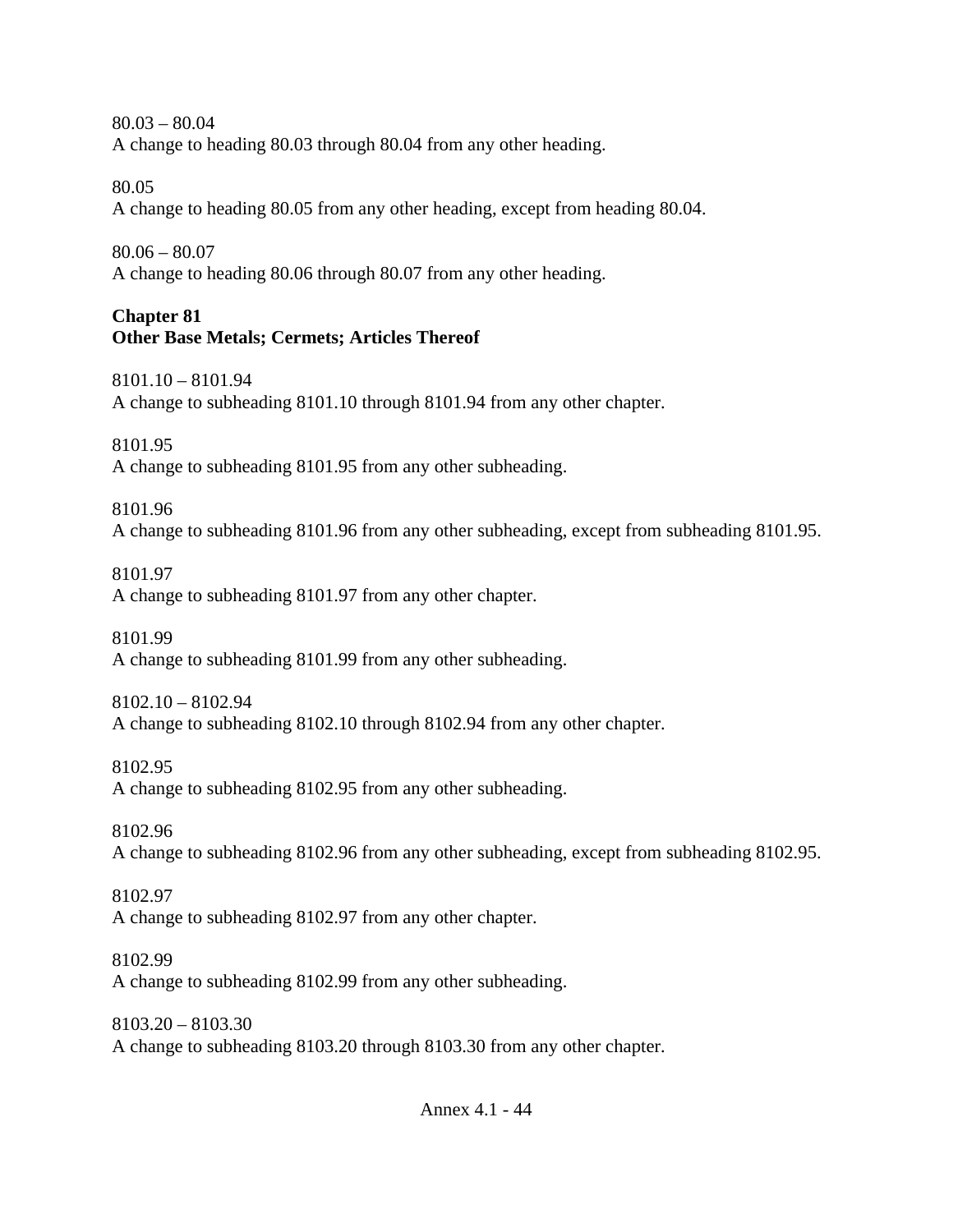80.03 – 80.04
A change to heading 80.03 through 80.04 from any other heading.

80.05
A change to heading 80.05 from any other heading, except from heading 80.04.

80.06 – 80.07
A change to heading 80.06 through 80.07 from any other heading.

**Chapter 81**
**Other Base Metals; Cermets; Articles Thereof**

8101.10 – 8101.94
A change to subheading 8101.10 through 8101.94 from any other chapter.

8101.95
A change to subheading 8101.95 from any other subheading.

8101.96
A change to subheading 8101.96 from any other subheading, except from subheading 8101.95.

8101.97
A change to subheading 8101.97 from any other chapter.

8101.99
A change to subheading 8101.99 from any other subheading.

8102.10 – 8102.94
A change to subheading 8102.10 through 8102.94 from any other chapter.

8102.95
A change to subheading 8102.95 from any other subheading.

8102.96
A change to subheading 8102.96 from any other subheading, except from subheading 8102.95.

8102.97
A change to subheading 8102.97 from any other chapter.

8102.99
A change to subheading 8102.99 from any other subheading.

8103.20 – 8103.30
A change to subheading 8103.20 through 8103.30 from any other chapter.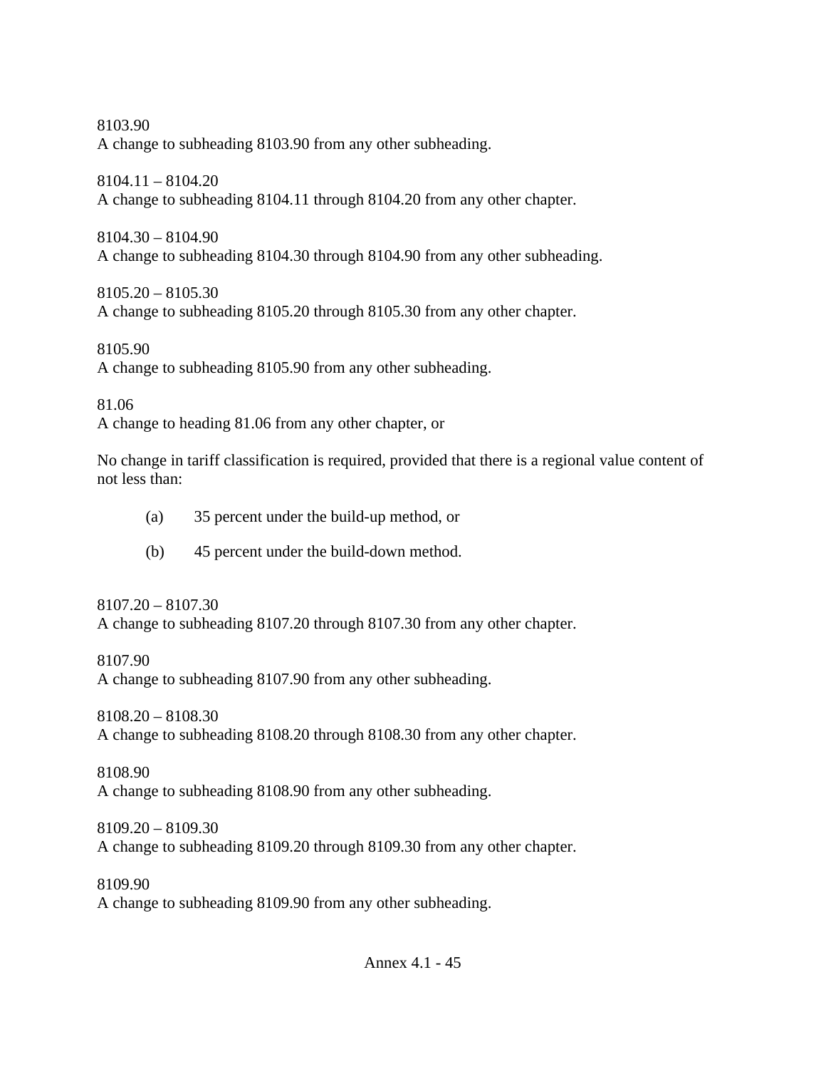8103.90
A change to subheading 8103.90 from any other subheading.

8104.11 – 8104.20
A change to subheading 8104.11 through 8104.20 from any other chapter.

8104.30 – 8104.90
A change to subheading 8104.30 through 8104.90 from any other subheading.

8105.20 – 8105.30
A change to subheading 8105.20 through 8105.30 from any other chapter.

8105.90
A change to subheading 8105.90 from any other subheading.

81.06
A change to heading 81.06 from any other chapter, or

No change in tariff classification is required, provided that there is a regional value content of not less than:

(a) 35 percent under the build-up method, or

(b) 45 percent under the build-down method.

8107.20 – 8107.30
A change to subheading 8107.20 through 8107.30 from any other chapter.

8107.90
A change to subheading 8107.90 from any other subheading.

8108.20 – 8108.30
A change to subheading 8108.20 through 8108.30 from any other chapter.

8108.90
A change to subheading 8108.90 from any other subheading.

8109.20 – 8109.30
A change to subheading 8109.20 through 8109.30 from any other chapter.

8109.90
A change to subheading 8109.90 from any other subheading.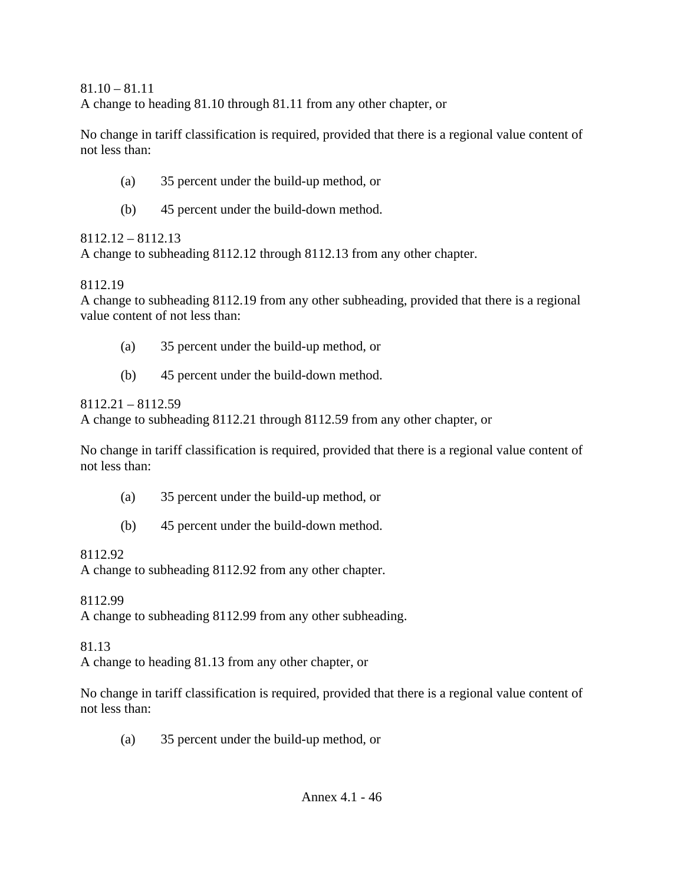81.10 – 81.11
A change to heading 81.10 through 81.11 from any other chapter, or

No change in tariff classification is required, provided that there is a regional value content of not less than:

(a) 35 percent under the build-up method, or

(b) 45 percent under the build-down method.

8112.12 – 8112.13
A change to subheading 8112.12 through 8112.13 from any other chapter.

8112.19
A change to subheading 8112.19 from any other subheading, provided that there is a regional value content of not less than:

(a) 35 percent under the build-up method, or

(b) 45 percent under the build-down method.

8112.21 – 8112.59
A change to subheading 8112.21 through 8112.59 from any other chapter, or

No change in tariff classification is required, provided that there is a regional value content of not less than:

(a) 35 percent under the build-up method, or

(b) 45 percent under the build-down method.

8112.92
A change to subheading 8112.92 from any other chapter.

8112.99
A change to subheading 8112.99 from any other subheading.

81.13
A change to heading 81.13 from any other chapter, or

No change in tariff classification is required, provided that there is a regional value content of not less than:

(a) 35 percent under the build-up method, or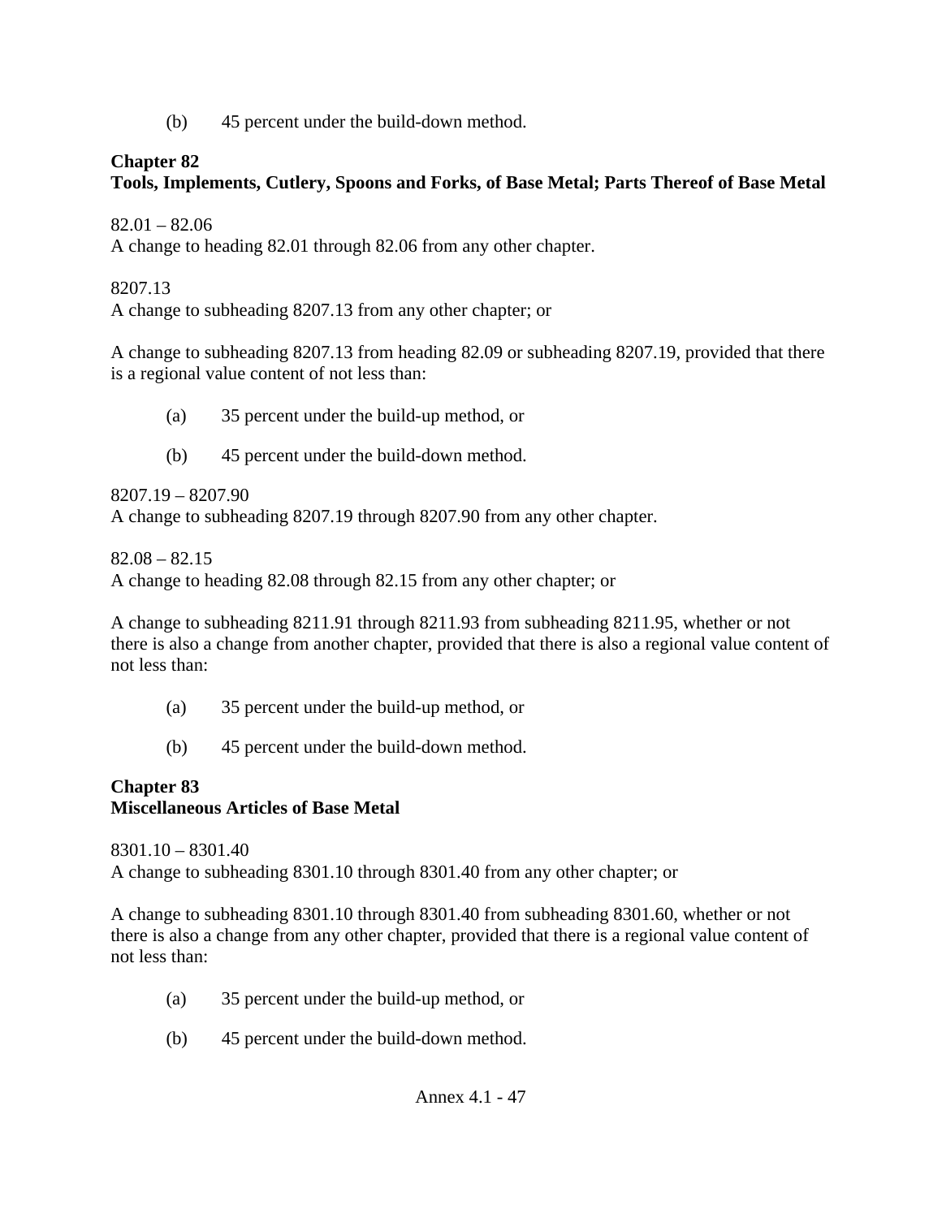(b) 45 percent under the build-down method.

**Chapter 82**
**Tools, Implements, Cutlery, Spoons and Forks, of Base Metal; Parts Thereof of Base Metal**

82.01 – 82.06
A change to heading 82.01 through 82.06 from any other chapter.

8207.13
A change to subheading 8207.13 from any other chapter; or

A change to subheading 8207.13 from heading 82.09 or subheading 8207.19, provided that there is a regional value content of not less than:

(a) 35 percent under the build-up method, or

(b) 45 percent under the build-down method.

8207.19 – 8207.90
A change to subheading 8207.19 through 8207.90 from any other chapter.

82.08 – 82.15
A change to heading 82.08 through 82.15 from any other chapter; or

A change to subheading 8211.91 through 8211.93 from subheading 8211.95, whether or not there is also a change from another chapter, provided that there is also a regional value content of not less than:

(a) 35 percent under the build-up method, or

(b) 45 percent under the build-down method.

**Chapter 83**
**Miscellaneous Articles of Base Metal**

8301.10 – 8301.40
A change to subheading 8301.10 through 8301.40 from any other chapter; or

A change to subheading 8301.10 through 8301.40 from subheading 8301.60, whether or not there is also a change from any other chapter, provided that there is a regional value content of not less than:

(a) 35 percent under the build-up method, or

(b) 45 percent under the build-down method.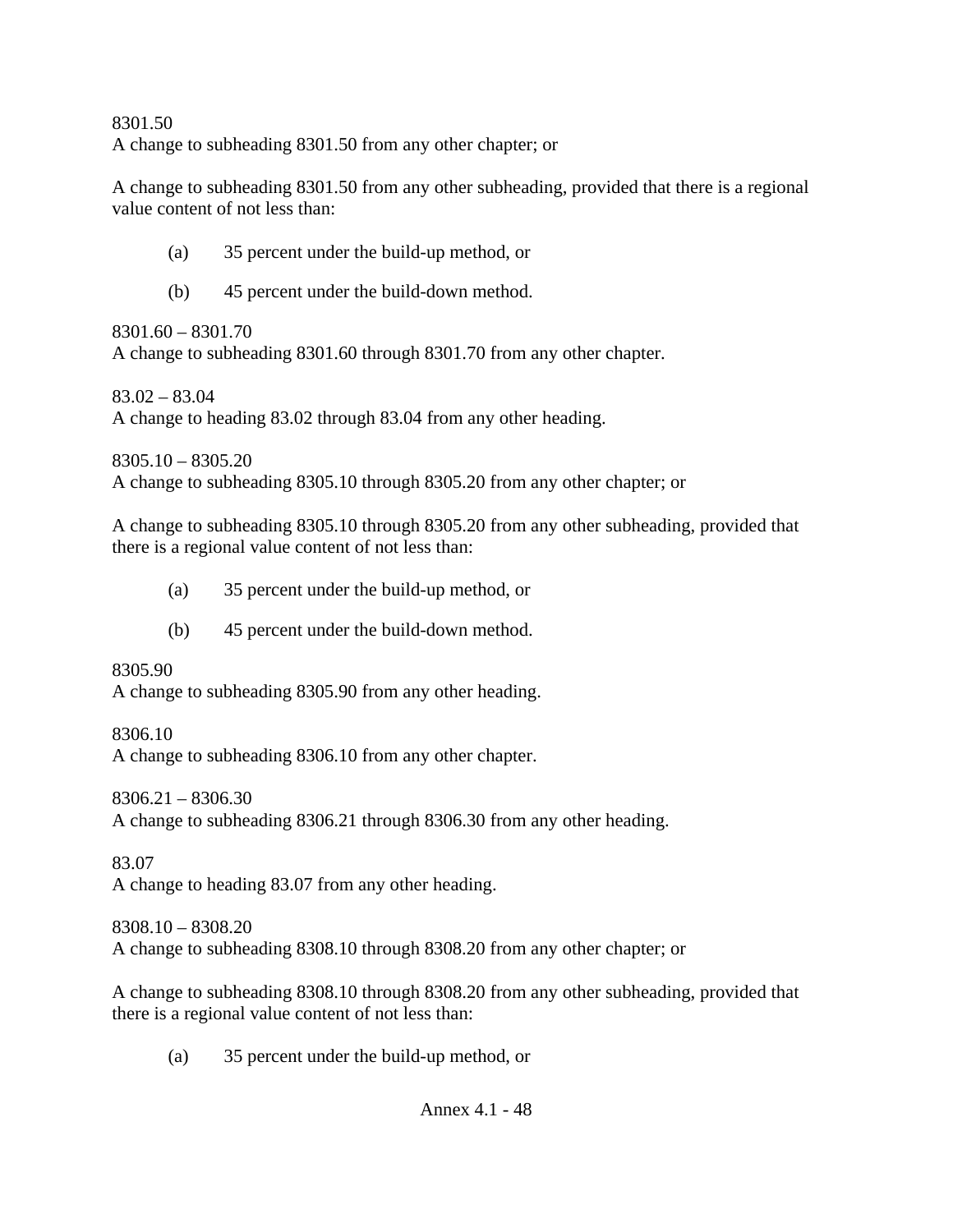8301.50
A change to subheading 8301.50 from any other chapter; or

A change to subheading 8301.50 from any other subheading, provided that there is a regional value content of not less than:

(a) 35 percent under the build-up method, or

(b) 45 percent under the build-down method.

8301.60 – 8301.70
A change to subheading 8301.60 through 8301.70 from any other chapter.

83.02 – 83.04
A change to heading 83.02 through 83.04 from any other heading.

8305.10 – 8305.20
A change to subheading 8305.10 through 8305.20 from any other chapter; or

A change to subheading 8305.10 through 8305.20 from any other subheading, provided that there is a regional value content of not less than:

(a) 35 percent under the build-up method, or

(b) 45 percent under the build-down method.

8305.90
A change to subheading 8305.90 from any other heading.

8306.10
A change to subheading 8306.10 from any other chapter.

8306.21 – 8306.30
A change to subheading 8306.21 through 8306.30 from any other heading.

83.07
A change to heading 83.07 from any other heading.

8308.10 – 8308.20
A change to subheading 8308.10 through 8308.20 from any other chapter; or

A change to subheading 8308.10 through 8308.20 from any other subheading, provided that there is a regional value content of not less than:

(a) 35 percent under the build-up method, or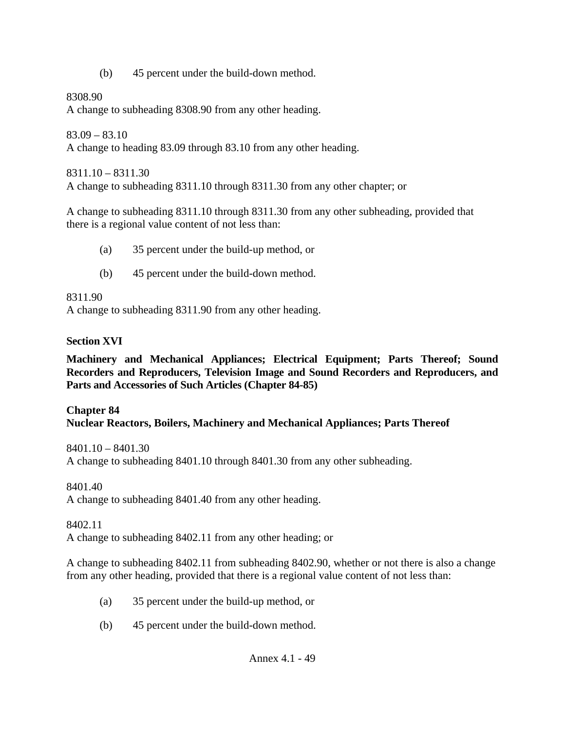(b) 45 percent under the build-down method.

8308.90
A change to subheading 8308.90 from any other heading.

83.09 – 83.10
A change to heading 83.09 through 83.10 from any other heading.

8311.10 – 8311.30
A change to subheading 8311.10 through 8311.30 from any other chapter; or

A change to subheading 8311.10 through 8311.30 from any other subheading, provided that there is a regional value content of not less than:

(a) 35 percent under the build-up method, or

(b) 45 percent under the build-down method.

8311.90
A change to subheading 8311.90 from any other heading.

**Section XVI**

**Machinery and Mechanical Appliances; Electrical Equipment; Parts Thereof; Sound Recorders and Reproducers, Television Image and Sound Recorders and Reproducers, and Parts and Accessories of Such Articles (Chapter 84-85)**

**Chapter 84**
**Nuclear Reactors, Boilers, Machinery and Mechanical Appliances; Parts Thereof**

8401.10 – 8401.30
A change to subheading 8401.10 through 8401.30 from any other subheading.

8401.40
A change to subheading 8401.40 from any other heading.

8402.11
A change to subheading 8402.11 from any other heading; or

A change to subheading 8402.11 from subheading 8402.90, whether or not there is also a change from any other heading, provided that there is a regional value content of not less than:

(a) 35 percent under the build-up method, or

(b) 45 percent under the build-down method.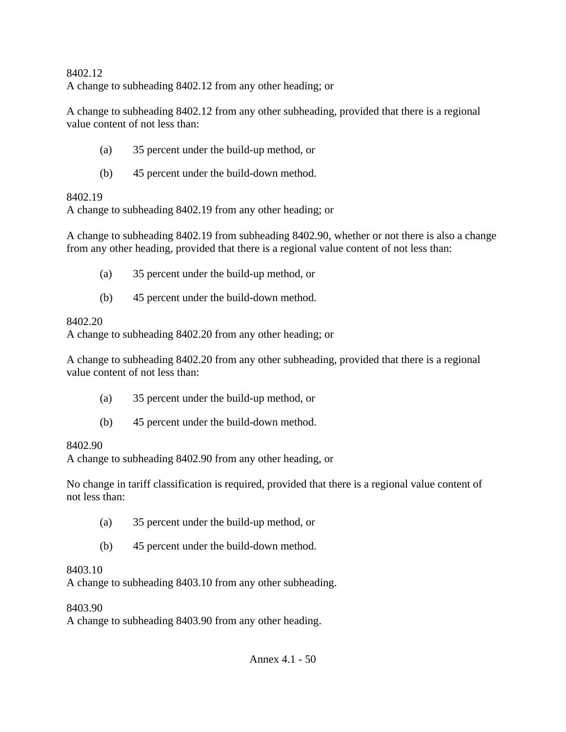8402.12
A change to subheading 8402.12 from any other heading; or

A change to subheading 8402.12 from any other subheading, provided that there is a regional value content of not less than:

(a) 35 percent under the build-up method, or

(b) 45 percent under the build-down method.

8402.19
A change to subheading 8402.19 from any other heading; or

A change to subheading 8402.19 from subheading 8402.90, whether or not there is also a change from any other heading, provided that there is a regional value content of not less than:

(a) 35 percent under the build-up method, or

(b) 45 percent under the build-down method.

8402.20
A change to subheading 8402.20 from any other heading; or

A change to subheading 8402.20 from any other subheading, provided that there is a regional value content of not less than:

(a) 35 percent under the build-up method, or

(b) 45 percent under the build-down method.

8402.90
A change to subheading 8402.90 from any other heading, or

No change in tariff classification is required, provided that there is a regional value content of not less than:

(a) 35 percent under the build-up method, or

(b) 45 percent under the build-down method.

8403.10
A change to subheading 8403.10 from any other subheading.

8403.90
A change to subheading 8403.90 from any other heading.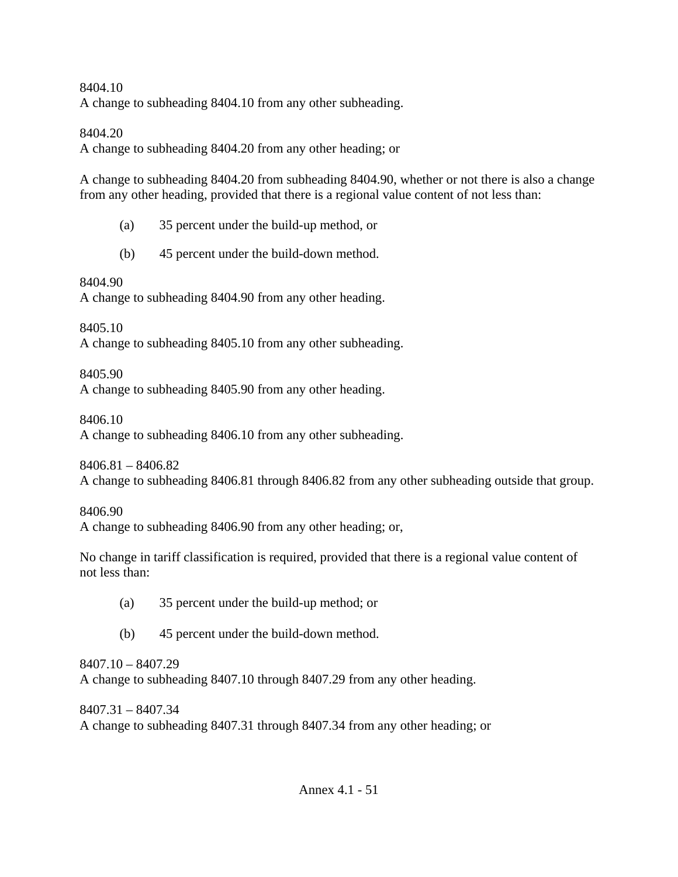8404.10
A change to subheading 8404.10 from any other subheading.

8404.20
A change to subheading 8404.20 from any other heading; or

A change to subheading 8404.20 from subheading 8404.90, whether or not there is also a change from any other heading, provided that there is a regional value content of not less than:

(a) 35 percent under the build-up method, or

(b) 45 percent under the build-down method.

8404.90
A change to subheading 8404.90 from any other heading.

8405.10
A change to subheading 8405.10 from any other subheading.

8405.90
A change to subheading 8405.90 from any other heading.

8406.10
A change to subheading 8406.10 from any other subheading.

8406.81 – 8406.82
A change to subheading 8406.81 through 8406.82 from any other subheading outside that group.

8406.90
A change to subheading 8406.90 from any other heading; or,

No change in tariff classification is required, provided that there is a regional value content of not less than:

(a) 35 percent under the build-up method; or

(b) 45 percent under the build-down method.

8407.10 – 8407.29
A change to subheading 8407.10 through 8407.29 from any other heading.

8407.31 – 8407.34
A change to subheading 8407.31 through 8407.34 from any other heading; or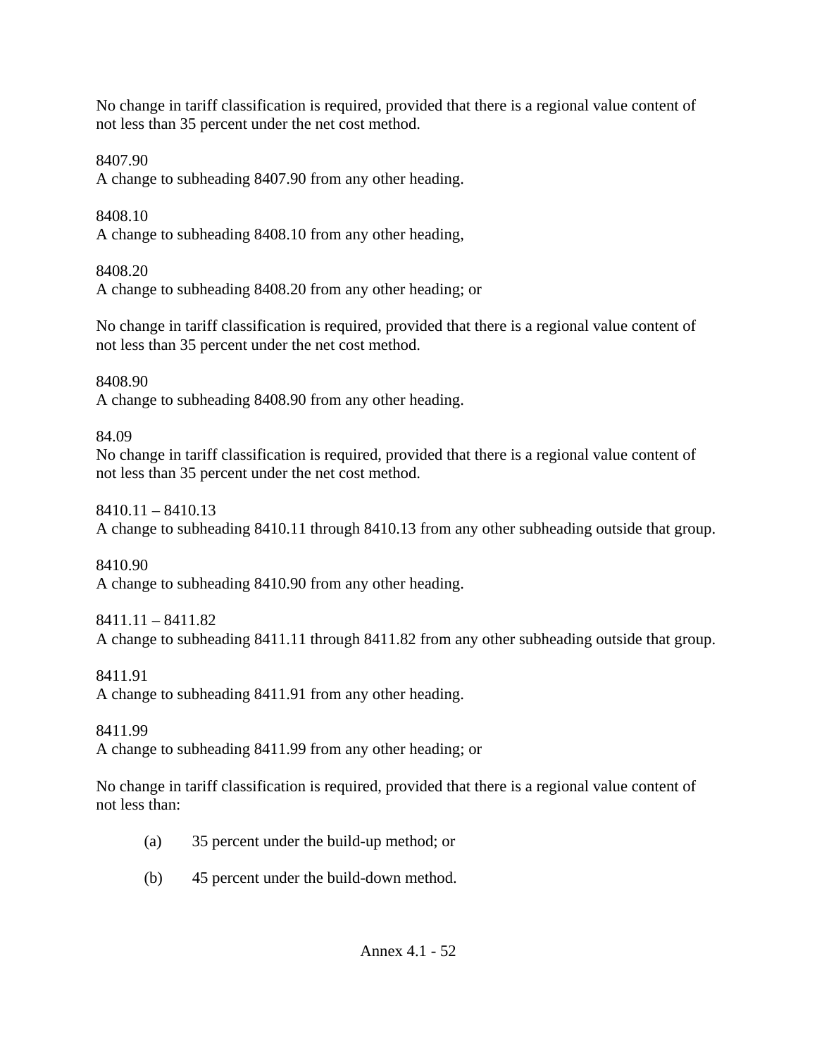No change in tariff classification is required, provided that there is a regional value content of not less than 35 percent under the net cost method.

8407.90
A change to subheading 8407.90 from any other heading.

8408.10
A change to subheading 8408.10 from any other heading,

8408.20
A change to subheading 8408.20 from any other heading; or

No change in tariff classification is required, provided that there is a regional value content of not less than 35 percent under the net cost method.

8408.90
A change to subheading 8408.90 from any other heading.

84.09
No change in tariff classification is required, provided that there is a regional value content of not less than 35 percent under the net cost method.

8410.11 – 8410.13
A change to subheading 8410.11 through 8410.13 from any other subheading outside that group.

8410.90
A change to subheading 8410.90 from any other heading.

8411.11 – 8411.82
A change to subheading 8411.11 through 8411.82 from any other subheading outside that group.

8411.91
A change to subheading 8411.91 from any other heading.

8411.99
A change to subheading 8411.99 from any other heading; or

No change in tariff classification is required, provided that there is a regional value content of not less than:

(a) 35 percent under the build-up method; or

(b) 45 percent under the build-down method.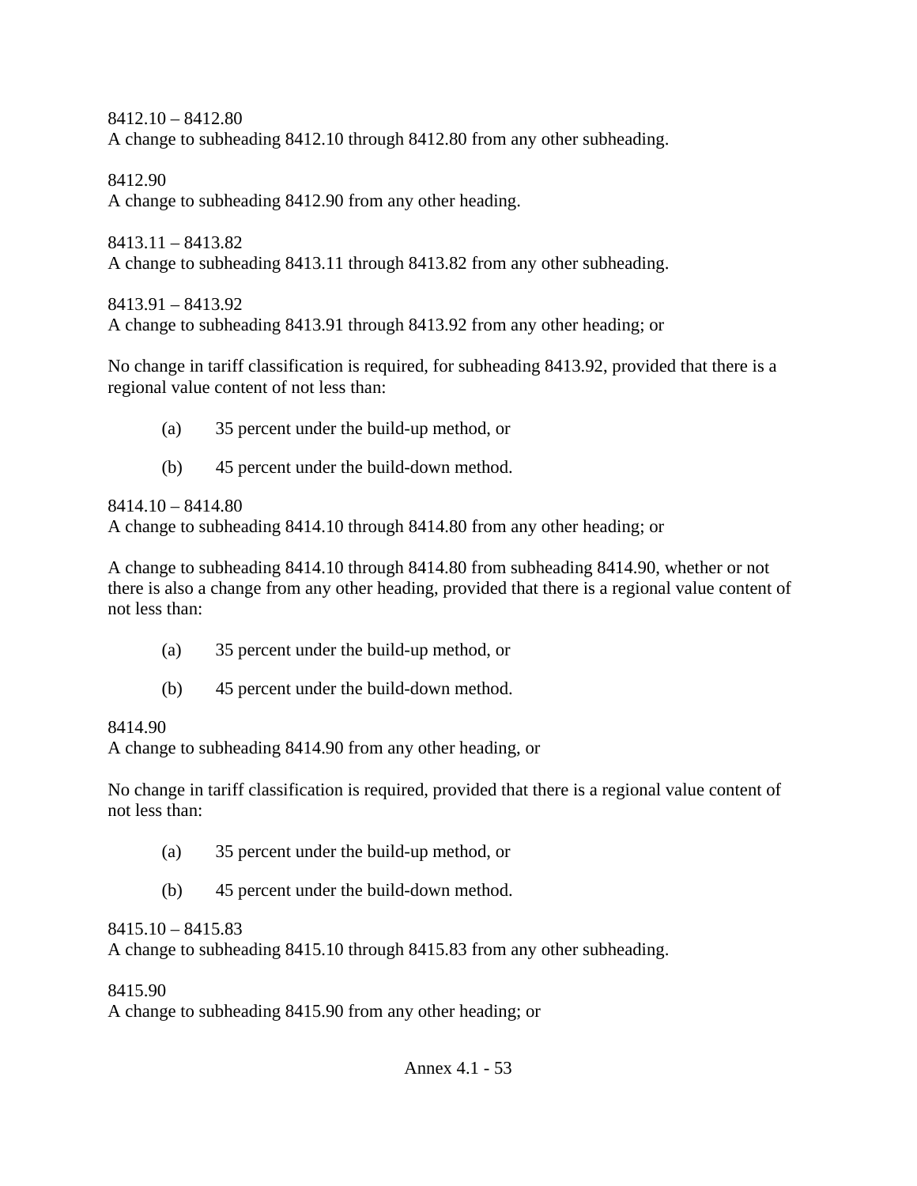8412.10 – 8412.80
A change to subheading 8412.10 through 8412.80 from any other subheading.

8412.90
A change to subheading 8412.90 from any other heading.

8413.11 – 8413.82
A change to subheading 8413.11 through 8413.82 from any other subheading.

8413.91 – 8413.92
A change to subheading 8413.91 through 8413.92 from any other heading; or

No change in tariff classification is required, for subheading 8413.92, provided that there is a regional value content of not less than:

(a) 35 percent under the build-up method, or

(b) 45 percent under the build-down method.

8414.10 – 8414.80
A change to subheading 8414.10 through 8414.80 from any other heading; or

A change to subheading 8414.10 through 8414.80 from subheading 8414.90, whether or not there is also a change from any other heading, provided that there is a regional value content of not less than:

(a) 35 percent under the build-up method, or

(b) 45 percent under the build-down method.

8414.90
A change to subheading 8414.90 from any other heading, or

No change in tariff classification is required, provided that there is a regional value content of not less than:

(a) 35 percent under the build-up method, or

(b) 45 percent under the build-down method.

8415.10 – 8415.83
A change to subheading 8415.10 through 8415.83 from any other subheading.

8415.90
A change to subheading 8415.90 from any other heading; or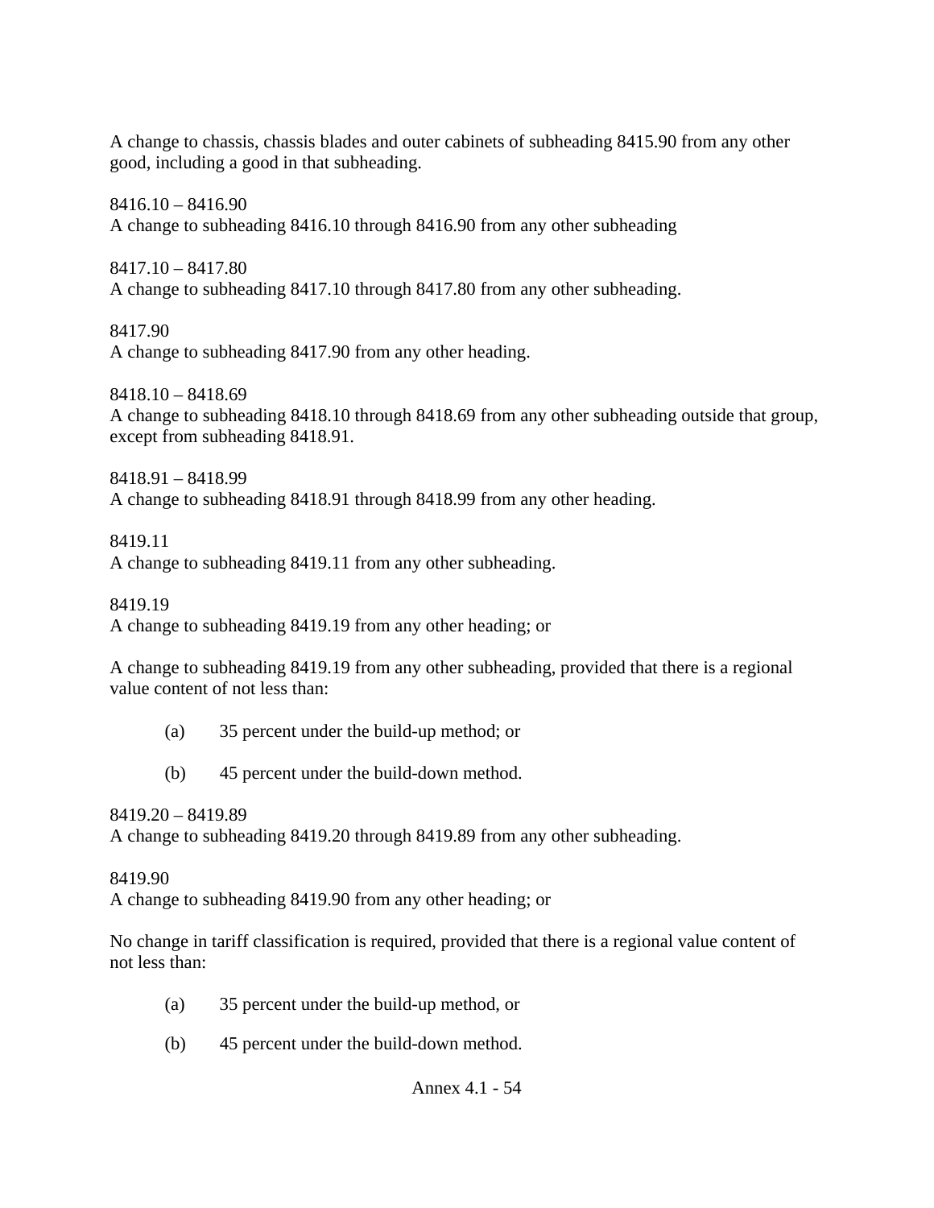A change to chassis, chassis blades and outer cabinets of subheading 8415.90 from any other good, including a good in that subheading.

8416.10 – 8416.90
A change to subheading 8416.10 through 8416.90 from any other subheading

8417.10 – 8417.80
A change to subheading 8417.10 through 8417.80 from any other subheading.

8417.90
A change to subheading 8417.90 from any other heading.

8418.10 – 8418.69
A change to subheading 8418.10 through 8418.69 from any other subheading outside that group, except from subheading 8418.91.

8418.91 – 8418.99
A change to subheading 8418.91 through 8418.99 from any other heading.

8419.11
A change to subheading 8419.11 from any other subheading.

8419.19
A change to subheading 8419.19 from any other heading; or

A change to subheading 8419.19 from any other subheading, provided that there is a regional value content of not less than:

(a) 35 percent under the build-up method; or

(b) 45 percent under the build-down method.

8419.20 – 8419.89
A change to subheading 8419.20 through 8419.89 from any other subheading.

8419.90
A change to subheading 8419.90 from any other heading; or

No change in tariff classification is required, provided that there is a regional value content of not less than:

(a) 35 percent under the build-up method, or

(b) 45 percent under the build-down method.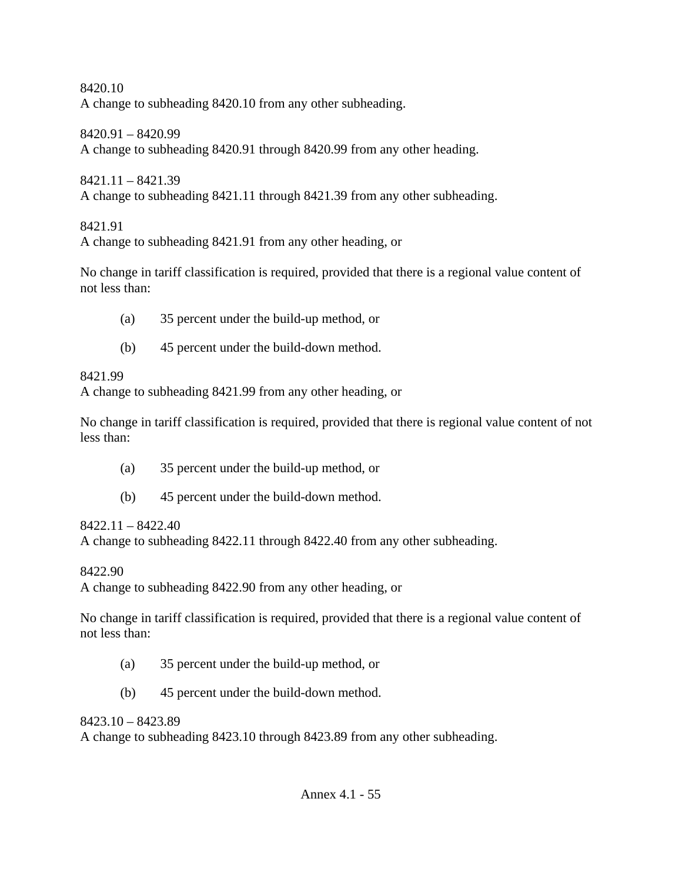8420.10
A change to subheading 8420.10 from any other subheading.

8420.91 – 8420.99
A change to subheading 8420.91 through 8420.99 from any other heading.

8421.11 – 8421.39
A change to subheading 8421.11 through 8421.39 from any other subheading.

8421.91
A change to subheading 8421.91 from any other heading, or

No change in tariff classification is required, provided that there is a regional value content of not less than:

(a) 35 percent under the build-up method, or

(b) 45 percent under the build-down method.

8421.99
A change to subheading 8421.99 from any other heading, or

No change in tariff classification is required, provided that there is regional value content of not less than:

(a) 35 percent under the build-up method, or

(b) 45 percent under the build-down method.

8422.11 – 8422.40
A change to subheading 8422.11 through 8422.40 from any other subheading.

8422.90
A change to subheading 8422.90 from any other heading, or

No change in tariff classification is required, provided that there is a regional value content of not less than:

(a) 35 percent under the build-up method, or

(b) 45 percent under the build-down method.

8423.10 – 8423.89
A change to subheading 8423.10 through 8423.89 from any other subheading.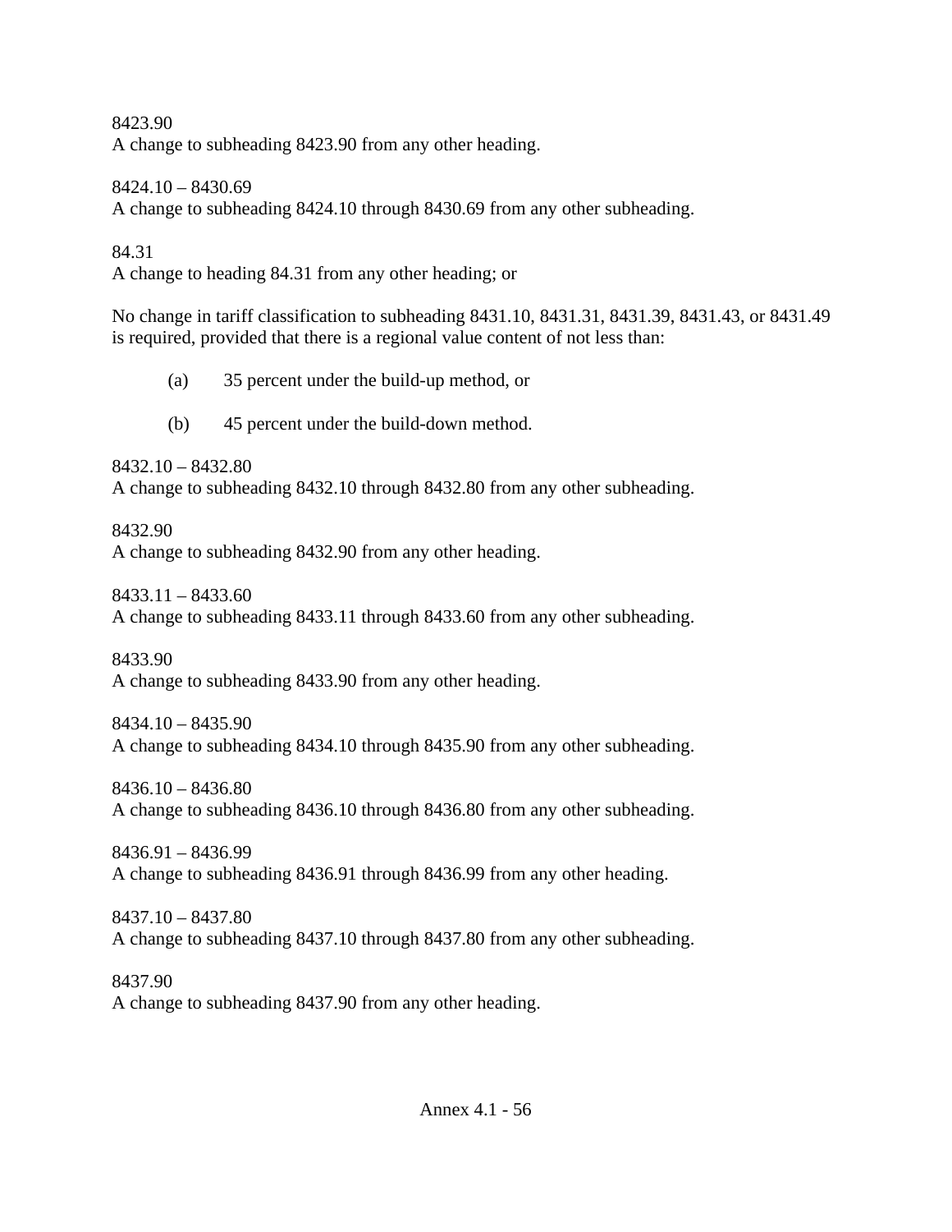8423.90
A change to subheading 8423.90 from any other heading.

8424.10 – 8430.69
A change to subheading 8424.10 through 8430.69 from any other subheading.

84.31
A change to heading 84.31 from any other heading; or

No change in tariff classification to subheading 8431.10, 8431.31, 8431.39, 8431.43, or 8431.49 is required, provided that there is a regional value content of not less than:

(a) 35 percent under the build-up method, or

(b) 45 percent under the build-down method.

8432.10 – 8432.80
A change to subheading 8432.10 through 8432.80 from any other subheading.

8432.90
A change to subheading 8432.90 from any other heading.

8433.11 – 8433.60
A change to subheading 8433.11 through 8433.60 from any other subheading.

8433.90
A change to subheading 8433.90 from any other heading.

8434.10 – 8435.90
A change to subheading 8434.10 through 8435.90 from any other subheading.

8436.10 – 8436.80
A change to subheading 8436.10 through 8436.80 from any other subheading.

8436.91 – 8436.99
A change to subheading 8436.91 through 8436.99 from any other heading.

8437.10 – 8437.80
A change to subheading 8437.10 through 8437.80 from any other subheading.

8437.90
A change to subheading 8437.90 from any other heading.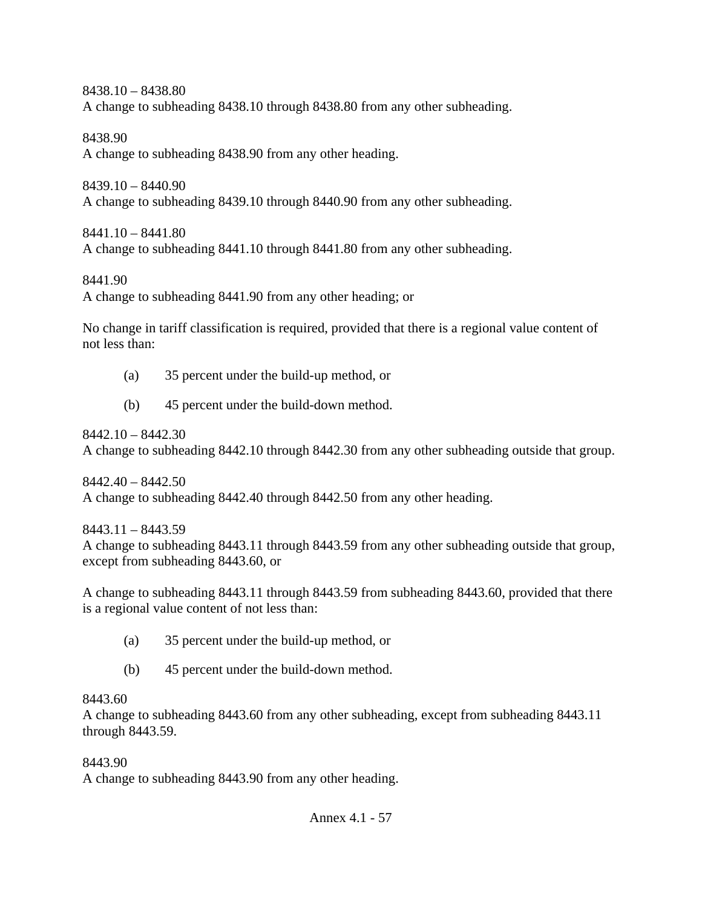8438.10 – 8438.80
A change to subheading 8438.10 through 8438.80 from any other subheading.

8438.90
A change to subheading 8438.90 from any other heading.

8439.10 – 8440.90
A change to subheading 8439.10 through 8440.90 from any other subheading.

8441.10 – 8441.80
A change to subheading 8441.10 through 8441.80 from any other subheading.

8441.90
A change to subheading 8441.90 from any other heading; or

No change in tariff classification is required, provided that there is a regional value content of not less than:

(a) 35 percent under the build-up method, or

(b) 45 percent under the build-down method.

8442.10 – 8442.30
A change to subheading 8442.10 through 8442.30 from any other subheading outside that group.

8442.40 – 8442.50
A change to subheading 8442.40 through 8442.50 from any other heading.

8443.11 – 8443.59
A change to subheading 8443.11 through 8443.59 from any other subheading outside that group, except from subheading 8443.60, or

A change to subheading 8443.11 through 8443.59 from subheading 8443.60, provided that there is a regional value content of not less than:

(a) 35 percent under the build-up method, or

(b) 45 percent under the build-down method.

8443.60
A change to subheading 8443.60 from any other subheading, except from subheading 8443.11 through 8443.59.

8443.90
A change to subheading 8443.90 from any other heading.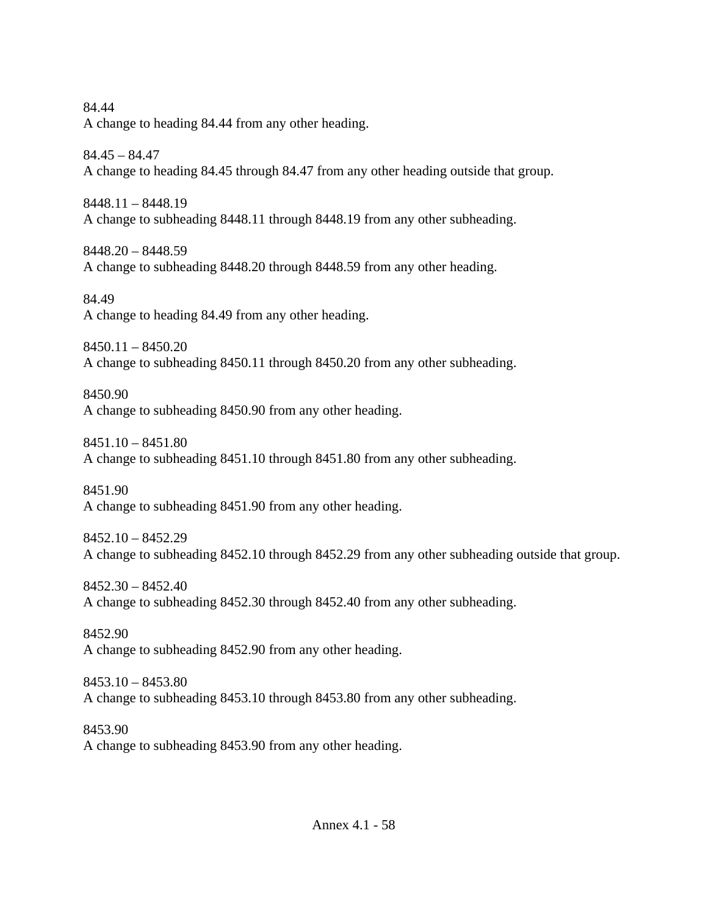84.44
A change to heading 84.44 from any other heading.

84.45 – 84.47
A change to heading 84.45 through 84.47 from any other heading outside that group.

8448.11 – 8448.19
A change to subheading 8448.11 through 8448.19 from any other subheading.

8448.20 – 8448.59
A change to subheading 8448.20 through 8448.59 from any other heading.

84.49
A change to heading 84.49 from any other heading.

8450.11 – 8450.20
A change to subheading 8450.11 through 8450.20 from any other subheading.

8450.90
A change to subheading 8450.90 from any other heading.

8451.10 – 8451.80
A change to subheading 8451.10 through 8451.80 from any other subheading.

8451.90
A change to subheading 8451.90 from any other heading.

8452.10 – 8452.29
A change to subheading 8452.10 through 8452.29 from any other subheading outside that group.

8452.30 – 8452.40
A change to subheading 8452.30 through 8452.40 from any other subheading.

8452.90
A change to subheading 8452.90 from any other heading.

8453.10 – 8453.80
A change to subheading 8453.10 through 8453.80 from any other subheading.

8453.90
A change to subheading 8453.90 from any other heading.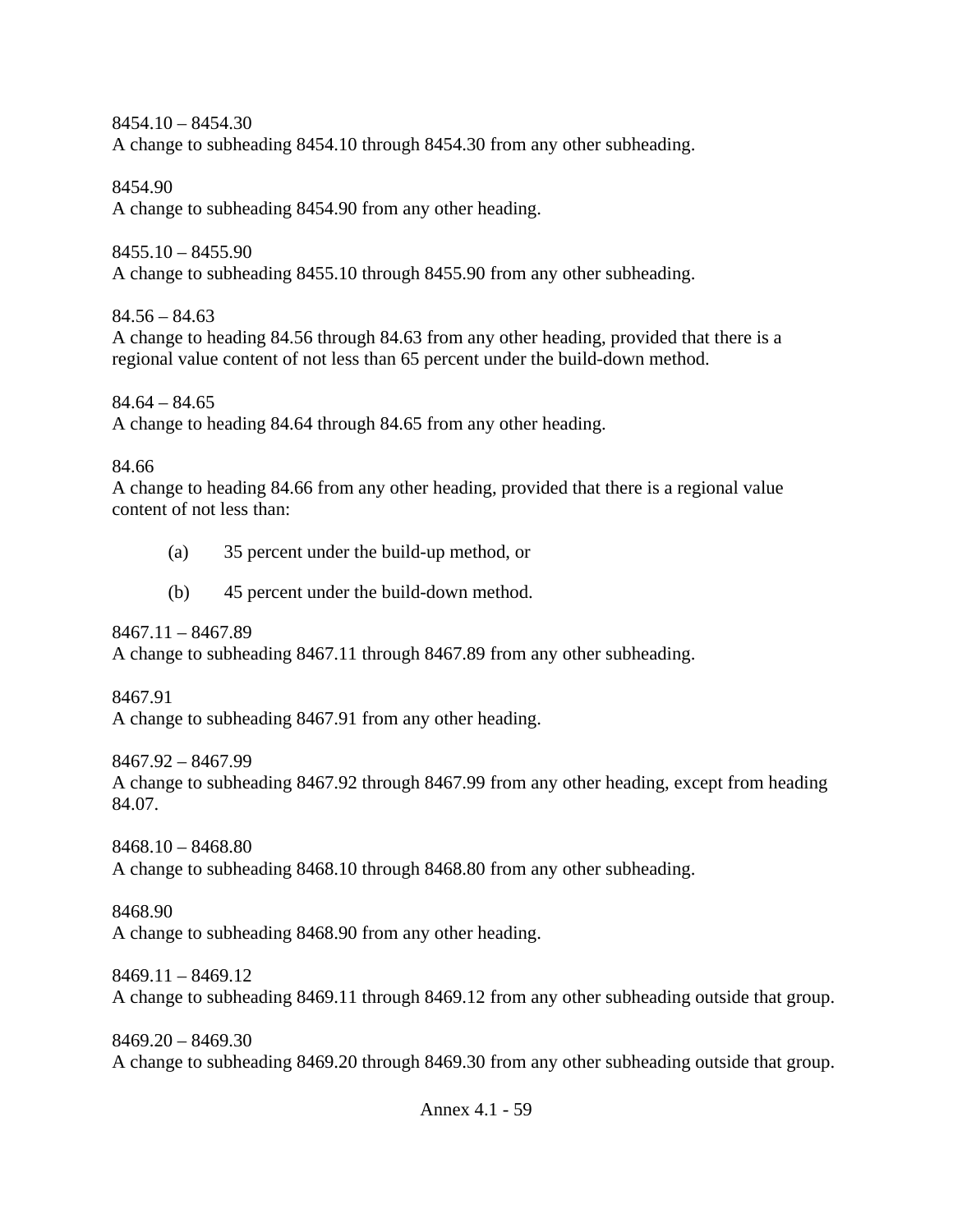8454.10 – 8454.30
A change to subheading 8454.10 through 8454.30 from any other subheading.

8454.90
A change to subheading 8454.90 from any other heading.

8455.10 – 8455.90
A change to subheading 8455.10 through 8455.90 from any other subheading.

84.56 – 84.63
A change to heading 84.56 through 84.63 from any other heading, provided that there is a regional value content of not less than 65 percent under the build-down method.

84.64 – 84.65
A change to heading 84.64 through 84.65 from any other heading.

84.66
A change to heading 84.66 from any other heading, provided that there is a regional value content of not less than:

(a) 35 percent under the build-up method, or

(b) 45 percent under the build-down method.

8467.11 – 8467.89
A change to subheading 8467.11 through 8467.89 from any other subheading.

8467.91
A change to subheading 8467.91 from any other heading.

8467.92 – 8467.99
A change to subheading 8467.92 through 8467.99 from any other heading, except from heading 84.07.

8468.10 – 8468.80
A change to subheading 8468.10 through 8468.80 from any other subheading.

8468.90
A change to subheading 8468.90 from any other heading.

8469.11 – 8469.12
A change to subheading 8469.11 through 8469.12 from any other subheading outside that group.

8469.20 – 8469.30
A change to subheading 8469.20 through 8469.30 from any other subheading outside that group.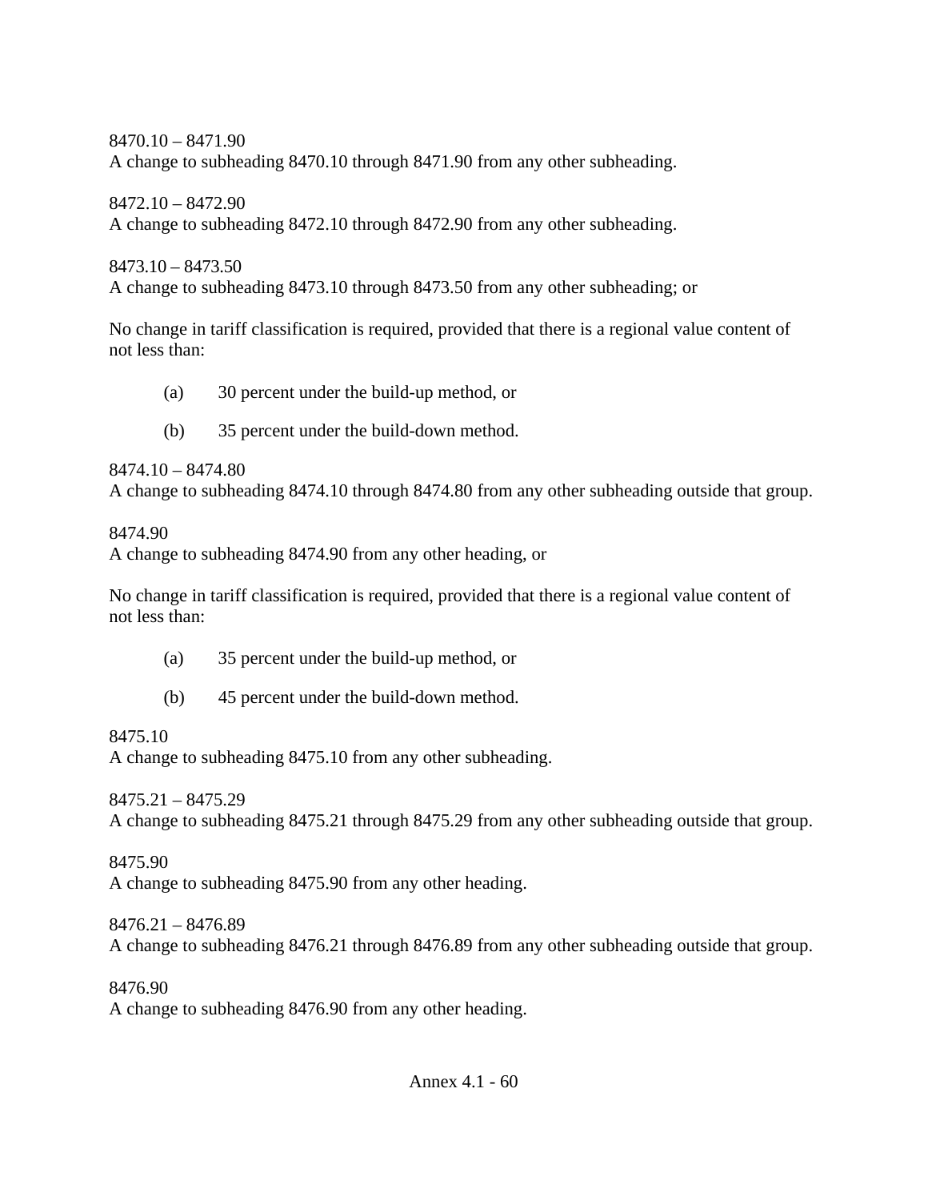8470.10 – 8471.90
A change to subheading 8470.10 through 8471.90 from any other subheading.

8472.10 – 8472.90
A change to subheading 8472.10 through 8472.90 from any other subheading.

8473.10 – 8473.50
A change to subheading 8473.10 through 8473.50 from any other subheading; or

No change in tariff classification is required, provided that there is a regional value content of not less than:

(a) 30 percent under the build-up method, or

(b) 35 percent under the build-down method.

8474.10 – 8474.80
A change to subheading 8474.10 through 8474.80 from any other subheading outside that group.

8474.90
A change to subheading 8474.90 from any other heading, or

No change in tariff classification is required, provided that there is a regional value content of not less than:

(a) 35 percent under the build-up method, or

(b) 45 percent under the build-down method.

8475.10
A change to subheading 8475.10 from any other subheading.

8475.21 – 8475.29
A change to subheading 8475.21 through 8475.29 from any other subheading outside that group.

8475.90
A change to subheading 8475.90 from any other heading.

8476.21 – 8476.89
A change to subheading 8476.21 through 8476.89 from any other subheading outside that group.

8476.90
A change to subheading 8476.90 from any other heading.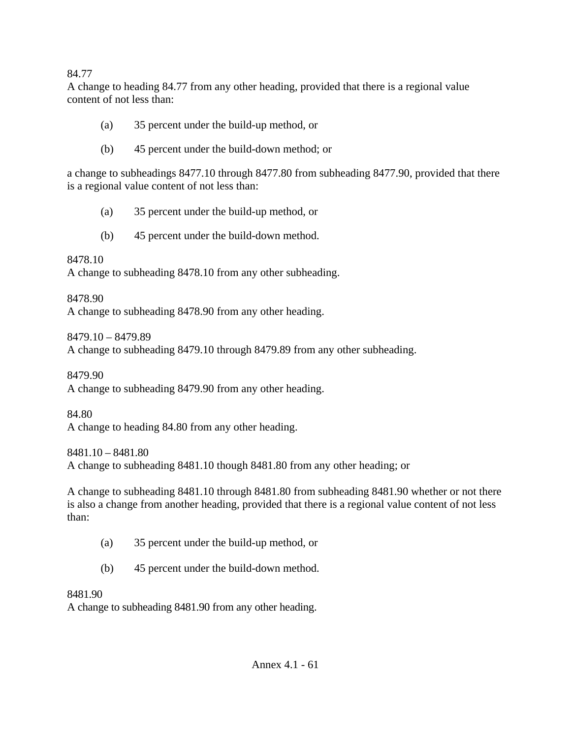84.77
A change to heading 84.77 from any other heading, provided that there is a regional value content of not less than:

(a) 35 percent under the build-up method, or

(b) 45 percent under the build-down method; or

a change to subheadings 8477.10 through 8477.80 from subheading 8477.90, provided that there is a regional value content of not less than:

(a) 35 percent under the build-up method, or

(b) 45 percent under the build-down method.

8478.10
A change to subheading 8478.10 from any other subheading.

8478.90
A change to subheading 8478.90 from any other heading.

8479.10 – 8479.89
A change to subheading 8479.10 through 8479.89 from any other subheading.

8479.90
A change to subheading 8479.90 from any other heading.

84.80
A change to heading 84.80 from any other heading.

8481.10 – 8481.80
A change to subheading 8481.10 though 8481.80 from any other heading; or

A change to subheading 8481.10 through 8481.80 from subheading 8481.90 whether or not there is also a change from another heading, provided that there is a regional value content of not less than:

(a) 35 percent under the build-up method, or

(b) 45 percent under the build-down method.

8481.90
A change to subheading 8481.90 from any other heading.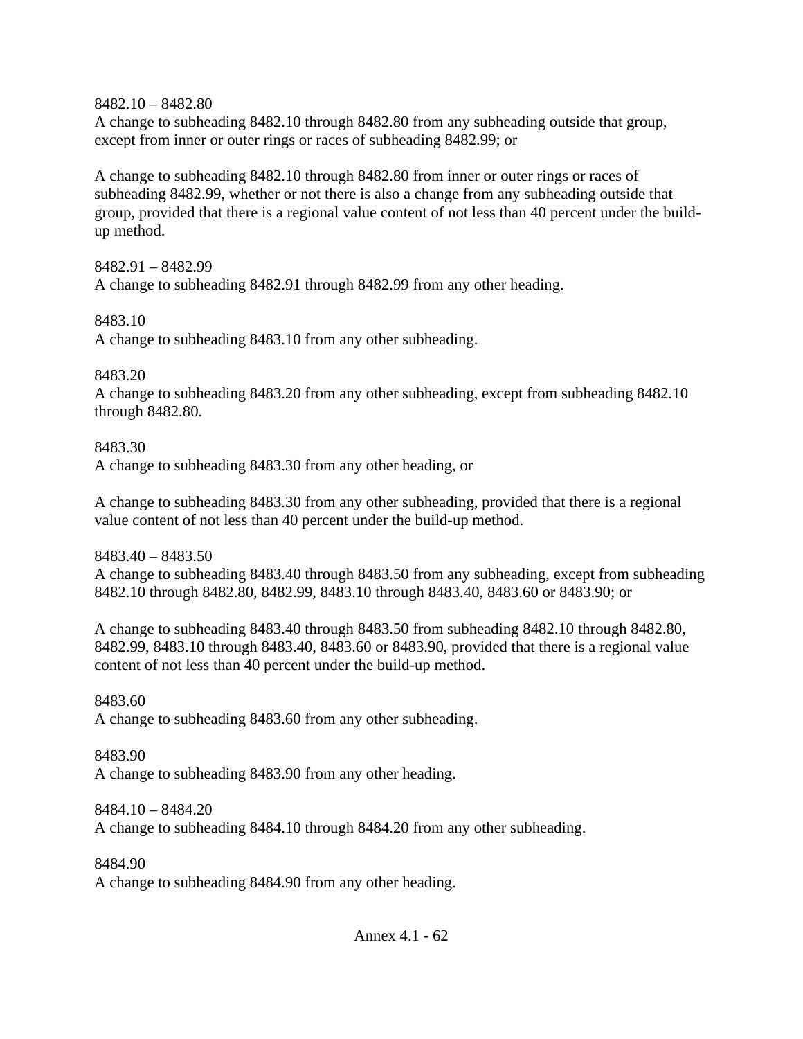8482.10 – 8482.80
A change to subheading 8482.10 through 8482.80 from any subheading outside that group, except from inner or outer rings or races of subheading 8482.99; or

A change to subheading 8482.10 through 8482.80 from inner or outer rings or races of subheading 8482.99, whether or not there is also a change from any subheading outside that group, provided that there is a regional value content of not less than 40 percent under the build-up method.

8482.91 – 8482.99
A change to subheading 8482.91 through 8482.99 from any other heading.

8483.10
A change to subheading 8483.10 from any other subheading.

8483.20
A change to subheading 8483.20 from any other subheading, except from subheading 8482.10 through 8482.80.

8483.30
A change to subheading 8483.30 from any other heading, or

A change to subheading 8483.30 from any other subheading, provided that there is a regional value content of not less than 40 percent under the build-up method.

8483.40 – 8483.50
A change to subheading 8483.40 through 8483.50 from any subheading, except from subheading 8482.10 through 8482.80, 8482.99, 8483.10 through 8483.40, 8483.60 or 8483.90; or

A change to subheading 8483.40 through 8483.50 from subheading 8482.10 through 8482.80, 8482.99, 8483.10 through 8483.40, 8483.60 or 8483.90, provided that there is a regional value content of not less than 40 percent under the build-up method.

8483.60
A change to subheading 8483.60 from any other subheading.

8483.90
A change to subheading 8483.90 from any other heading.

8484.10 – 8484.20
A change to subheading 8484.10 through 8484.20 from any other subheading.

8484.90
A change to subheading 8484.90 from any other heading.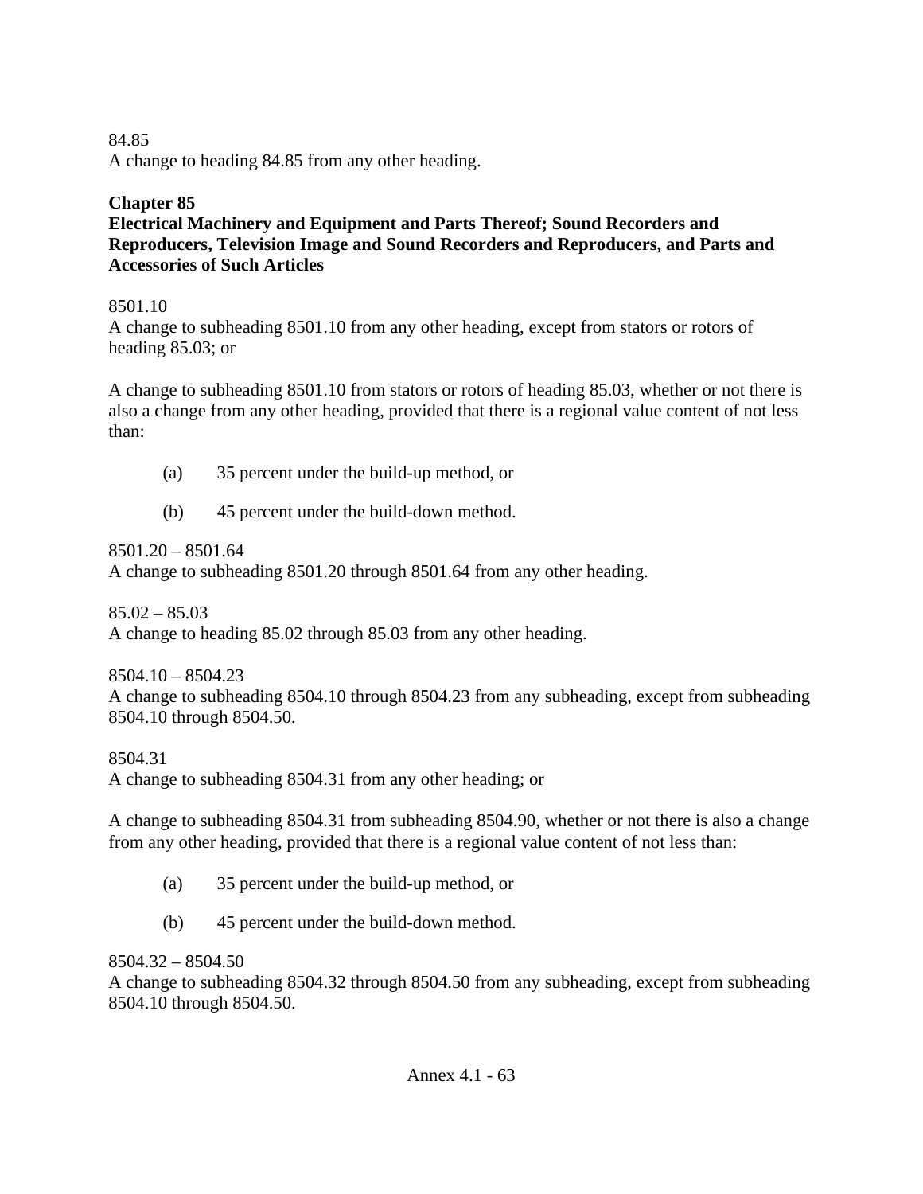84.85
A change to heading 84.85 from any other heading.

## Chapter 85
## Electrical Machinery and Equipment and Parts Thereof; Sound Recorders and Reproducers, Television Image and Sound Recorders and Reproducers, and Parts and Accessories of Such Articles

8501.10
A change to subheading 8501.10 from any other heading, except from stators or rotors of heading 85.03; or

A change to subheading 8501.10 from stators or rotors of heading 85.03, whether or not there is also a change from any other heading, provided that there is a regional value content of not less than:

(a) 35 percent under the build-up method, or

(b) 45 percent under the build-down method.

8501.20 – 8501.64
A change to subheading 8501.20 through 8501.64 from any other heading.

85.02 – 85.03
A change to heading 85.02 through 85.03 from any other heading.

8504.10 – 8504.23
A change to subheading 8504.10 through 8504.23 from any subheading, except from subheading 8504.10 through 8504.50.

8504.31
A change to subheading 8504.31 from any other heading; or

A change to subheading 8504.31 from subheading 8504.90, whether or not there is also a change from any other heading, provided that there is a regional value content of not less than:

(a) 35 percent under the build-up method, or

(b) 45 percent under the build-down method.

8504.32 – 8504.50
A change to subheading 8504.32 through 8504.50 from any subheading, except from subheading 8504.10 through 8504.50.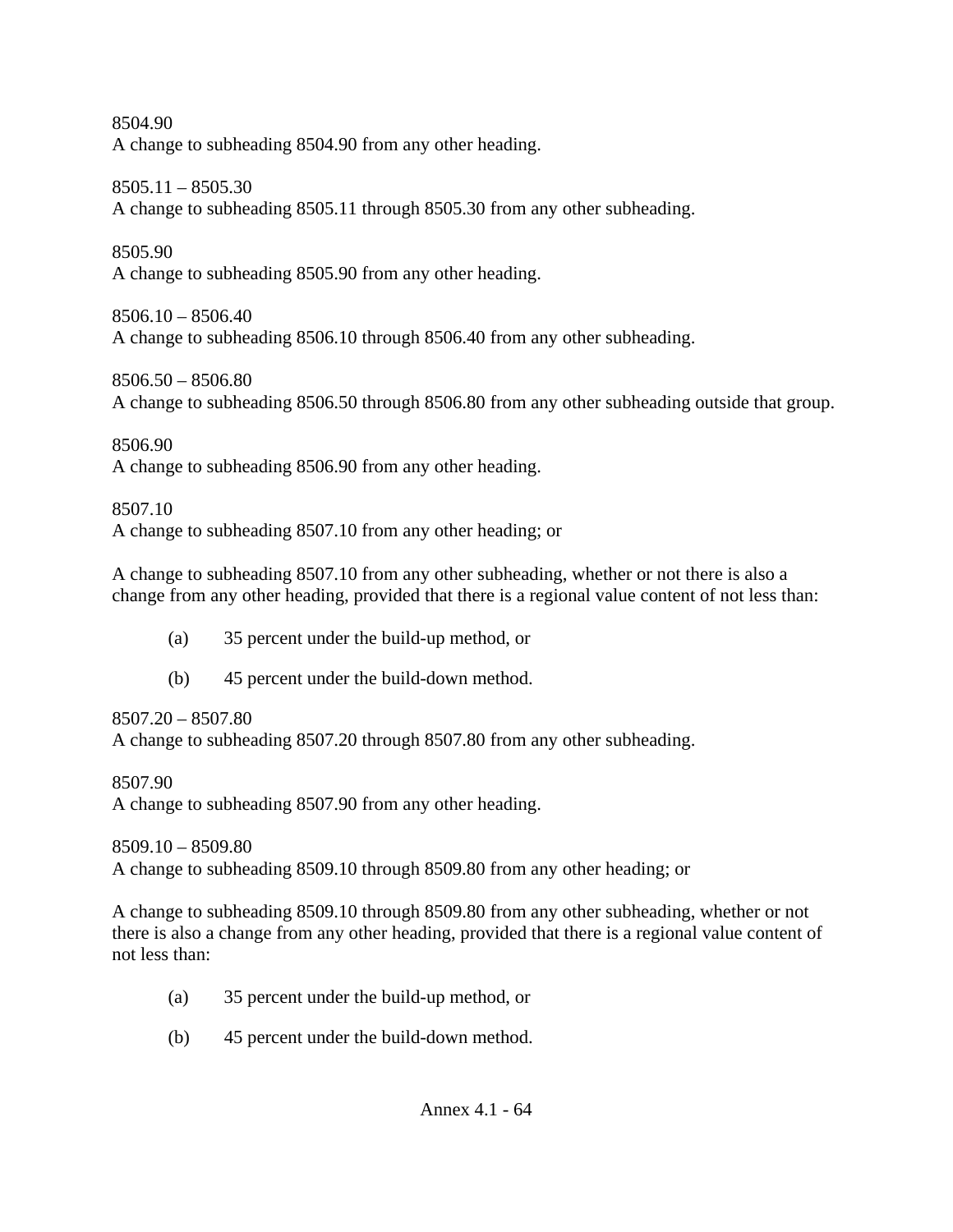8504.90
A change to subheading 8504.90 from any other heading.

8505.11 – 8505.30
A change to subheading 8505.11 through 8505.30 from any other subheading.

8505.90
A change to subheading 8505.90 from any other heading.

8506.10 – 8506.40
A change to subheading 8506.10 through 8506.40 from any other subheading.

8506.50 – 8506.80
A change to subheading 8506.50 through 8506.80 from any other subheading outside that group.

8506.90
A change to subheading 8506.90 from any other heading.

8507.10
A change to subheading 8507.10 from any other heading; or

A change to subheading 8507.10 from any other subheading, whether or not there is also a change from any other heading, provided that there is a regional value content of not less than:

(a) 35 percent under the build-up method, or

(b) 45 percent under the build-down method.

8507.20 – 8507.80
A change to subheading 8507.20 through 8507.80 from any other subheading.

8507.90
A change to subheading 8507.90 from any other heading.

8509.10 – 8509.80
A change to subheading 8509.10 through 8509.80 from any other heading; or

A change to subheading 8509.10 through 8509.80 from any other subheading, whether or not there is also a change from any other heading, provided that there is a regional value content of not less than:

(a) 35 percent under the build-up method, or

(b) 45 percent under the build-down method.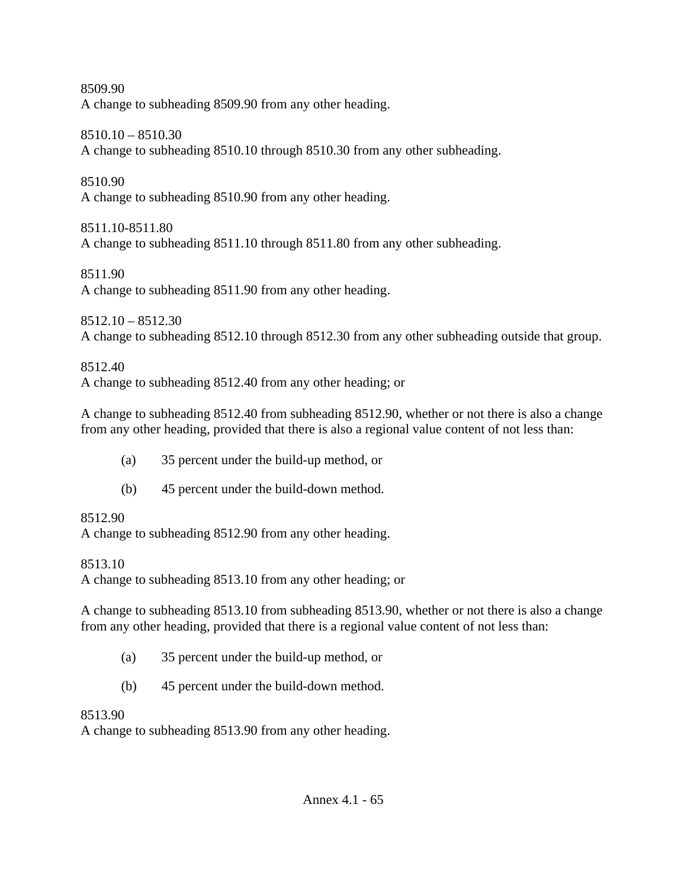8509.90
A change to subheading 8509.90 from any other heading.

8510.10 – 8510.30
A change to subheading 8510.10 through 8510.30 from any other subheading.

8510.90
A change to subheading 8510.90 from any other heading.

8511.10-8511.80
A change to subheading 8511.10 through 8511.80 from any other subheading.

8511.90
A change to subheading 8511.90 from any other heading.

8512.10 – 8512.30
A change to subheading 8512.10 through 8512.30 from any other subheading outside that group.

8512.40
A change to subheading 8512.40 from any other heading; or

A change to subheading 8512.40 from subheading 8512.90, whether or not there is also a change from any other heading, provided that there is also a regional value content of not less than:

(a) 35 percent under the build-up method, or

(b) 45 percent under the build-down method.

8512.90
A change to subheading 8512.90 from any other heading.

8513.10
A change to subheading 8513.10 from any other heading; or

A change to subheading 8513.10 from subheading 8513.90, whether or not there is also a change from any other heading, provided that there is a regional value content of not less than:

(a) 35 percent under the build-up method, or

(b) 45 percent under the build-down method.

8513.90
A change to subheading 8513.90 from any other heading.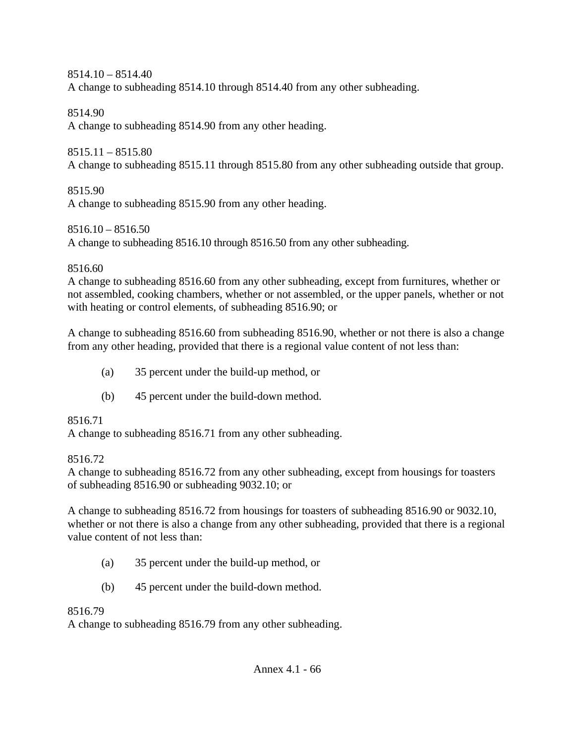8514.10 – 8514.40
A change to subheading 8514.10 through 8514.40 from any other subheading.

8514.90
A change to subheading 8514.90 from any other heading.

8515.11 – 8515.80
A change to subheading 8515.11 through 8515.80 from any other subheading outside that group.

8515.90
A change to subheading 8515.90 from any other heading.

8516.10 – 8516.50
A change to subheading 8516.10 through 8516.50 from any other subheading.

8516.60
A change to subheading 8516.60 from any other subheading, except from furnitures, whether or not assembled, cooking chambers, whether or not assembled, or the upper panels, whether or not with heating or control elements, of subheading 8516.90; or

A change to subheading 8516.60 from subheading 8516.90, whether or not there is also a change from any other heading, provided that there is a regional value content of not less than:

(a) 35 percent under the build-up method, or

(b) 45 percent under the build-down method.

8516.71
A change to subheading 8516.71 from any other subheading.

8516.72
A change to subheading 8516.72 from any other subheading, except from housings for toasters of subheading 8516.90 or subheading 9032.10; or

A change to subheading 8516.72 from housings for toasters of subheading 8516.90 or 9032.10, whether or not there is also a change from any other subheading, provided that there is a regional value content of not less than:

(a) 35 percent under the build-up method, or

(b) 45 percent under the build-down method.

8516.79
A change to subheading 8516.79 from any other subheading.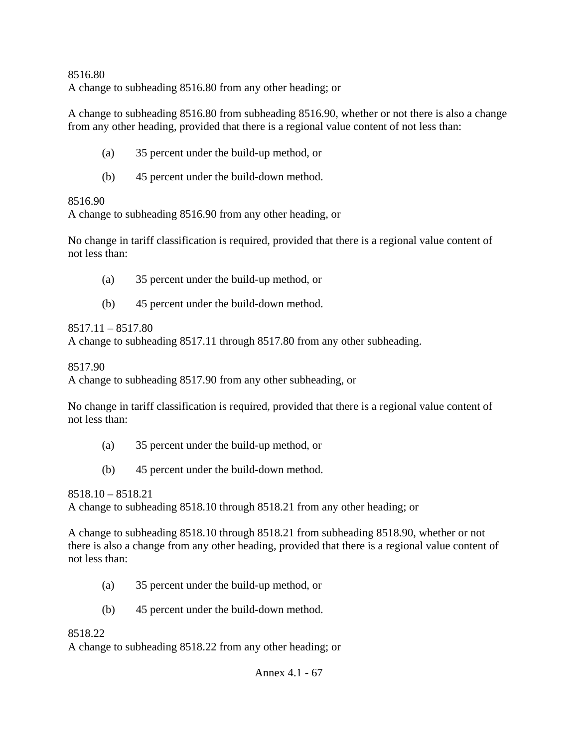8516.80
A change to subheading 8516.80 from any other heading; or

A change to subheading 8516.80 from subheading 8516.90, whether or not there is also a change from any other heading, provided that there is a regional value content of not less than:

(a) 35 percent under the build-up method, or

(b) 45 percent under the build-down method.

8516.90
A change to subheading 8516.90 from any other heading, or

No change in tariff classification is required, provided that there is a regional value content of not less than:

(a) 35 percent under the build-up method, or

(b) 45 percent under the build-down method.

8517.11 – 8517.80
A change to subheading 8517.11 through 8517.80 from any other subheading.

8517.90
A change to subheading 8517.90 from any other subheading, or

No change in tariff classification is required, provided that there is a regional value content of not less than:

(a) 35 percent under the build-up method, or

(b) 45 percent under the build-down method.

8518.10 – 8518.21
A change to subheading 8518.10 through 8518.21 from any other heading; or

A change to subheading 8518.10 through 8518.21 from subheading 8518.90, whether or not there is also a change from any other heading, provided that there is a regional value content of not less than:

(a) 35 percent under the build-up method, or

(b) 45 percent under the build-down method.

8518.22
A change to subheading 8518.22 from any other heading; or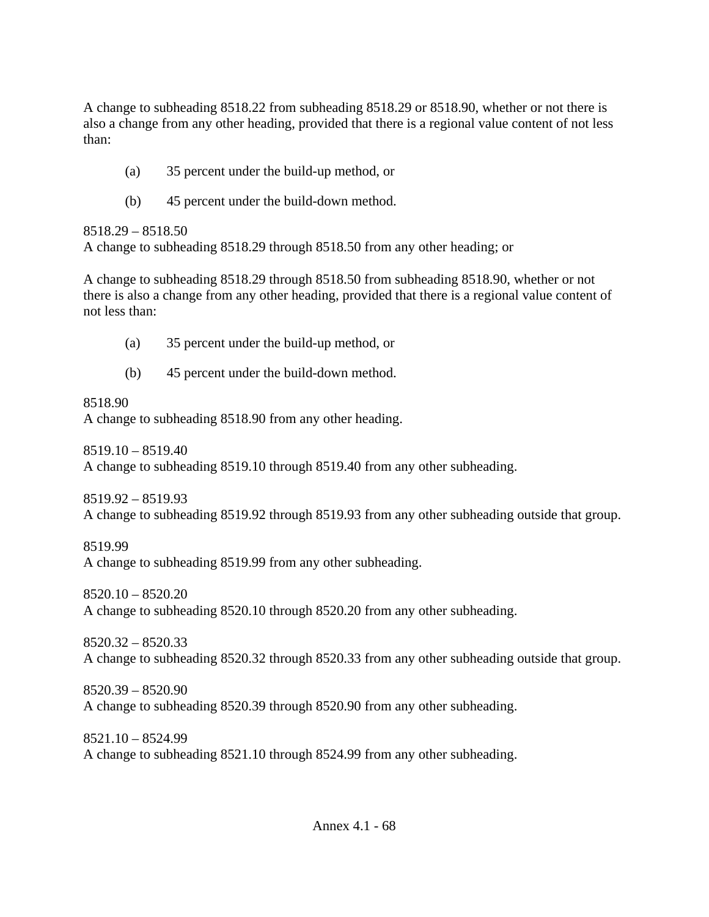A change to subheading 8518.22 from subheading 8518.29 or 8518.90, whether or not there is also a change from any other heading, provided that there is a regional value content of not less than:

(a) 35 percent under the build-up method, or

(b) 45 percent under the build-down method.

8518.29 – 8518.50
A change to subheading 8518.29 through 8518.50 from any other heading; or

A change to subheading 8518.29 through 8518.50 from subheading 8518.90, whether or not there is also a change from any other heading, provided that there is a regional value content of not less than:

(a) 35 percent under the build-up method, or

(b) 45 percent under the build-down method.

8518.90
A change to subheading 8518.90 from any other heading.

8519.10 – 8519.40
A change to subheading 8519.10 through 8519.40 from any other subheading.

8519.92 – 8519.93
A change to subheading 8519.92 through 8519.93 from any other subheading outside that group.

8519.99
A change to subheading 8519.99 from any other subheading.

8520.10 – 8520.20
A change to subheading 8520.10 through 8520.20 from any other subheading.

8520.32 – 8520.33
A change to subheading 8520.32 through 8520.33 from any other subheading outside that group.

8520.39 – 8520.90
A change to subheading 8520.39 through 8520.90 from any other subheading.

8521.10 – 8524.99
A change to subheading 8521.10 through 8524.99 from any other subheading.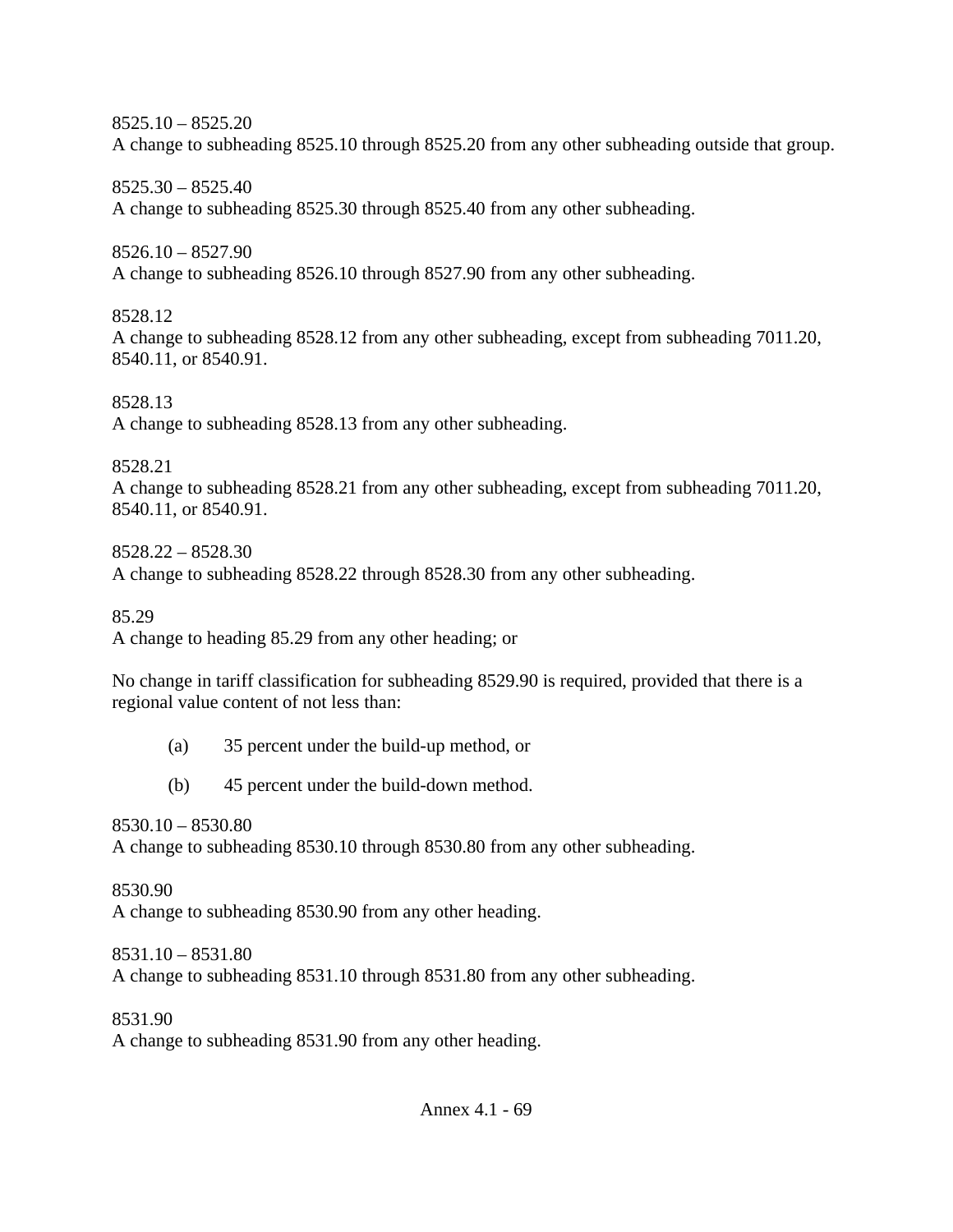8525.10 – 8525.20
A change to subheading 8525.10 through 8525.20 from any other subheading outside that group.

8525.30 – 8525.40
A change to subheading 8525.30 through 8525.40 from any other subheading.

8526.10 – 8527.90
A change to subheading 8526.10 through 8527.90 from any other subheading.

8528.12
A change to subheading 8528.12 from any other subheading, except from subheading 7011.20, 8540.11, or 8540.91.

8528.13
A change to subheading 8528.13 from any other subheading.

8528.21
A change to subheading 8528.21 from any other subheading, except from subheading 7011.20, 8540.11, or 8540.91.

8528.22 – 8528.30
A change to subheading 8528.22 through 8528.30 from any other subheading.

85.29
A change to heading 85.29 from any other heading; or

No change in tariff classification for subheading 8529.90 is required, provided that there is a regional value content of not less than:

(a) 35 percent under the build-up method, or

(b) 45 percent under the build-down method.

8530.10 – 8530.80
A change to subheading 8530.10 through 8530.80 from any other subheading.

8530.90
A change to subheading 8530.90 from any other heading.

8531.10 – 8531.80
A change to subheading 8531.10 through 8531.80 from any other subheading.

8531.90
A change to subheading 8531.90 from any other heading.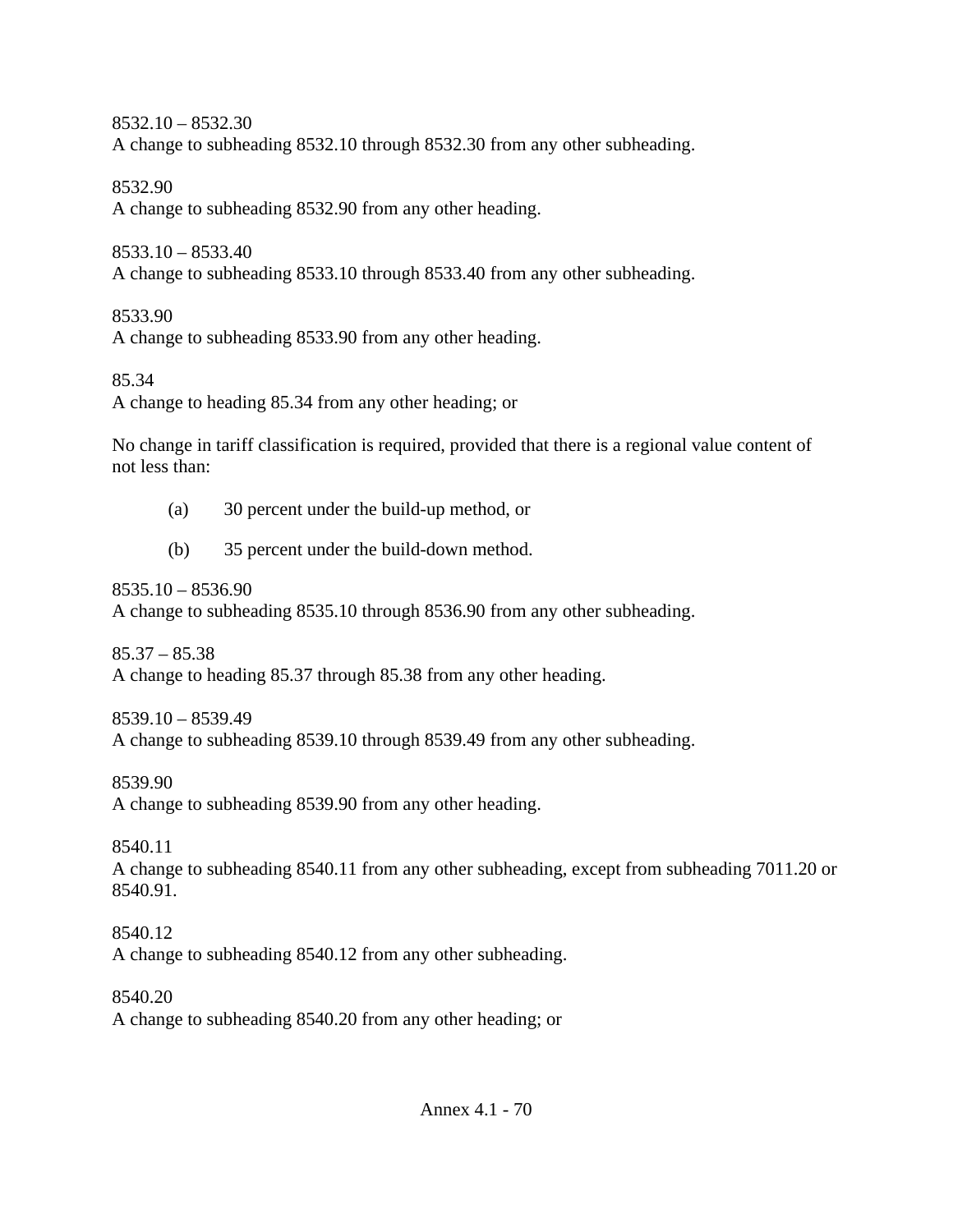8532.10 – 8532.30
A change to subheading 8532.10 through 8532.30 from any other subheading.

8532.90
A change to subheading 8532.90 from any other heading.

8533.10 – 8533.40
A change to subheading 8533.10 through 8533.40 from any other subheading.

8533.90
A change to subheading 8533.90 from any other heading.

85.34
A change to heading 85.34 from any other heading; or

No change in tariff classification is required, provided that there is a regional value content of not less than:

(a) 30 percent under the build-up method, or

(b) 35 percent under the build-down method.

8535.10 – 8536.90
A change to subheading 8535.10 through 8536.90 from any other subheading.

85.37 – 85.38
A change to heading 85.37 through 85.38 from any other heading.

8539.10 – 8539.49
A change to subheading 8539.10 through 8539.49 from any other subheading.

8539.90
A change to subheading 8539.90 from any other heading.

8540.11
A change to subheading 8540.11 from any other subheading, except from subheading 7011.20 or 8540.91.

8540.12
A change to subheading 8540.12 from any other subheading.

8540.20
A change to subheading 8540.20 from any other heading; or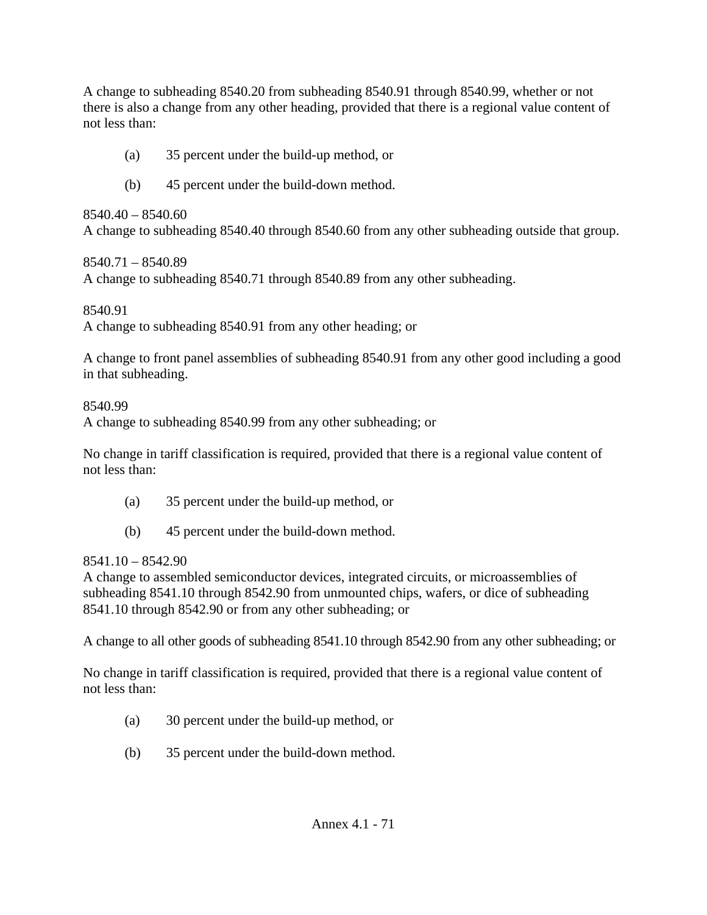A change to subheading 8540.20 from subheading 8540.91 through 8540.99, whether or not there is also a change from any other heading, provided that there is a regional value content of not less than:

(a) 35 percent under the build-up method, or

(b) 45 percent under the build-down method.

8540.40 – 8540.60
A change to subheading 8540.40 through 8540.60 from any other subheading outside that group.

8540.71 – 8540.89
A change to subheading 8540.71 through 8540.89 from any other subheading.

8540.91
A change to subheading 8540.91 from any other heading; or

A change to front panel assemblies of subheading 8540.91 from any other good including a good in that subheading.

8540.99
A change to subheading 8540.99 from any other subheading; or

No change in tariff classification is required, provided that there is a regional value content of not less than:

(a) 35 percent under the build-up method, or

(b) 45 percent under the build-down method.

8541.10 – 8542.90
A change to assembled semiconductor devices, integrated circuits, or microassemblies of subheading 8541.10 through 8542.90 from unmounted chips, wafers, or dice of subheading 8541.10 through 8542.90 or from any other subheading; or

A change to all other goods of subheading 8541.10 through 8542.90 from any other subheading; or

No change in tariff classification is required, provided that there is a regional value content of not less than:

(a) 30 percent under the build-up method, or

(b) 35 percent under the build-down method.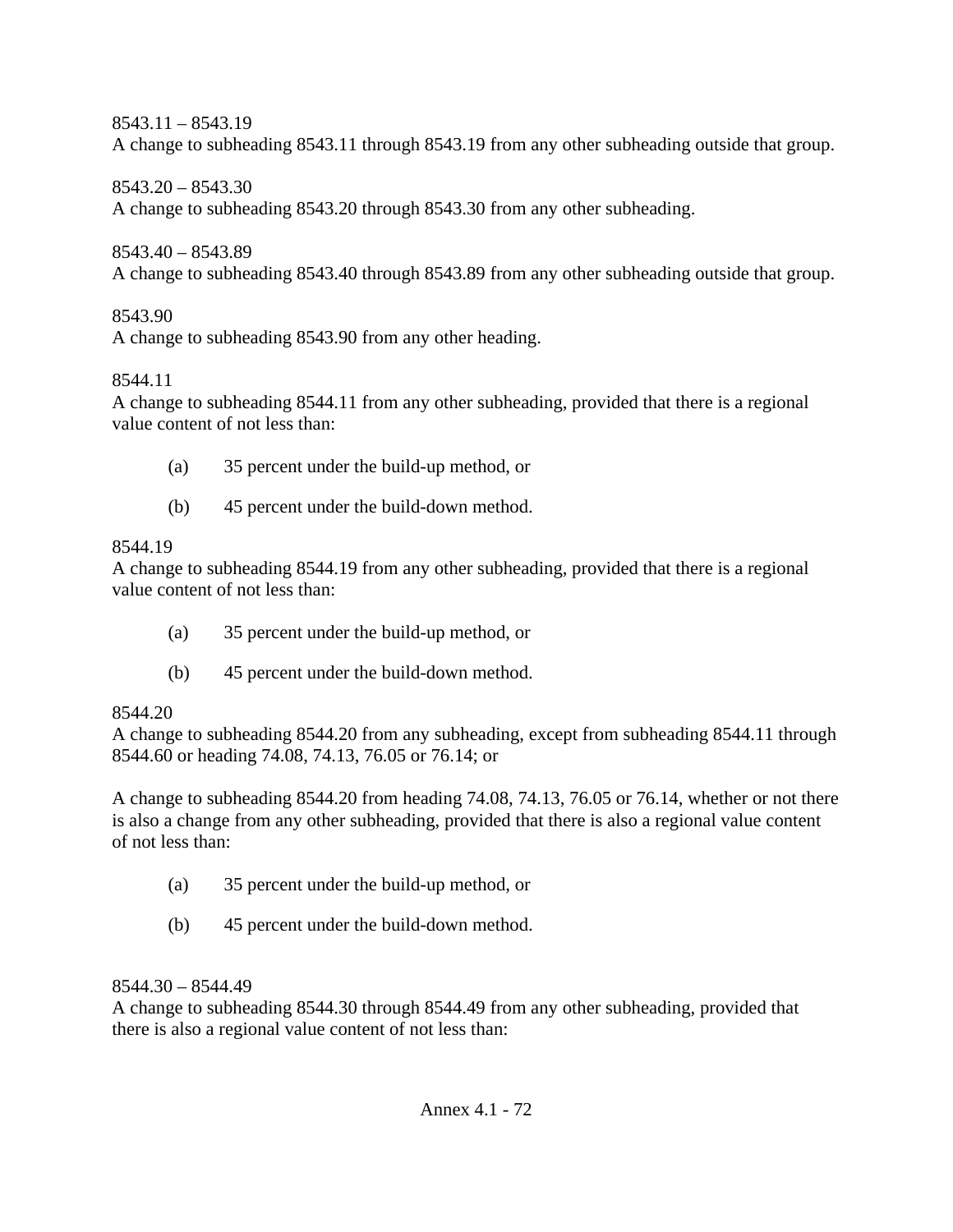8543.11 – 8543.19
A change to subheading 8543.11 through 8543.19 from any other subheading outside that group.

8543.20 – 8543.30
A change to subheading 8543.20 through 8543.30 from any other subheading.

8543.40 – 8543.89
A change to subheading 8543.40 through 8543.89 from any other subheading outside that group.

8543.90
A change to subheading 8543.90 from any other heading.

8544.11
A change to subheading 8544.11 from any other subheading, provided that there is a regional value content of not less than:

(a) 35 percent under the build-up method, or

(b) 45 percent under the build-down method.

8544.19
A change to subheading 8544.19 from any other subheading, provided that there is a regional value content of not less than:

(a) 35 percent under the build-up method, or

(b) 45 percent under the build-down method.

8544.20
A change to subheading 8544.20 from any subheading, except from subheading 8544.11 through 8544.60 or heading 74.08, 74.13, 76.05 or 76.14; or

A change to subheading 8544.20 from heading 74.08, 74.13, 76.05 or 76.14, whether or not there is also a change from any other subheading, provided that there is also a regional value content of not less than:

(a) 35 percent under the build-up method, or

(b) 45 percent under the build-down method.

8544.30 – 8544.49
A change to subheading 8544.30 through 8544.49 from any other subheading, provided that there is also a regional value content of not less than: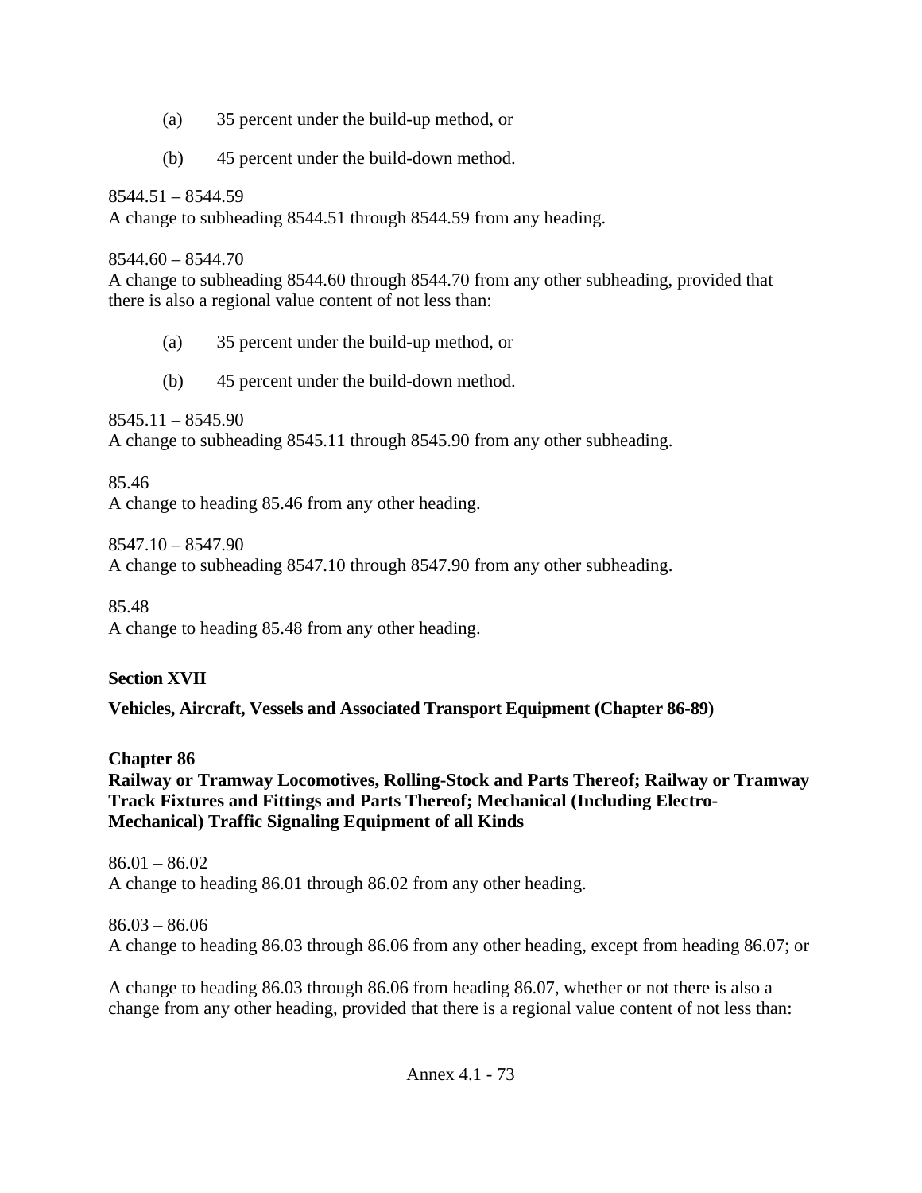(a) 35 percent under the build-up method, or

(b) 45 percent under the build-down method.

8544.51 – 8544.59
A change to subheading 8544.51 through 8544.59 from any heading.

8544.60 – 8544.70
A change to subheading 8544.60 through 8544.70 from any other subheading, provided that there is also a regional value content of not less than:

(a) 35 percent under the build-up method, or

(b) 45 percent under the build-down method.

8545.11 – 8545.90
A change to subheading 8545.11 through 8545.90 from any other subheading.

85.46
A change to heading 85.46 from any other heading.

8547.10 – 8547.90
A change to subheading 8547.10 through 8547.90 from any other subheading.

85.48
A change to heading 85.48 from any other heading.

**Section XVII**

**Vehicles, Aircraft, Vessels and Associated Transport Equipment (Chapter 86-89)**

**Chapter 86**
**Railway or Tramway Locomotives, Rolling-Stock and Parts Thereof; Railway or Tramway Track Fixtures and Fittings and Parts Thereof; Mechanical (Including Electro-Mechanical) Traffic Signaling Equipment of all Kinds**

86.01 – 86.02
A change to heading 86.01 through 86.02 from any other heading.

86.03 – 86.06
A change to heading 86.03 through 86.06 from any other heading, except from heading 86.07; or

A change to heading 86.03 through 86.06 from heading 86.07, whether or not there is also a change from any other heading, provided that there is a regional value content of not less than: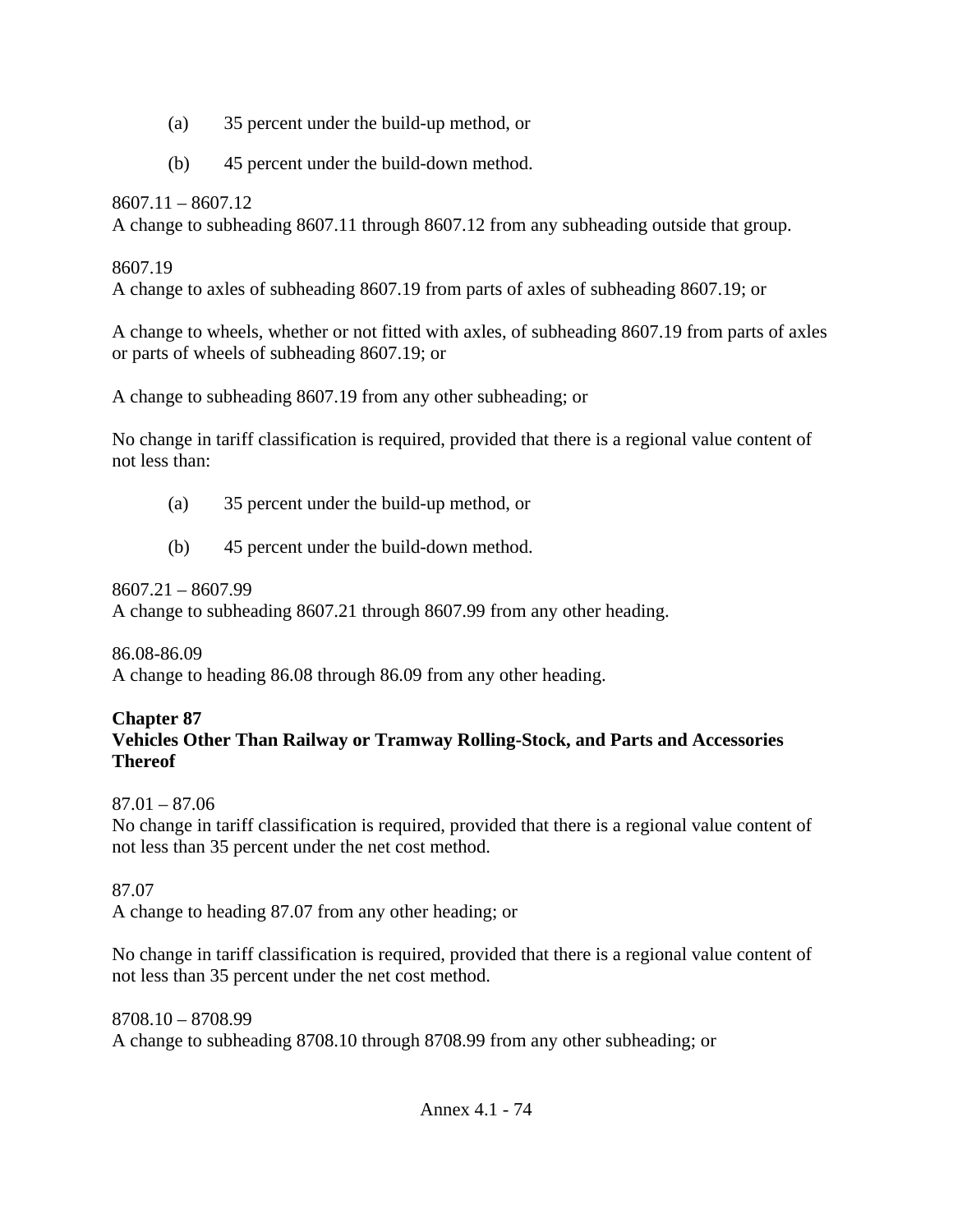(a) 35 percent under the build-up method, or

(b) 45 percent under the build-down method.

8607.11 – 8607.12
A change to subheading 8607.11 through 8607.12 from any subheading outside that group.

8607.19
A change to axles of subheading 8607.19 from parts of axles of subheading 8607.19; or

A change to wheels, whether or not fitted with axles, of subheading 8607.19 from parts of axles or parts of wheels of subheading 8607.19; or

A change to subheading 8607.19 from any other subheading; or

No change in tariff classification is required, provided that there is a regional value content of not less than:

(a) 35 percent under the build-up method, or

(b) 45 percent under the build-down method.

8607.21 – 8607.99
A change to subheading 8607.21 through 8607.99 from any other heading.

86.08-86.09
A change to heading 86.08 through 86.09 from any other heading.

**Chapter 87**
**Vehicles Other Than Railway or Tramway Rolling-Stock, and Parts and Accessories Thereof**

87.01 – 87.06
No change in tariff classification is required, provided that there is a regional value content of not less than 35 percent under the net cost method.

87.07
A change to heading 87.07 from any other heading; or

No change in tariff classification is required, provided that there is a regional value content of not less than 35 percent under the net cost method.

8708.10 – 8708.99
A change to subheading 8708.10 through 8708.99 from any other subheading; or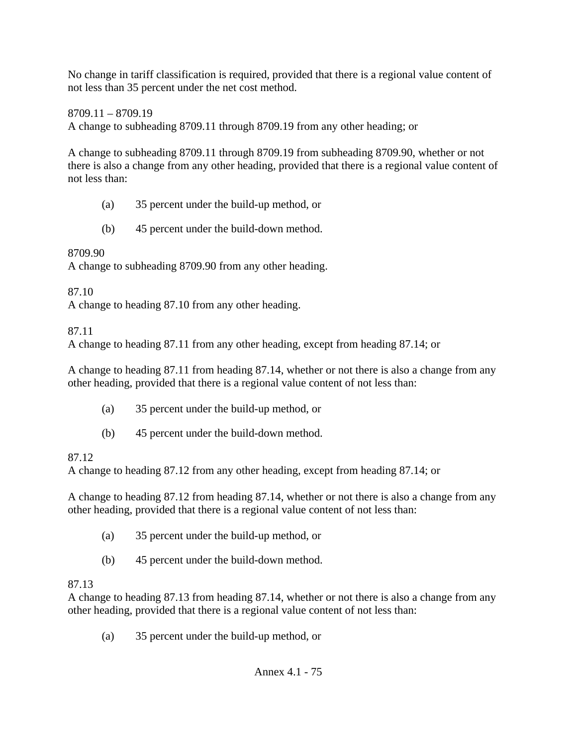No change in tariff classification is required, provided that there is a regional value content of not less than 35 percent under the net cost method.

8709.11 – 8709.19
A change to subheading 8709.11 through 8709.19 from any other heading; or

A change to subheading 8709.11 through 8709.19 from subheading 8709.90, whether or not there is also a change from any other heading, provided that there is a regional value content of not less than:

(a) 35 percent under the build-up method, or

(b) 45 percent under the build-down method.

8709.90
A change to subheading 8709.90 from any other heading.

87.10
A change to heading 87.10 from any other heading.

87.11
A change to heading 87.11 from any other heading, except from heading 87.14; or

A change to heading 87.11 from heading 87.14, whether or not there is also a change from any other heading, provided that there is a regional value content of not less than:

(a) 35 percent under the build-up method, or

(b) 45 percent under the build-down method.

87.12
A change to heading 87.12 from any other heading, except from heading 87.14; or

A change to heading 87.12 from heading 87.14, whether or not there is also a change from any other heading, provided that there is a regional value content of not less than:

(a) 35 percent under the build-up method, or

(b) 45 percent under the build-down method.

87.13
A change to heading 87.13 from heading 87.14, whether or not there is also a change from any other heading, provided that there is a regional value content of not less than:

(a) 35 percent under the build-up method, or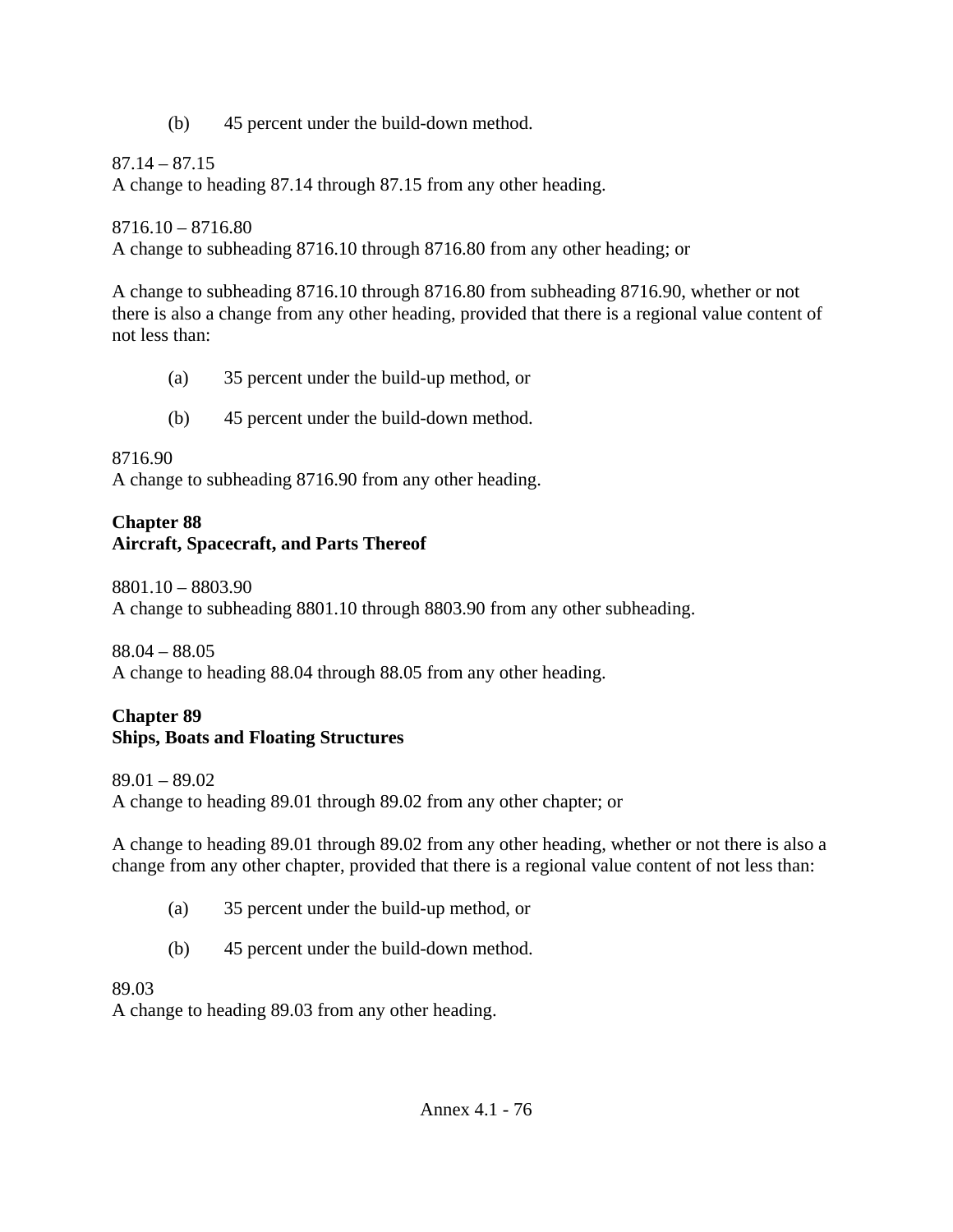(b) 45 percent under the build-down method.

87.14 – 87.15
A change to heading 87.14 through 87.15 from any other heading.

8716.10 – 8716.80
A change to subheading 8716.10 through 8716.80 from any other heading; or

A change to subheading 8716.10 through 8716.80 from subheading 8716.90, whether or not there is also a change from any other heading, provided that there is a regional value content of not less than:

(a) 35 percent under the build-up method, or

(b) 45 percent under the build-down method.

8716.90
A change to subheading 8716.90 from any other heading.

**Chapter 88**
**Aircraft, Spacecraft, and Parts Thereof**

8801.10 – 8803.90
A change to subheading 8801.10 through 8803.90 from any other subheading.

88.04 – 88.05
A change to heading 88.04 through 88.05 from any other heading.

**Chapter 89**
**Ships, Boats and Floating Structures**

89.01 – 89.02
A change to heading 89.01 through 89.02 from any other chapter; or

A change to heading 89.01 through 89.02 from any other heading, whether or not there is also a change from any other chapter, provided that there is a regional value content of not less than:

(a) 35 percent under the build-up method, or

(b) 45 percent under the build-down method.

89.03
A change to heading 89.03 from any other heading.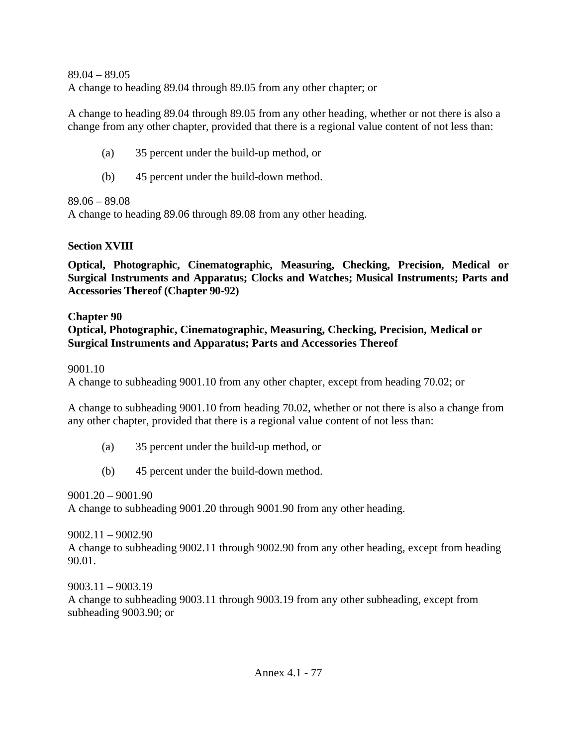89.04 – 89.05
A change to heading 89.04 through 89.05 from any other chapter; or

A change to heading 89.04 through 89.05 from any other heading, whether or not there is also a change from any other chapter, provided that there is a regional value content of not less than:

(a) 35 percent under the build-up method, or

(b) 45 percent under the build-down method.

89.06 – 89.08
A change to heading 89.06 through 89.08 from any other heading.

**Section XVIII**

**Optical, Photographic, Cinematographic, Measuring, Checking, Precision, Medical or Surgical Instruments and Apparatus; Clocks and Watches; Musical Instruments; Parts and Accessories Thereof (Chapter 90-92)**

**Chapter 90**
**Optical, Photographic, Cinematographic, Measuring, Checking, Precision, Medical or Surgical Instruments and Apparatus; Parts and Accessories Thereof**

9001.10
A change to subheading 9001.10 from any other chapter, except from heading 70.02; or

A change to subheading 9001.10 from heading 70.02, whether or not there is also a change from any other chapter, provided that there is a regional value content of not less than:

(a) 35 percent under the build-up method, or

(b) 45 percent under the build-down method.

9001.20 – 9001.90
A change to subheading 9001.20 through 9001.90 from any other heading.

9002.11 – 9002.90
A change to subheading 9002.11 through 9002.90 from any other heading, except from heading 90.01.

9003.11 – 9003.19
A change to subheading 9003.11 through 9003.19 from any other subheading, except from subheading 9003.90; or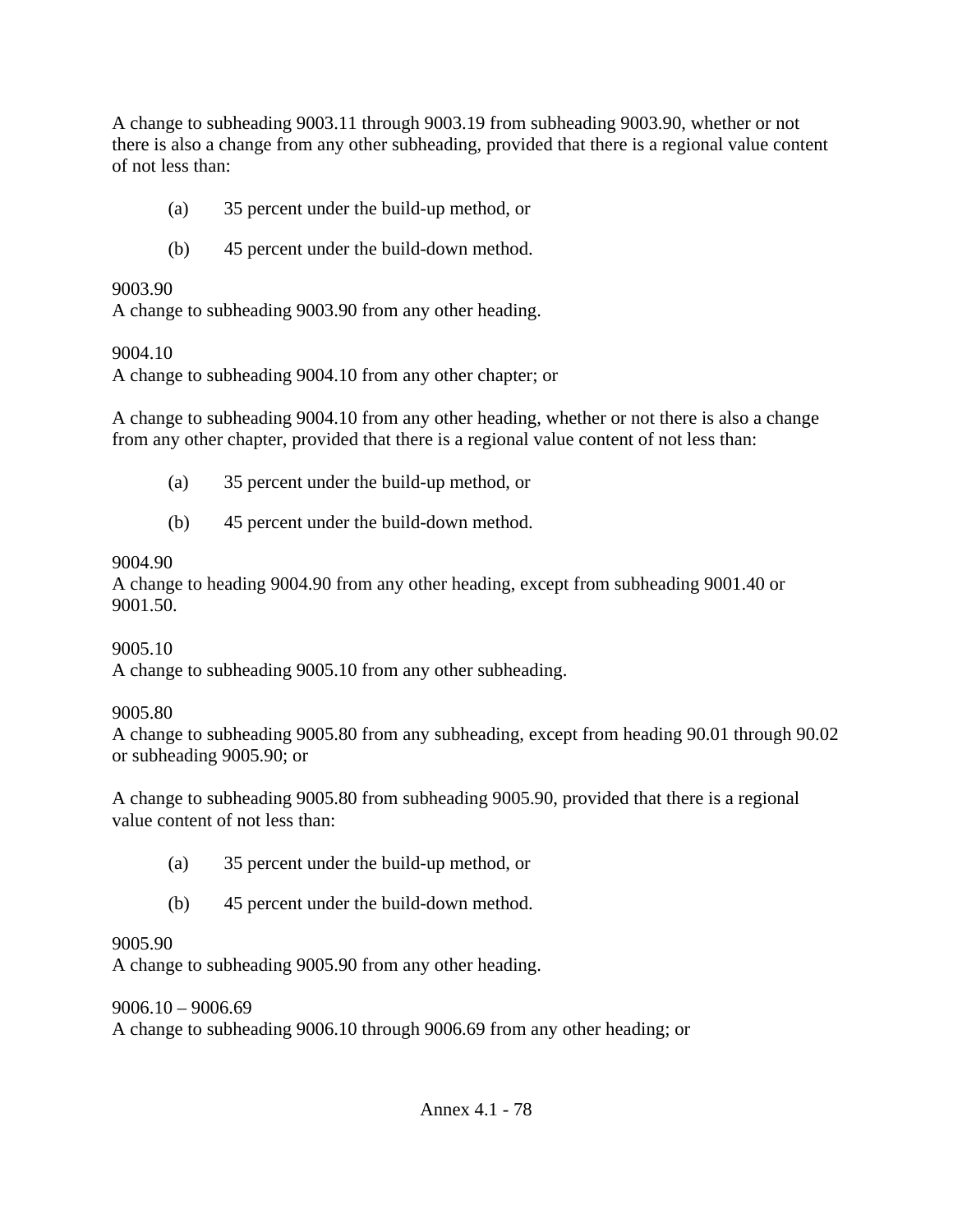A change to subheading 9003.11 through 9003.19 from subheading 9003.90, whether or not there is also a change from any other subheading, provided that there is a regional value content of not less than:

(a) 35 percent under the build-up method, or

(b) 45 percent under the build-down method.

9003.90
A change to subheading 9003.90 from any other heading.

9004.10
A change to subheading 9004.10 from any other chapter; or

A change to subheading 9004.10 from any other heading, whether or not there is also a change from any other chapter, provided that there is a regional value content of not less than:

(a) 35 percent under the build-up method, or

(b) 45 percent under the build-down method.

9004.90
A change to heading 9004.90 from any other heading, except from subheading 9001.40 or 9001.50.

9005.10
A change to subheading 9005.10 from any other subheading.

9005.80
A change to subheading 9005.80 from any subheading, except from heading 90.01 through 90.02 or subheading 9005.90; or

A change to subheading 9005.80 from subheading 9005.90, provided that there is a regional value content of not less than:

(a) 35 percent under the build-up method, or

(b) 45 percent under the build-down method.

9005.90
A change to subheading 9005.90 from any other heading.

9006.10 – 9006.69
A change to subheading 9006.10 through 9006.69 from any other heading; or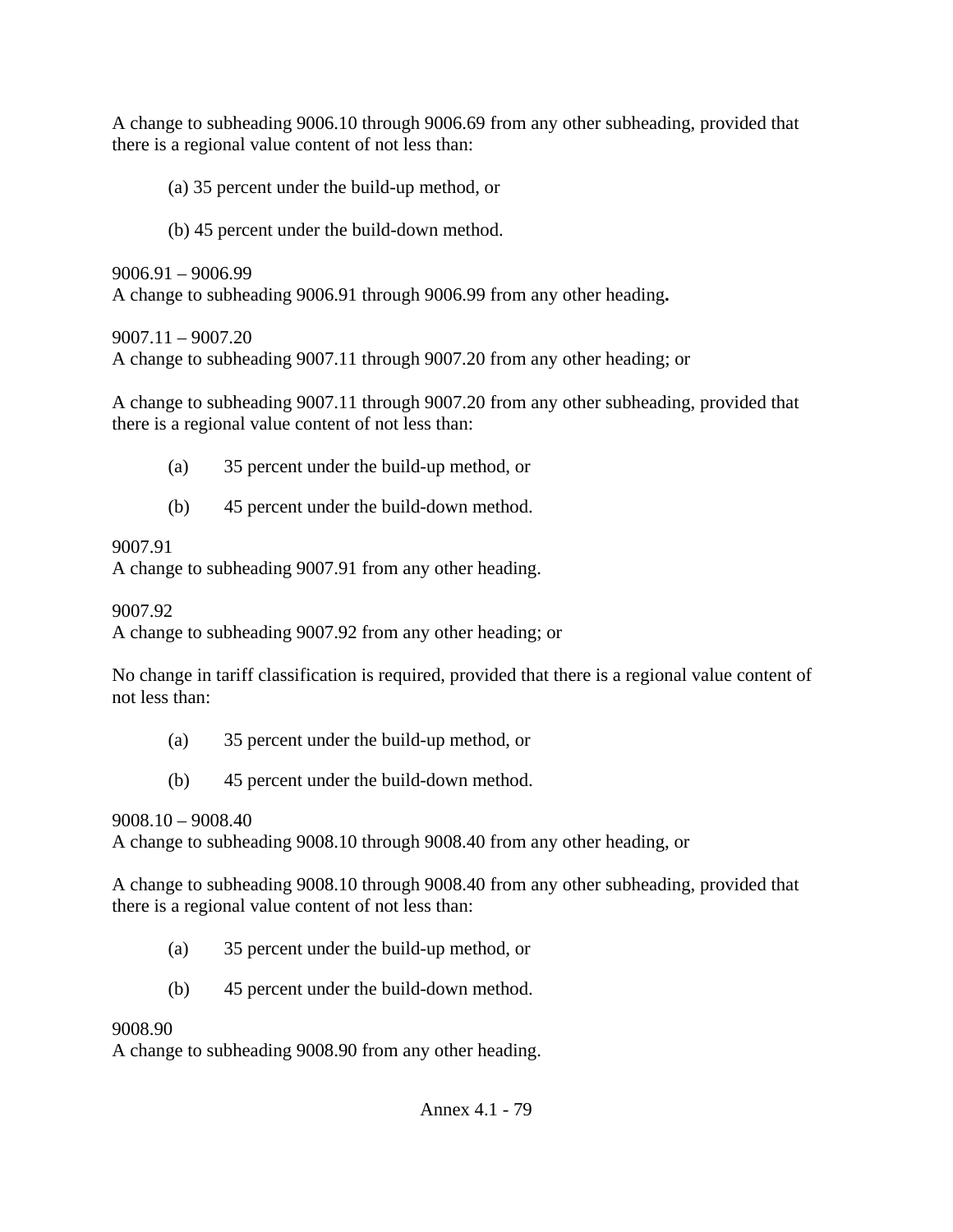A change to subheading 9006.10 through 9006.69 from any other subheading, provided that there is a regional value content of not less than:

(a) 35 percent under the build-up method, or

(b) 45 percent under the build-down method.

9006.91 – 9006.99
A change to subheading 9006.91 through 9006.99 from any other heading**.**

9007.11 – 9007.20
A change to subheading 9007.11 through 9007.20 from any other heading; or

A change to subheading 9007.11 through 9007.20 from any other subheading, provided that there is a regional value content of not less than:

(a) 35 percent under the build-up method, or

(b) 45 percent under the build-down method.

9007.91
A change to subheading 9007.91 from any other heading.

9007.92
A change to subheading 9007.92 from any other heading; or

No change in tariff classification is required, provided that there is a regional value content of not less than:

(a) 35 percent under the build-up method, or

(b) 45 percent under the build-down method.

9008.10 – 9008.40
A change to subheading 9008.10 through 9008.40 from any other heading, or

A change to subheading 9008.10 through 9008.40 from any other subheading, provided that there is a regional value content of not less than:

(a) 35 percent under the build-up method, or

(b) 45 percent under the build-down method.

9008.90
A change to subheading 9008.90 from any other heading.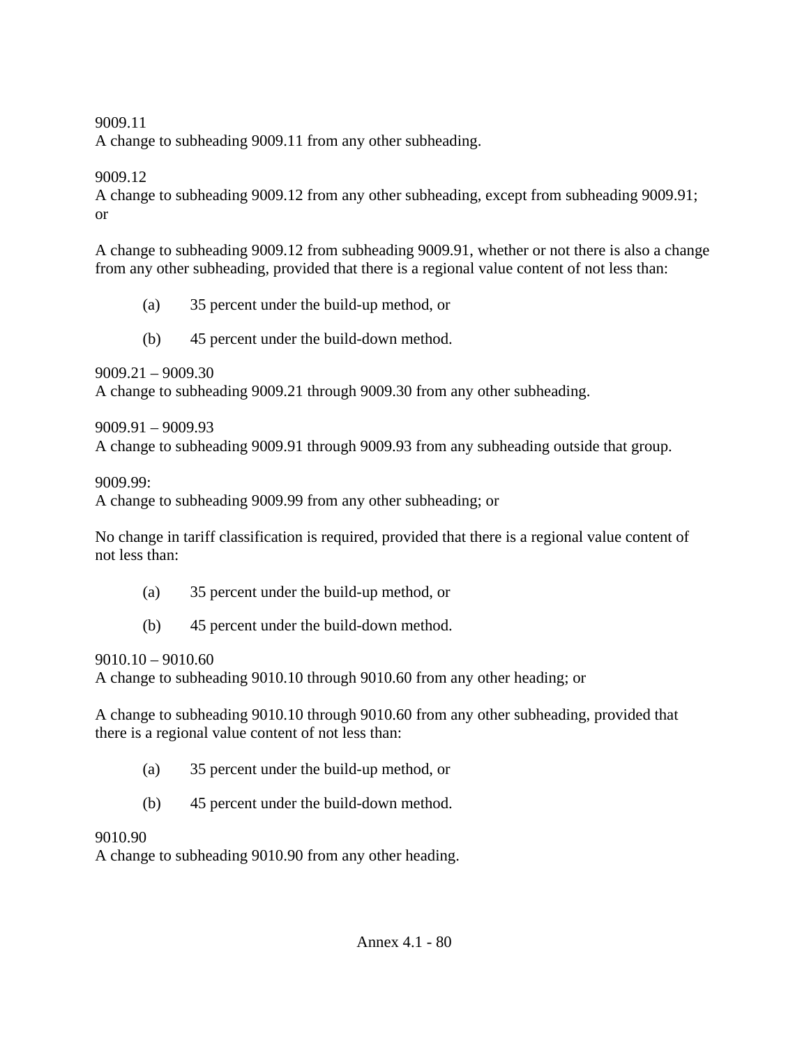9009.11
A change to subheading 9009.11 from any other subheading.

9009.12
A change to subheading 9009.12 from any other subheading, except from subheading 9009.91; or

A change to subheading 9009.12 from subheading 9009.91, whether or not there is also a change from any other subheading, provided that there is a regional value content of not less than:

(a) 35 percent under the build-up method, or

(b) 45 percent under the build-down method.

9009.21 – 9009.30
A change to subheading 9009.21 through 9009.30 from any other subheading.

9009.91 – 9009.93
A change to subheading 9009.91 through 9009.93 from any subheading outside that group.

9009.99:
A change to subheading 9009.99 from any other subheading; or

No change in tariff classification is required, provided that there is a regional value content of not less than:

(a) 35 percent under the build-up method, or

(b) 45 percent under the build-down method.

9010.10 – 9010.60
A change to subheading 9010.10 through 9010.60 from any other heading; or

A change to subheading 9010.10 through 9010.60 from any other subheading, provided that there is a regional value content of not less than:

(a) 35 percent under the build-up method, or

(b) 45 percent under the build-down method.

9010.90
A change to subheading 9010.90 from any other heading.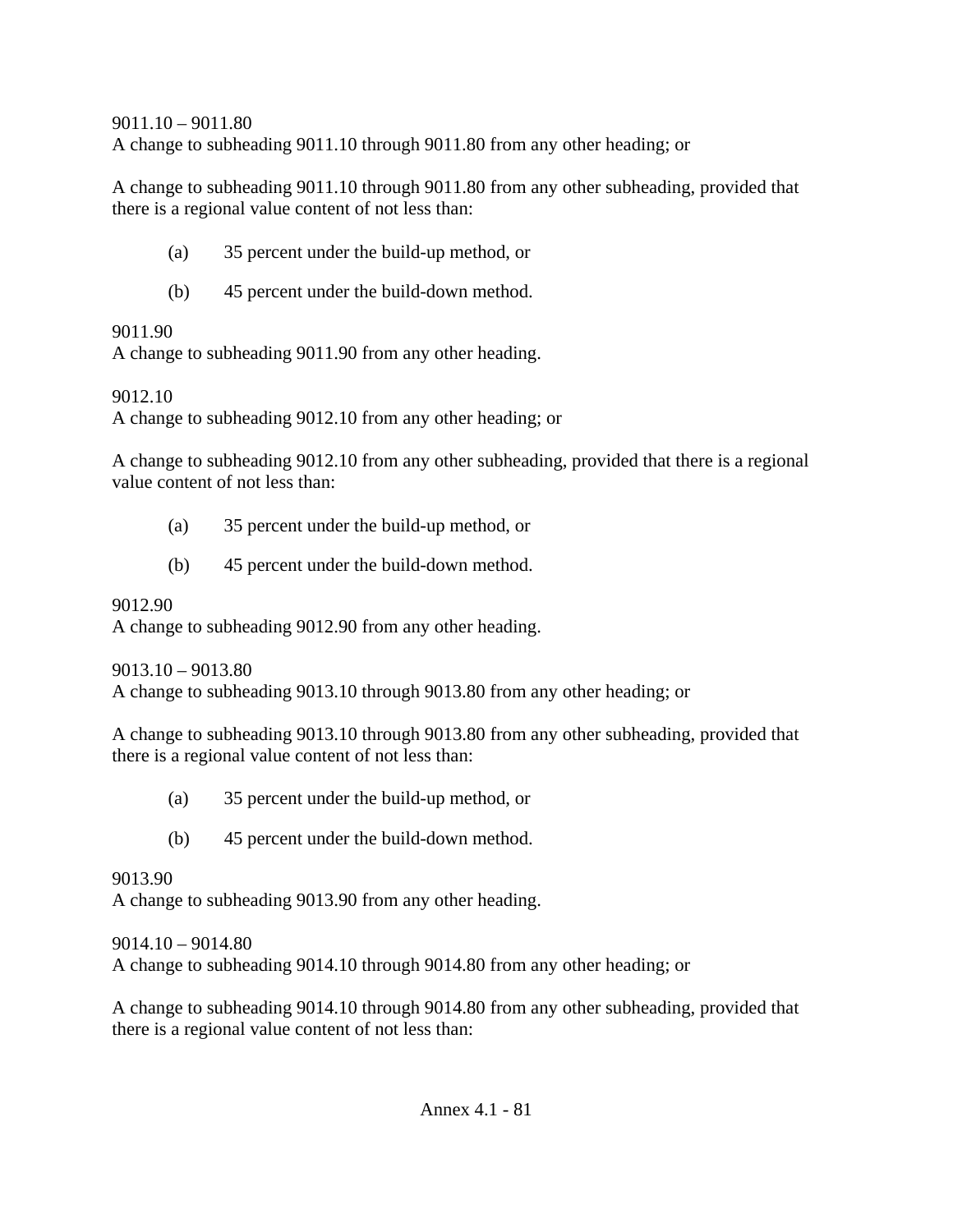9011.10 – 9011.80
A change to subheading 9011.10 through 9011.80 from any other heading; or

A change to subheading 9011.10 through 9011.80 from any other subheading, provided that there is a regional value content of not less than:

(a) 35 percent under the build-up method, or

(b) 45 percent under the build-down method.

9011.90
A change to subheading 9011.90 from any other heading.

9012.10
A change to subheading 9012.10 from any other heading; or

A change to subheading 9012.10 from any other subheading, provided that there is a regional value content of not less than:

(a) 35 percent under the build-up method, or

(b) 45 percent under the build-down method.

9012.90
A change to subheading 9012.90 from any other heading.

9013.10 – 9013.80
A change to subheading 9013.10 through 9013.80 from any other heading; or

A change to subheading 9013.10 through 9013.80 from any other subheading, provided that there is a regional value content of not less than:

(a) 35 percent under the build-up method, or

(b) 45 percent under the build-down method.

9013.90
A change to subheading 9013.90 from any other heading.

9014.10 – 9014.80
A change to subheading 9014.10 through 9014.80 from any other heading; or

A change to subheading 9014.10 through 9014.80 from any other subheading, provided that there is a regional value content of not less than: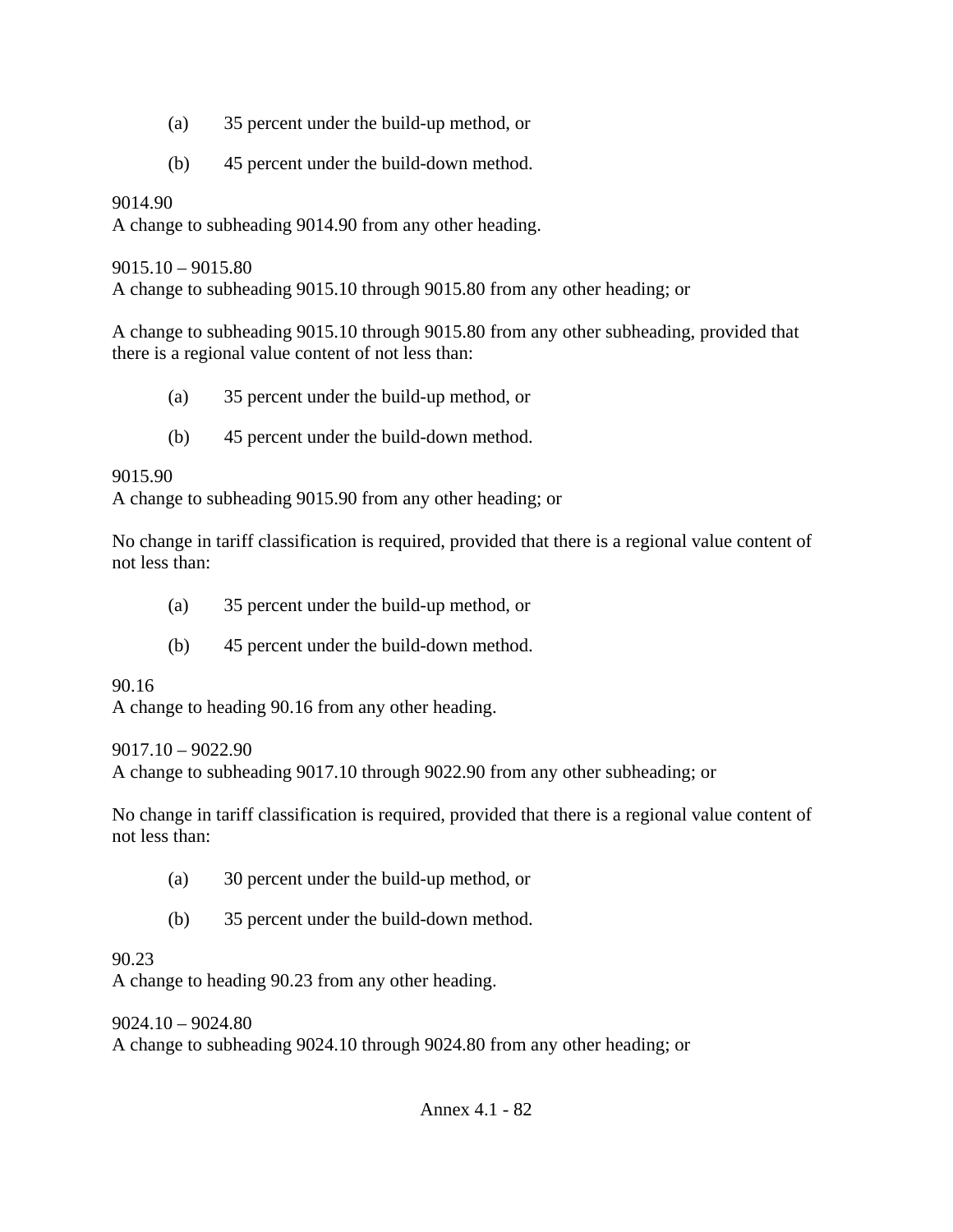(a) 35 percent under the build-up method, or

(b) 45 percent under the build-down method.

9014.90
A change to subheading 9014.90 from any other heading.

9015.10 – 9015.80
A change to subheading 9015.10 through 9015.80 from any other heading; or

A change to subheading 9015.10 through 9015.80 from any other subheading, provided that there is a regional value content of not less than:

(a) 35 percent under the build-up method, or

(b) 45 percent under the build-down method.

9015.90
A change to subheading 9015.90 from any other heading; or

No change in tariff classification is required, provided that there is a regional value content of not less than:

(a) 35 percent under the build-up method, or

(b) 45 percent under the build-down method.

90.16
A change to heading 90.16 from any other heading.

9017.10 – 9022.90
A change to subheading 9017.10 through 9022.90 from any other subheading; or

No change in tariff classification is required, provided that there is a regional value content of not less than:

(a) 30 percent under the build-up method, or

(b) 35 percent under the build-down method.

90.23
A change to heading 90.23 from any other heading.

9024.10 – 9024.80
A change to subheading 9024.10 through 9024.80 from any other heading; or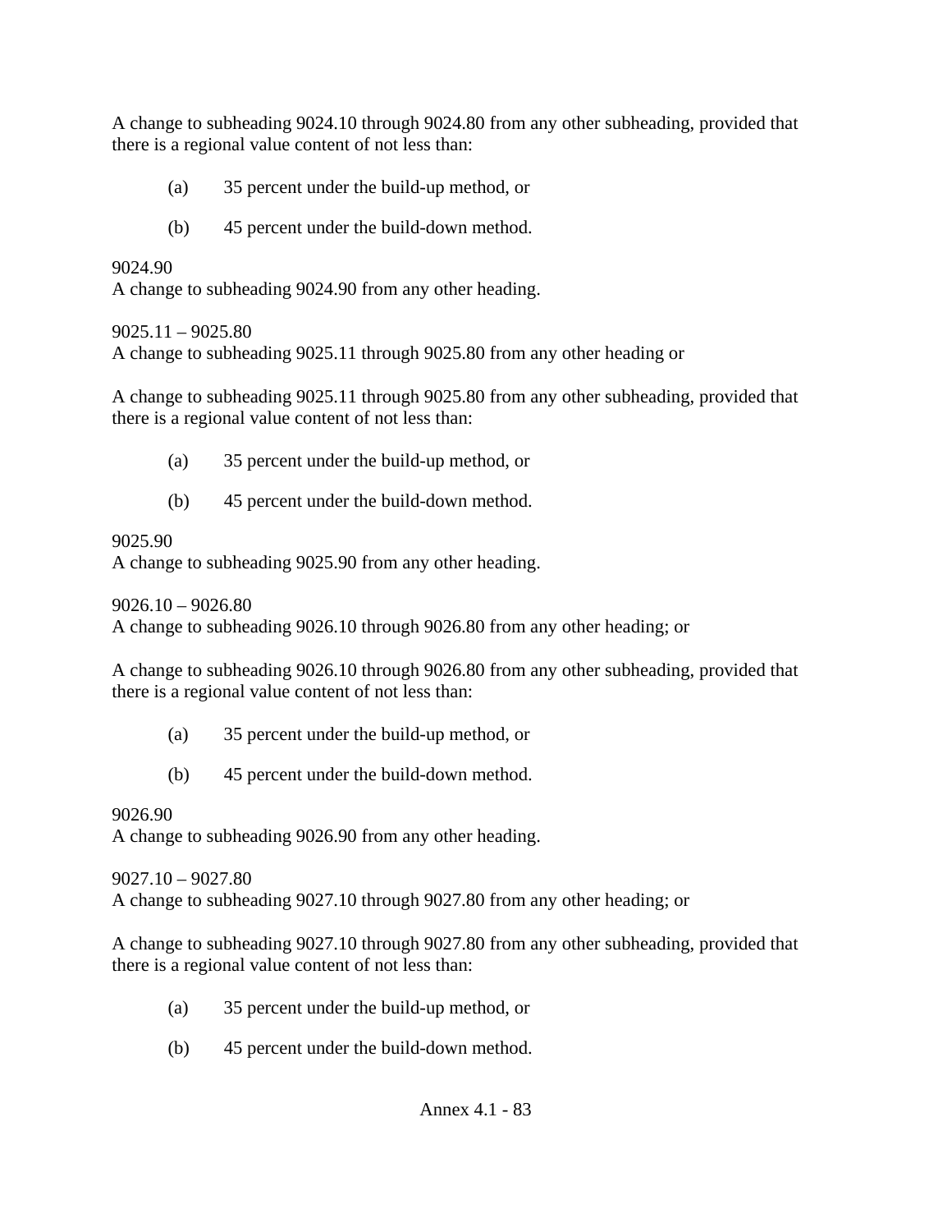A change to subheading 9024.10 through 9024.80 from any other subheading, provided that there is a regional value content of not less than:

(a) 35 percent under the build-up method, or

(b) 45 percent under the build-down method.

9024.90
A change to subheading 9024.90 from any other heading.

9025.11 – 9025.80
A change to subheading 9025.11 through 9025.80 from any other heading or

A change to subheading 9025.11 through 9025.80 from any other subheading, provided that there is a regional value content of not less than:

(a) 35 percent under the build-up method, or

(b) 45 percent under the build-down method.

9025.90
A change to subheading 9025.90 from any other heading.

9026.10 – 9026.80
A change to subheading 9026.10 through 9026.80 from any other heading; or

A change to subheading 9026.10 through 9026.80 from any other subheading, provided that there is a regional value content of not less than:

(a) 35 percent under the build-up method, or

(b) 45 percent under the build-down method.

9026.90
A change to subheading 9026.90 from any other heading.

9027.10 – 9027.80
A change to subheading 9027.10 through 9027.80 from any other heading; or

A change to subheading 9027.10 through 9027.80 from any other subheading, provided that there is a regional value content of not less than:

(a) 35 percent under the build-up method, or

(b) 45 percent under the build-down method.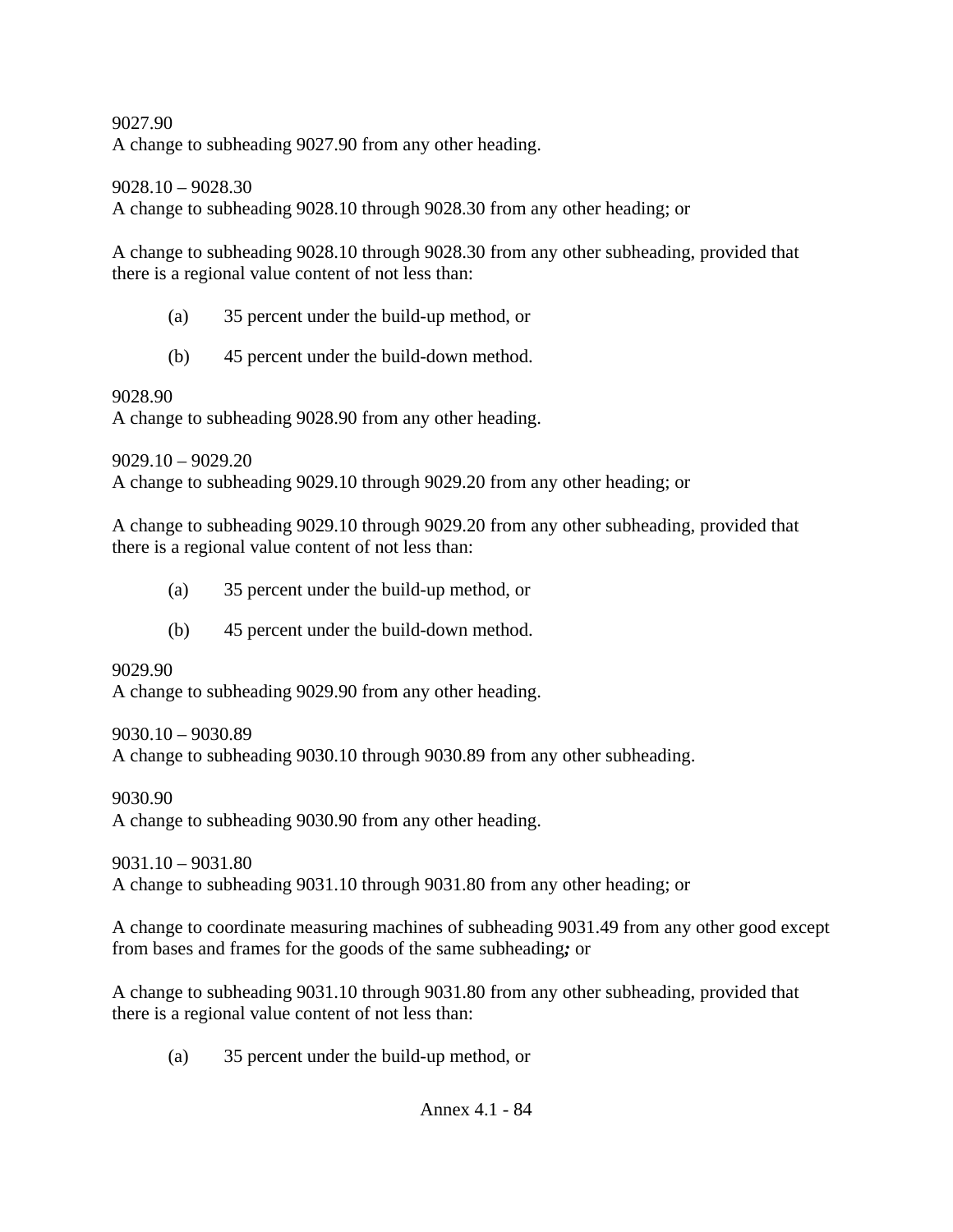9027.90
A change to subheading 9027.90 from any other heading.

9028.10 – 9028.30
A change to subheading 9028.10 through 9028.30 from any other heading; or

A change to subheading 9028.10 through 9028.30 from any other subheading, provided that there is a regional value content of not less than:

(a) 35 percent under the build-up method, or

(b) 45 percent under the build-down method.

9028.90
A change to subheading 9028.90 from any other heading.

9029.10 – 9029.20
A change to subheading 9029.10 through 9029.20 from any other heading; or

A change to subheading 9029.10 through 9029.20 from any other subheading, provided that there is a regional value content of not less than:

(a) 35 percent under the build-up method, or

(b) 45 percent under the build-down method.

9029.90
A change to subheading 9029.90 from any other heading.

9030.10 – 9030.89
A change to subheading 9030.10 through 9030.89 from any other subheading.

9030.90
A change to subheading 9030.90 from any other heading.

9031.10 – 9031.80
A change to subheading 9031.10 through 9031.80 from any other heading; or

A change to coordinate measuring machines of subheading 9031.49 from any other good except from bases and frames for the goods of the same subheading***;*** or

A change to subheading 9031.10 through 9031.80 from any other subheading, provided that there is a regional value content of not less than:

(a) 35 percent under the build-up method, or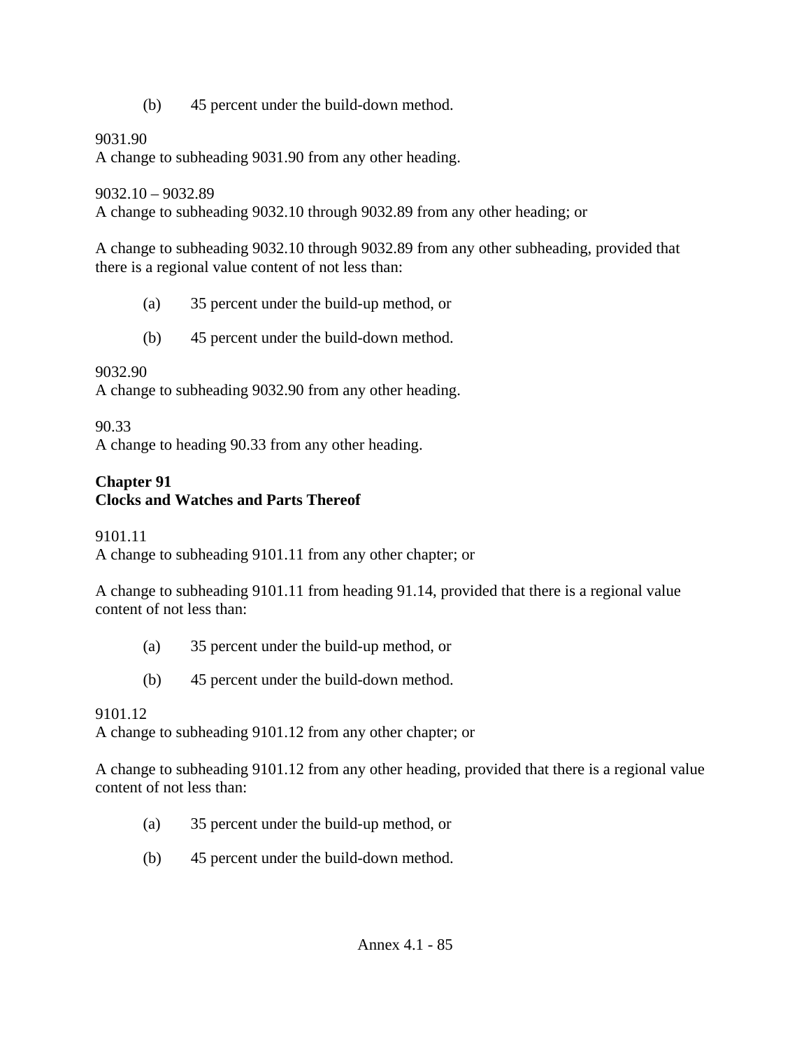(b) 45 percent under the build-down method.

9031.90
A change to subheading 9031.90 from any other heading.

9032.10 – 9032.89
A change to subheading 9032.10 through 9032.89 from any other heading; or

A change to subheading 9032.10 through 9032.89 from any other subheading, provided that there is a regional value content of not less than:

(a) 35 percent under the build-up method, or

(b) 45 percent under the build-down method.

9032.90
A change to subheading 9032.90 from any other heading.

90.33
A change to heading 90.33 from any other heading.

**Chapter 91**
**Clocks and Watches and Parts Thereof**

9101.11
A change to subheading 9101.11 from any other chapter; or

A change to subheading 9101.11 from heading 91.14, provided that there is a regional value content of not less than:

(a) 35 percent under the build-up method, or

(b) 45 percent under the build-down method.

9101.12
A change to subheading 9101.12 from any other chapter; or

A change to subheading 9101.12 from any other heading, provided that there is a regional value content of not less than:

(a) 35 percent under the build-up method, or

(b) 45 percent under the build-down method.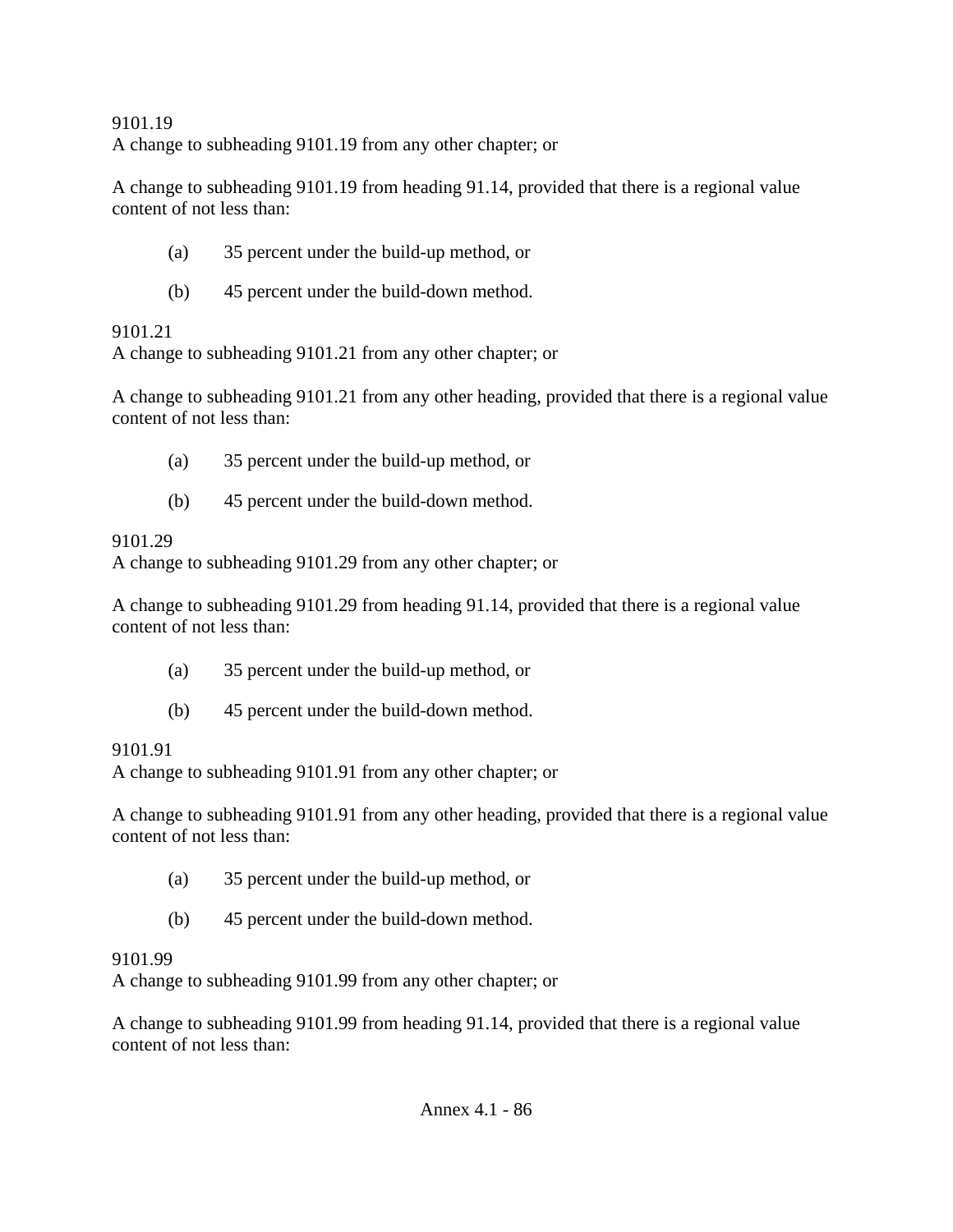9101.19
A change to subheading 9101.19 from any other chapter; or

A change to subheading 9101.19 from heading 91.14, provided that there is a regional value content of not less than:

(a) 35 percent under the build-up method, or

(b) 45 percent under the build-down method.

9101.21
A change to subheading 9101.21 from any other chapter; or

A change to subheading 9101.21 from any other heading, provided that there is a regional value content of not less than:

(a) 35 percent under the build-up method, or

(b) 45 percent under the build-down method.

9101.29
A change to subheading 9101.29 from any other chapter; or

A change to subheading 9101.29 from heading 91.14, provided that there is a regional value content of not less than:

(a) 35 percent under the build-up method, or

(b) 45 percent under the build-down method.

9101.91
A change to subheading 9101.91 from any other chapter; or

A change to subheading 9101.91 from any other heading, provided that there is a regional value content of not less than:

(a) 35 percent under the build-up method, or

(b) 45 percent under the build-down method.

9101.99
A change to subheading 9101.99 from any other chapter; or

A change to subheading 9101.99 from heading 91.14, provided that there is a regional value content of not less than: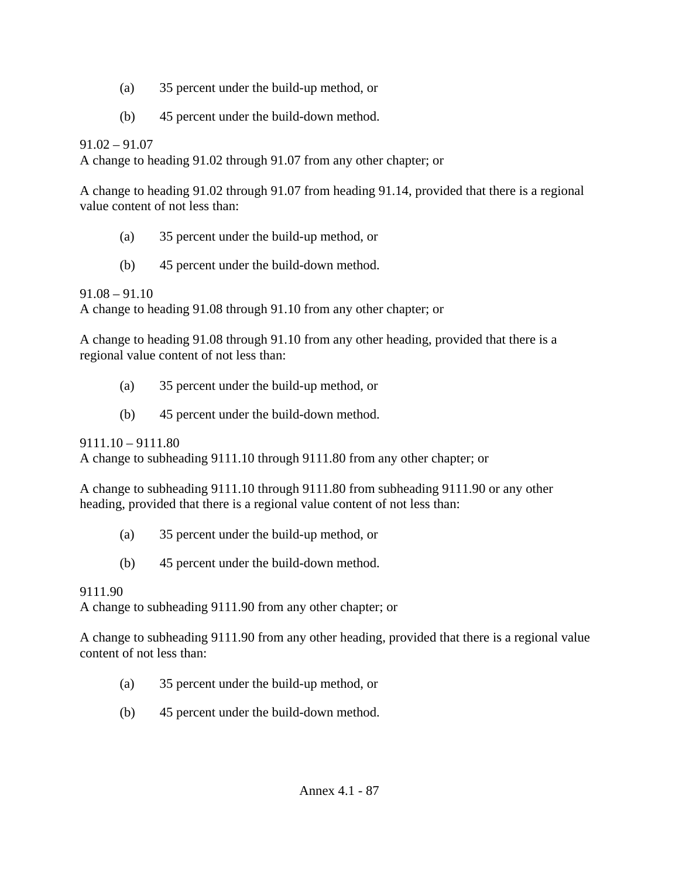(a) 35 percent under the build-up method, or

(b) 45 percent under the build-down method.

91.02 – 91.07
A change to heading 91.02 through 91.07 from any other chapter; or

A change to heading 91.02 through 91.07 from heading 91.14, provided that there is a regional value content of not less than:

(a) 35 percent under the build-up method, or

(b) 45 percent under the build-down method.

91.08 – 91.10
A change to heading 91.08 through 91.10 from any other chapter; or

A change to heading 91.08 through 91.10 from any other heading, provided that there is a regional value content of not less than:

(a) 35 percent under the build-up method, or

(b) 45 percent under the build-down method.

9111.10 – 9111.80
A change to subheading 9111.10 through 9111.80 from any other chapter; or

A change to subheading 9111.10 through 9111.80 from subheading 9111.90 or any other heading, provided that there is a regional value content of not less than:

(a) 35 percent under the build-up method, or

(b) 45 percent under the build-down method.

9111.90
A change to subheading 9111.90 from any other chapter; or

A change to subheading 9111.90 from any other heading, provided that there is a regional value content of not less than:

(a) 35 percent under the build-up method, or

(b) 45 percent under the build-down method.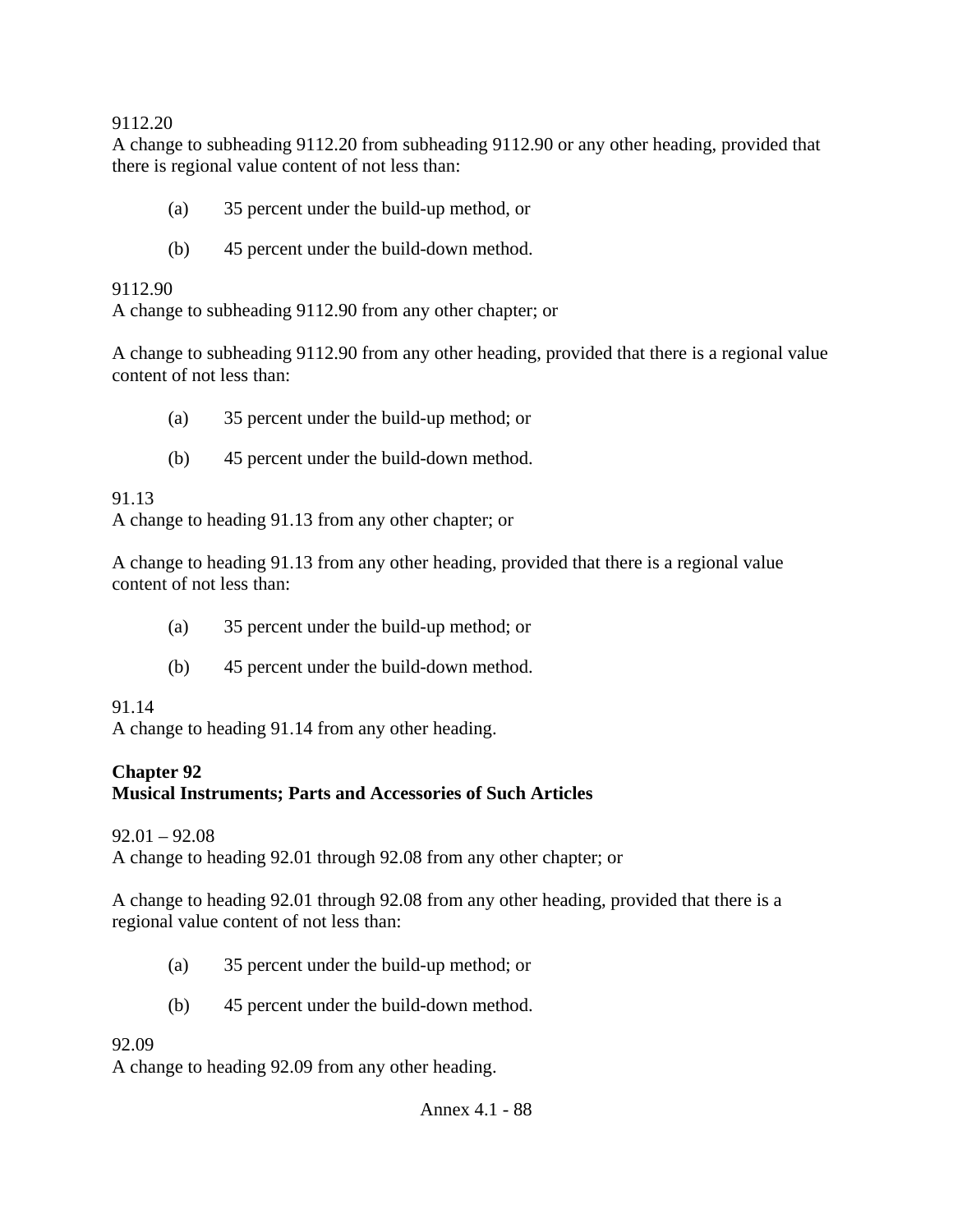9112.20
A change to subheading 9112.20 from subheading 9112.90 or any other heading, provided that there is regional value content of not less than:

(a) 35 percent under the build-up method, or

(b) 45 percent under the build-down method.

9112.90
A change to subheading 9112.90 from any other chapter; or

A change to subheading 9112.90 from any other heading, provided that there is a regional value content of not less than:

(a) 35 percent under the build-up method; or

(b) 45 percent under the build-down method.

91.13
A change to heading 91.13 from any other chapter; or

A change to heading 91.13 from any other heading, provided that there is a regional value content of not less than:

(a) 35 percent under the build-up method; or

(b) 45 percent under the build-down method.

91.14
A change to heading 91.14 from any other heading.

**Chapter 92**
**Musical Instruments; Parts and Accessories of Such Articles**

92.01 – 92.08
A change to heading 92.01 through 92.08 from any other chapter; or

A change to heading 92.01 through 92.08 from any other heading, provided that there is a regional value content of not less than:

(a) 35 percent under the build-up method; or

(b) 45 percent under the build-down method.

92.09
A change to heading 92.09 from any other heading.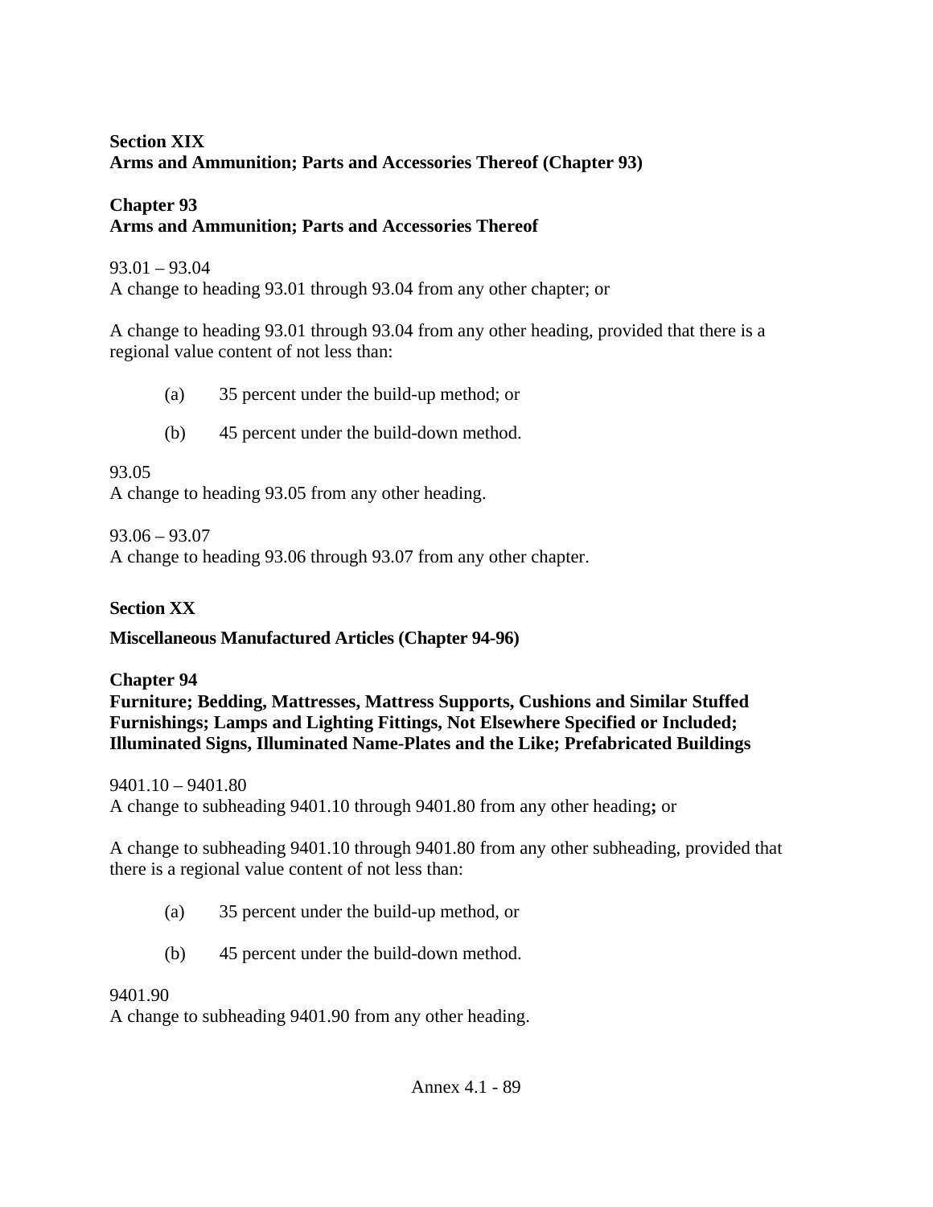**Section XIX**
**Arms and Ammunition; Parts and Accessories Thereof (Chapter 93)**

**Chapter 93**
**Arms and Ammunition; Parts and Accessories Thereof**

93.01 – 93.04
A change to heading 93.01 through 93.04 from any other chapter; or

A change to heading 93.01 through 93.04 from any other heading, provided that there is a regional value content of not less than:

(a) 35 percent under the build-up method; or

(b) 45 percent under the build-down method.

93.05
A change to heading 93.05 from any other heading.

93.06 – 93.07
A change to heading 93.06 through 93.07 from any other chapter.

**Section XX**

**Miscellaneous Manufactured Articles (Chapter 94-96)**

**Chapter 94**
**Furniture; Bedding, Mattresses, Mattress Supports, Cushions and Similar Stuffed Furnishings; Lamps and Lighting Fittings, Not Elsewhere Specified or Included; Illuminated Signs, Illuminated Name-Plates and the Like; Prefabricated Buildings**

9401.10 – 9401.80
A change to subheading 9401.10 through 9401.80 from any other heading**;** or

A change to subheading 9401.10 through 9401.80 from any other subheading, provided that there is a regional value content of not less than:

(a) 35 percent under the build-up method, or

(b) 45 percent under the build-down method.

9401.90
A change to subheading 9401.90 from any other heading.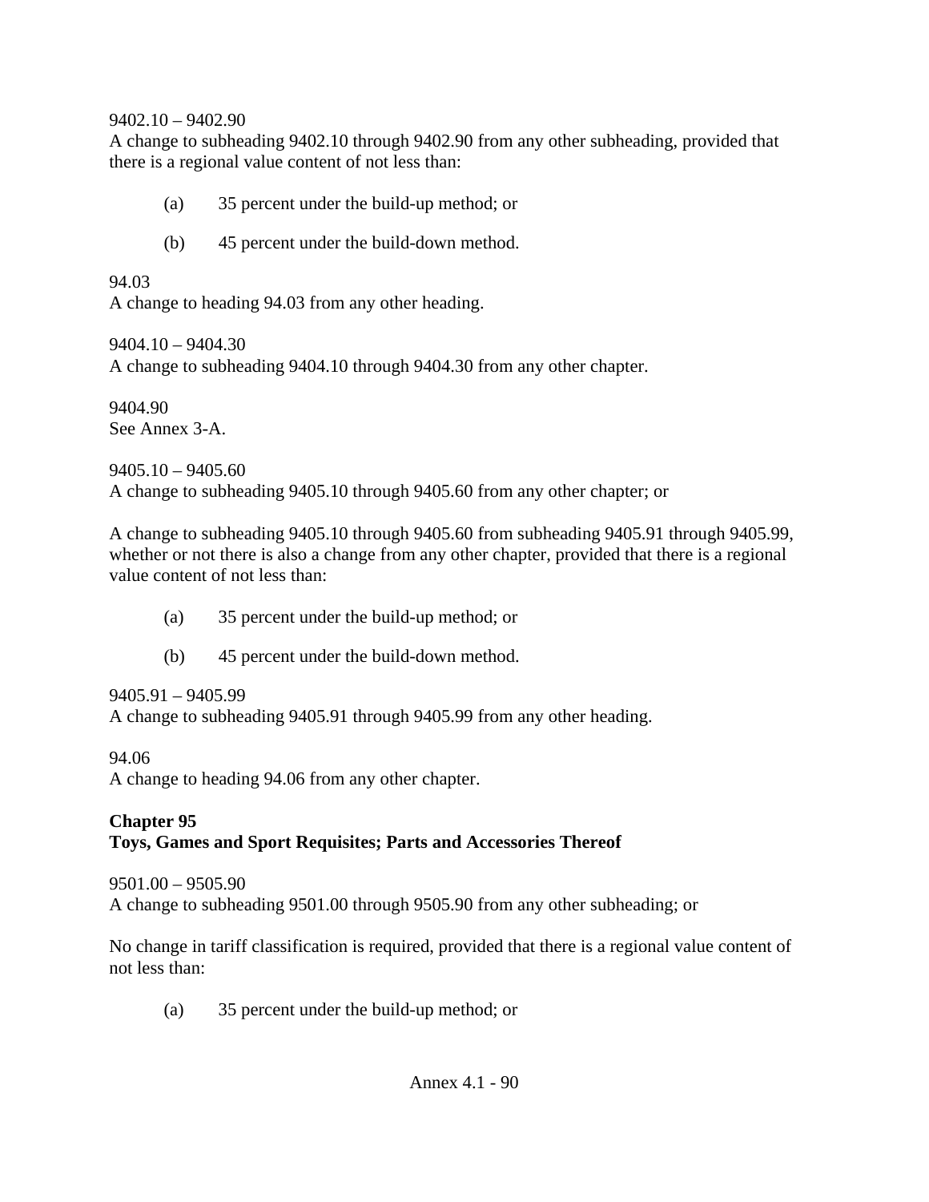9402.10 – 9402.90
A change to subheading 9402.10 through 9402.90 from any other subheading, provided that there is a regional value content of not less than:

(a) 35 percent under the build-up method; or

(b) 45 percent under the build-down method.

94.03
A change to heading 94.03 from any other heading.

9404.10 – 9404.30
A change to subheading 9404.10 through 9404.30 from any other chapter.

9404.90
See Annex 3-A.

9405.10 – 9405.60
A change to subheading 9405.10 through 9405.60 from any other chapter; or

A change to subheading 9405.10 through 9405.60 from subheading 9405.91 through 9405.99, whether or not there is also a change from any other chapter, provided that there is a regional value content of not less than:

(a) 35 percent under the build-up method; or

(b) 45 percent under the build-down method.

9405.91 – 9405.99
A change to subheading 9405.91 through 9405.99 from any other heading.

94.06
A change to heading 94.06 from any other chapter.

**Chapter 95**
**Toys, Games and Sport Requisites; Parts and Accessories Thereof**

9501.00 – 9505.90
A change to subheading 9501.00 through 9505.90 from any other subheading; or

No change in tariff classification is required, provided that there is a regional value content of not less than:

(a) 35 percent under the build-up method; or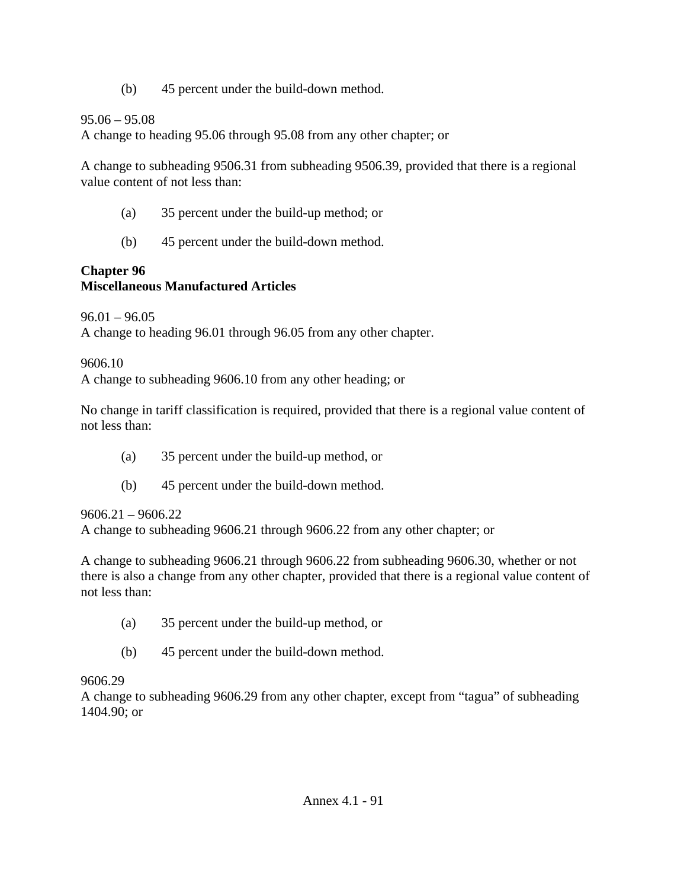(b) 45 percent under the build-down method.

95.06 – 95.08
A change to heading 95.06 through 95.08 from any other chapter; or

A change to subheading 9506.31 from subheading 9506.39, provided that there is a regional value content of not less than:

(a) 35 percent under the build-up method; or

(b) 45 percent under the build-down method.

**Chapter 96**
**Miscellaneous Manufactured Articles**

96.01 – 96.05
A change to heading 96.01 through 96.05 from any other chapter.

9606.10
A change to subheading 9606.10 from any other heading; or

No change in tariff classification is required, provided that there is a regional value content of not less than:

(a) 35 percent under the build-up method, or

(b) 45 percent under the build-down method.

9606.21 – 9606.22
A change to subheading 9606.21 through 9606.22 from any other chapter; or

A change to subheading 9606.21 through 9606.22 from subheading 9606.30, whether or not there is also a change from any other chapter, provided that there is a regional value content of not less than:

(a) 35 percent under the build-up method, or

(b) 45 percent under the build-down method.

9606.29
A change to subheading 9606.29 from any other chapter, except from "tagua" of subheading 1404.90; or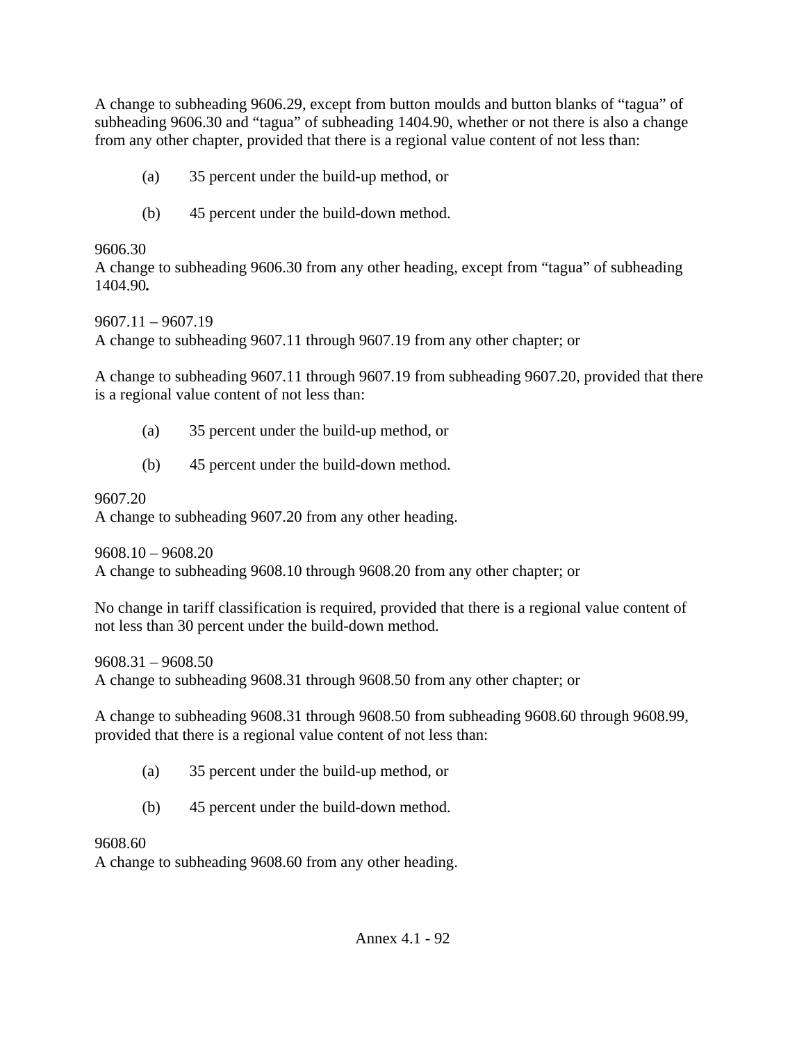A change to subheading 9606.29, except from button moulds and button blanks of “tagua” of subheading 9606.30 and “tagua” of subheading 1404.90, whether or not there is also a change from any other chapter, provided that there is a regional value content of not less than:

(a) 35 percent under the build-up method, or

(b) 45 percent under the build-down method.

9606.30
A change to subheading 9606.30 from any other heading, except from “tagua” of subheading 1404.90**.**

9607.11 – 9607.19
A change to subheading 9607.11 through 9607.19 from any other chapter; or

A change to subheading 9607.11 through 9607.19 from subheading 9607.20, provided that there is a regional value content of not less than:

(a) 35 percent under the build-up method, or

(b) 45 percent under the build-down method.

9607.20
A change to subheading 9607.20 from any other heading.

9608.10 – 9608.20
A change to subheading 9608.10 through 9608.20 from any other chapter; or

No change in tariff classification is required, provided that there is a regional value content of not less than 30 percent under the build-down method.

9608.31 – 9608.50
A change to subheading 9608.31 through 9608.50 from any other chapter; or

A change to subheading 9608.31 through 9608.50 from subheading 9608.60 through 9608.99, provided that there is a regional value content of not less than:

(a) 35 percent under the build-up method, or

(b) 45 percent under the build-down method.

9608.60
A change to subheading 9608.60 from any other heading.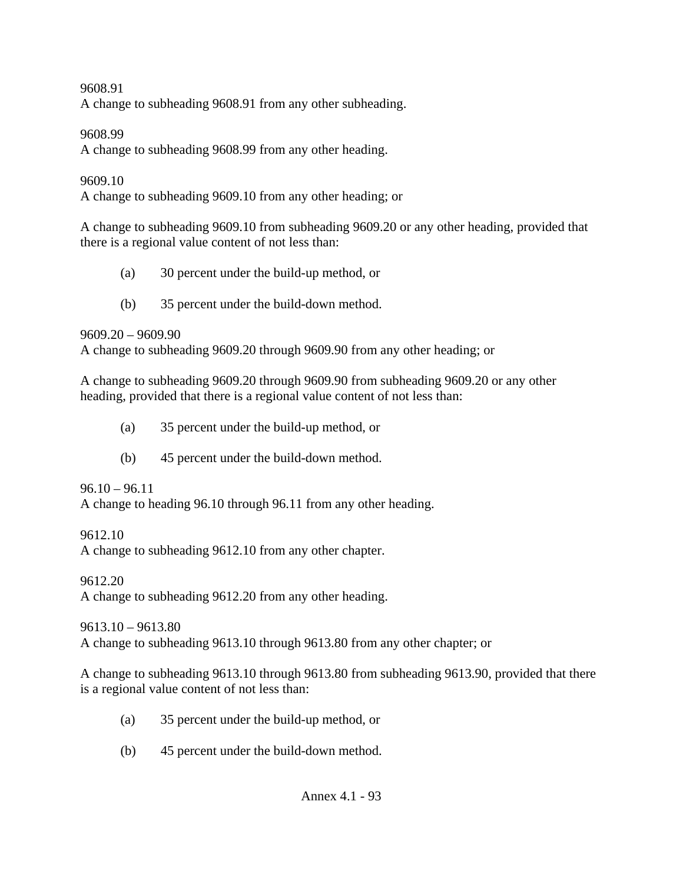9608.91
A change to subheading 9608.91 from any other subheading.

9608.99
A change to subheading 9608.99 from any other heading.

9609.10
A change to subheading 9609.10 from any other heading; or

A change to subheading 9609.10 from subheading 9609.20 or any other heading, provided that there is a regional value content of not less than:

(a) 30 percent under the build-up method, or

(b) 35 percent under the build-down method.

9609.20 – 9609.90
A change to subheading 9609.20 through 9609.90 from any other heading; or

A change to subheading 9609.20 through 9609.90 from subheading 9609.20 or any other heading, provided that there is a regional value content of not less than:

(a) 35 percent under the build-up method, or

(b) 45 percent under the build-down method.

96.10 – 96.11
A change to heading 96.10 through 96.11 from any other heading.

9612.10
A change to subheading 9612.10 from any other chapter.

9612.20
A change to subheading 9612.20 from any other heading.

9613.10 – 9613.80
A change to subheading 9613.10 through 9613.80 from any other chapter; or

A change to subheading 9613.10 through 9613.80 from subheading 9613.90, provided that there is a regional value content of not less than:

(a) 35 percent under the build-up method, or

(b) 45 percent under the build-down method.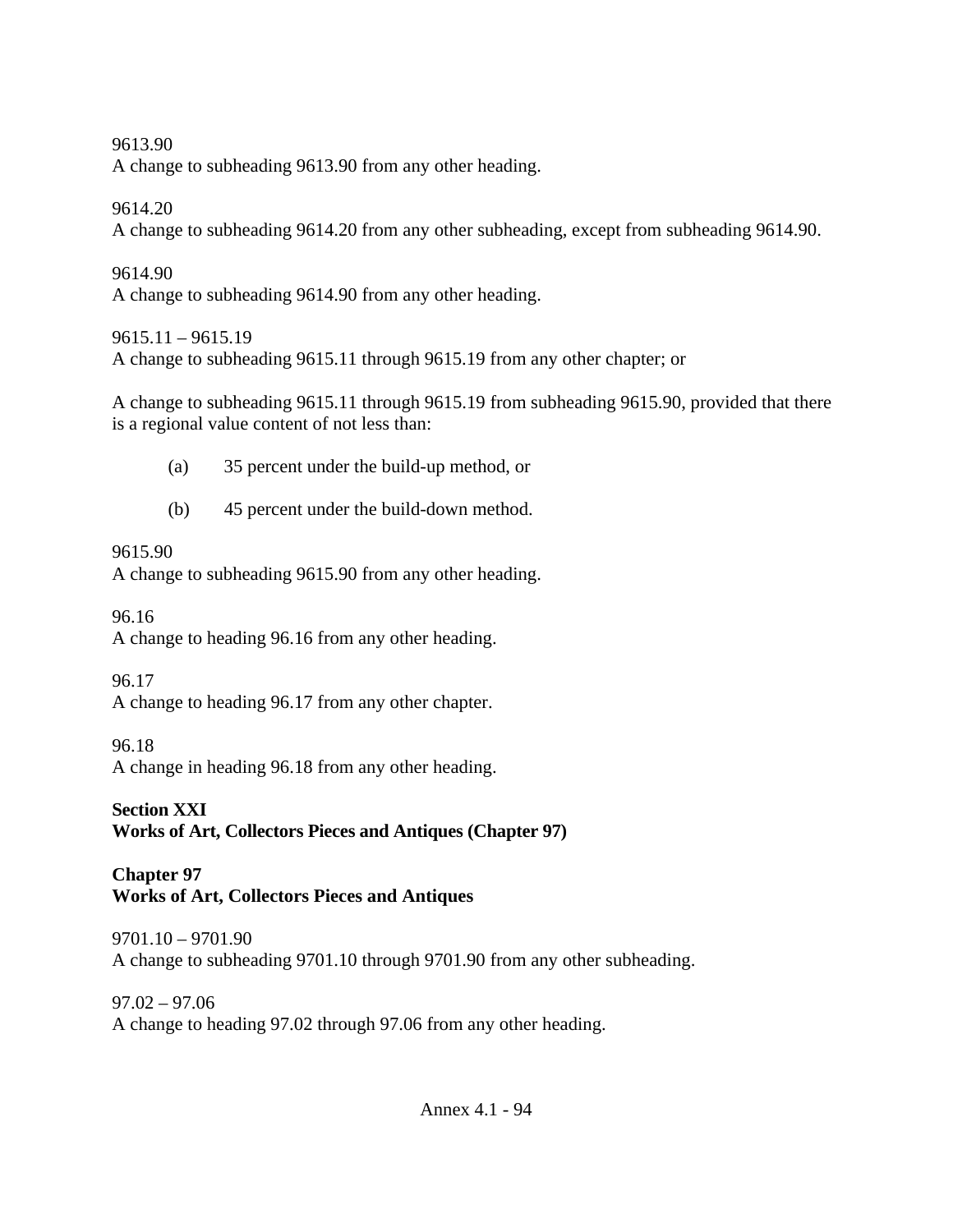9613.90
A change to subheading 9613.90 from any other heading.

9614.20
A change to subheading 9614.20 from any other subheading, except from subheading 9614.90.

9614.90
A change to subheading 9614.90 from any other heading.

9615.11 – 9615.19
A change to subheading 9615.11 through 9615.19 from any other chapter; or

A change to subheading 9615.11 through 9615.19 from subheading 9615.90, provided that there is a regional value content of not less than:

(a) 35 percent under the build-up method, or

(b) 45 percent under the build-down method.

9615.90
A change to subheading 9615.90 from any other heading.

96.16
A change to heading 96.16 from any other heading.

96.17
A change to heading 96.17 from any other chapter.

96.18
A change in heading 96.18 from any other heading.

**Section XXI**
**Works of Art, Collectors Pieces and Antiques (Chapter 97)**

**Chapter 97**
**Works of Art, Collectors Pieces and Antiques**

9701.10 – 9701.90
A change to subheading 9701.10 through 9701.90 from any other subheading.

97.02 – 97.06
A change to heading 97.02 through 97.06 from any other heading.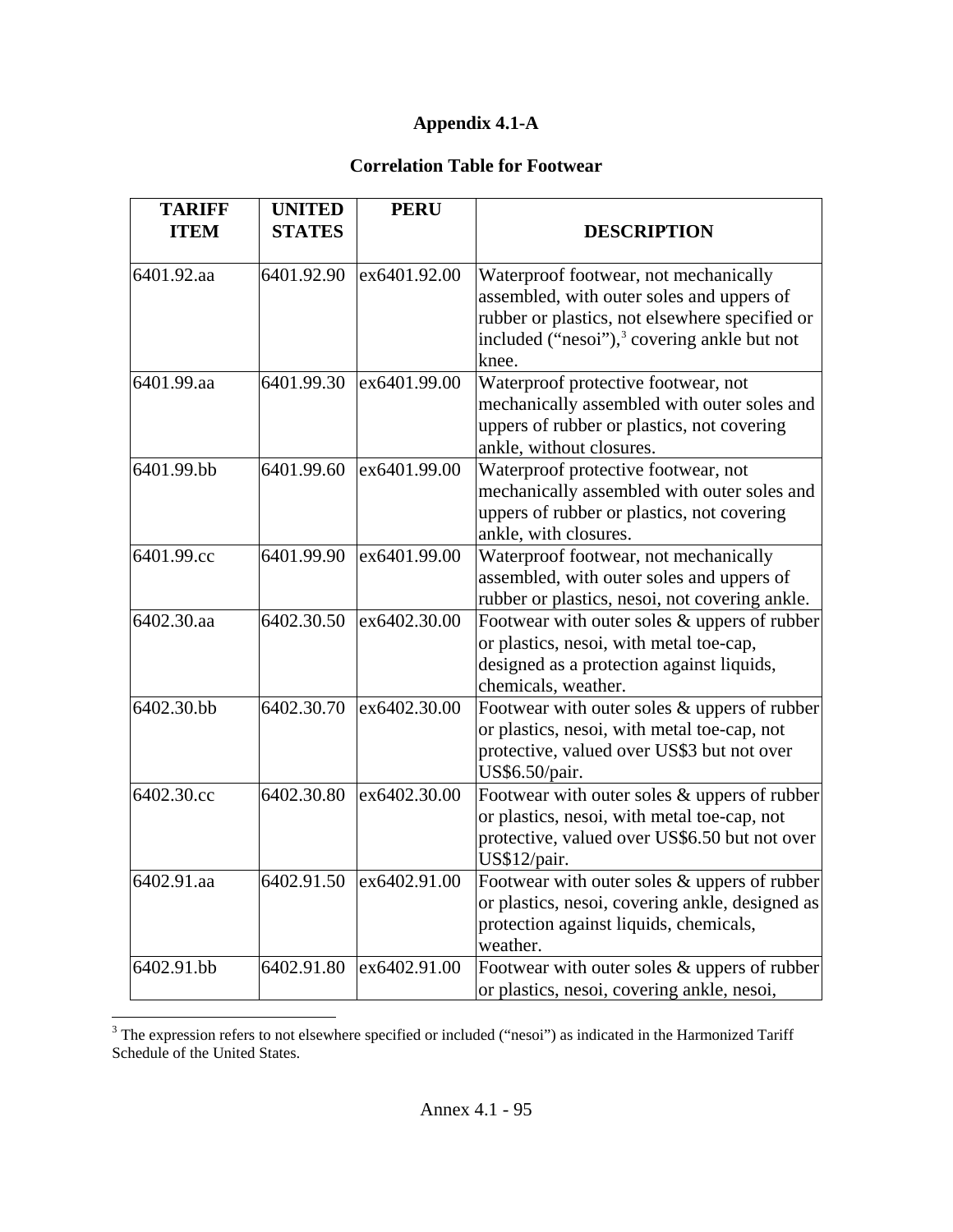## Appendix 4.1-A

### Correlation Table for Footwear

| TARIFF ITEM | UNITED STATES | PERU | DESCRIPTION |
|---|---|---|---|
| 6401.92.aa | 6401.92.90 | ex6401.92.00 | Waterproof footwear, not mechanically assembled, with outer soles and uppers of rubber or plastics, not elsewhere specified or included ("nesoi"),[3] covering ankle but not knee. |
| 6401.99.aa | 6401.99.30 | ex6401.99.00 | Waterproof protective footwear, not mechanically assembled with outer soles and uppers of rubber or plastics, not covering ankle, without closures. |
| 6401.99.bb | 6401.99.60 | ex6401.99.00 | Waterproof protective footwear, not mechanically assembled with outer soles and uppers of rubber or plastics, not covering ankle, with closures. |
| 6401.99.cc | 6401.99.90 | ex6401.99.00 | Waterproof footwear, not mechanically assembled, with outer soles and uppers of rubber or plastics, nesoi, not covering ankle. |
| 6402.30.aa | 6402.30.50 | ex6402.30.00 | Footwear with outer soles & uppers of rubber or plastics, nesoi, with metal toe-cap, designed as a protection against liquids, chemicals, weather. |
| 6402.30.bb | 6402.30.70 | ex6402.30.00 | Footwear with outer soles & uppers of rubber or plastics, nesoi, with metal toe-cap, not protective, valued over US$3 but not over US$6.50/pair. |
| 6402.30.cc | 6402.30.80 | ex6402.30.00 | Footwear with outer soles & uppers of rubber or plastics, nesoi, with metal toe-cap, not protective, valued over US$6.50 but not over US$12/pair. |
| 6402.91.aa | 6402.91.50 | ex6402.91.00 | Footwear with outer soles & uppers of rubber or plastics, nesoi, covering ankle, designed as protection against liquids, chemicals, weather. |
| 6402.91.bb | 6402.91.80 | ex6402.91.00 | Footwear with outer soles & uppers of rubber or plastics, nesoi, covering ankle, nesoi, |

[3] The expression refers to not elsewhere specified or included ("nesoi") as indicated in the Harmonized Tariff Schedule of the United States.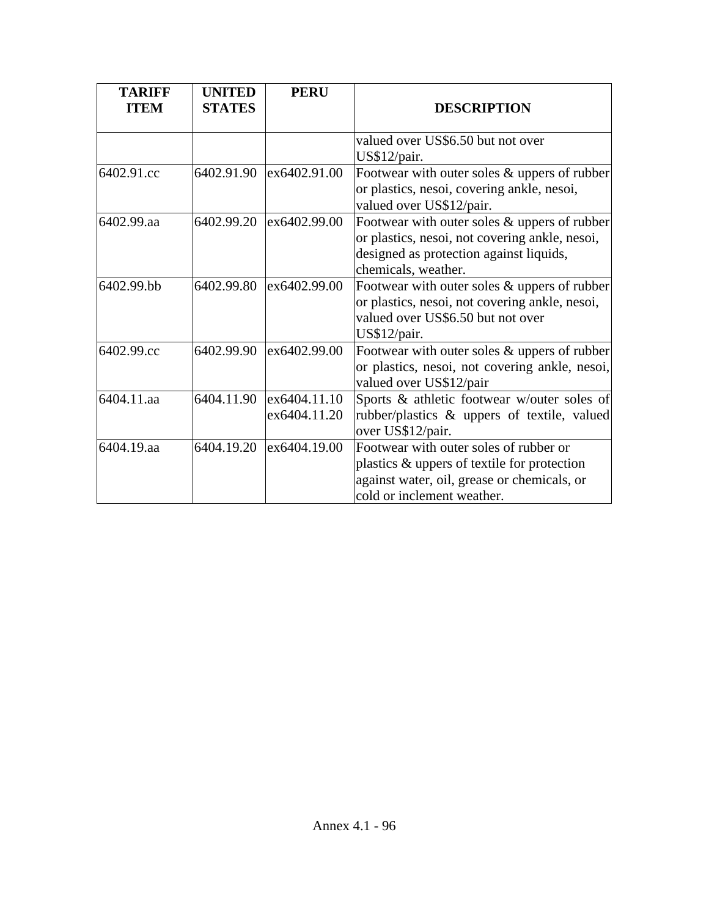| TARIFF ITEM | UNITED STATES | PERU | DESCRIPTION |
| --- | --- | --- | --- |
| | | | valued over US$6.50 but not over US$12/pair. |
| 6402.91.cc | 6402.91.90 | ex6402.91.00 | Footwear with outer soles & uppers of rubber or plastics, nesoi, covering ankle, nesoi, valued over US$12/pair. |
| 6402.99.aa | 6402.99.20 | ex6402.99.00 | Footwear with outer soles & uppers of rubber or plastics, nesoi, not covering ankle, nesoi, designed as protection against liquids, chemicals, weather. |
| 6402.99.bb | 6402.99.80 | ex6402.99.00 | Footwear with outer soles & uppers of rubber or plastics, nesoi, not covering ankle, nesoi, valued over US$6.50 but not over US$12/pair. |
| 6402.99.cc | 6402.99.90 | ex6402.99.00 | Footwear with outer soles & uppers of rubber or plastics, nesoi, not covering ankle, nesoi, valued over US$12/pair |
| 6404.11.aa | 6404.11.90 | ex6404.11.10 ex6404.11.20 | Sports & athletic footwear w/outer soles of rubber/plastics & uppers of textile, valued over US$12/pair. |
| 6404.19.aa | 6404.19.20 | ex6404.19.00 | Footwear with outer soles of rubber or plastics & uppers of textile for protection against water, oil, grease or chemicals, or cold or inclement weather. |